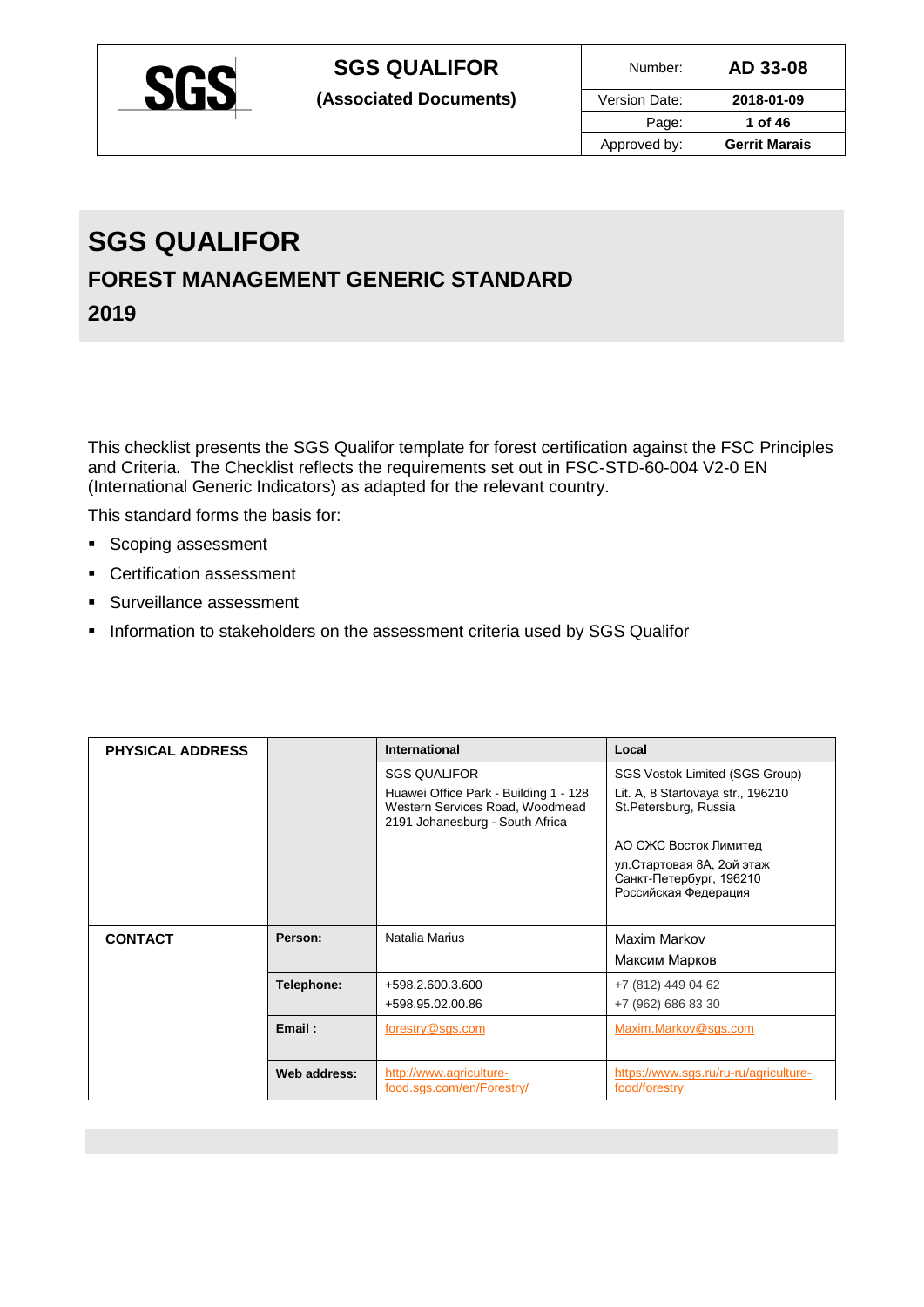| SGS | SGS QUALIFOR (Associated Documents) | Number: | AD 33-08 |
|---|---|---|---|
| | | Version Date: | 2018-01-09 |
| | | Approved by: | Gerrit Marais |

# SGS QUALIFOR

## FOREST MANAGEMENT GENERIC STANDARD

## 2019

This checklist presents the SGS Qualifor template for forest certification against the FSC Principles and Criteria. The Checklist reflects the requirements set out in FSC-STD-60-004 V2-0 EN (International Generic Indicators) as adapted for the relevant country.

This standard forms the basis for:

- Scoping assessment
- Certification assessment
- Surveillance assessment
- Information to stakeholders on the assessment criteria used by SGS Qualifor

| | | International | Local |
|---|---|---|---|
| **PHYSICAL ADDRESS** | | SGS QUALIFOR<br>Huawei Office Park - Building 1 - 128 Western Services Road, Woodmead 2191 Johanesburg - South Africa | SGS Vostok Limited (SGS Group)<br>Lit. A, 8 Startovaya str., 196210 St.Petersburg, Russia<br><br>АО СЖС Восток Лимитед<br>ул.Стартовая 8А, 2ой этаж Санкт-Петербург, 196210 Российская Федерация |
| **CONTACT** | **Person:** | Natalia Marius | Maxim Markov<br>Максим Марков |
| | **Telephone:** | +598.2.600.3.600<br>+598.95.02.00.86 | +7 (812) 449 04 62<br>+7 (962) 686 83 30 |
| | **Email :** | forestry@sgs.com | Maxim.Markov@sgs.com |
| | **Web address:** | http://www.agriculture-food.sgs.com/en/Forestry/ | https://www.sgs.ru/ru-ru/agriculture-food/forestry |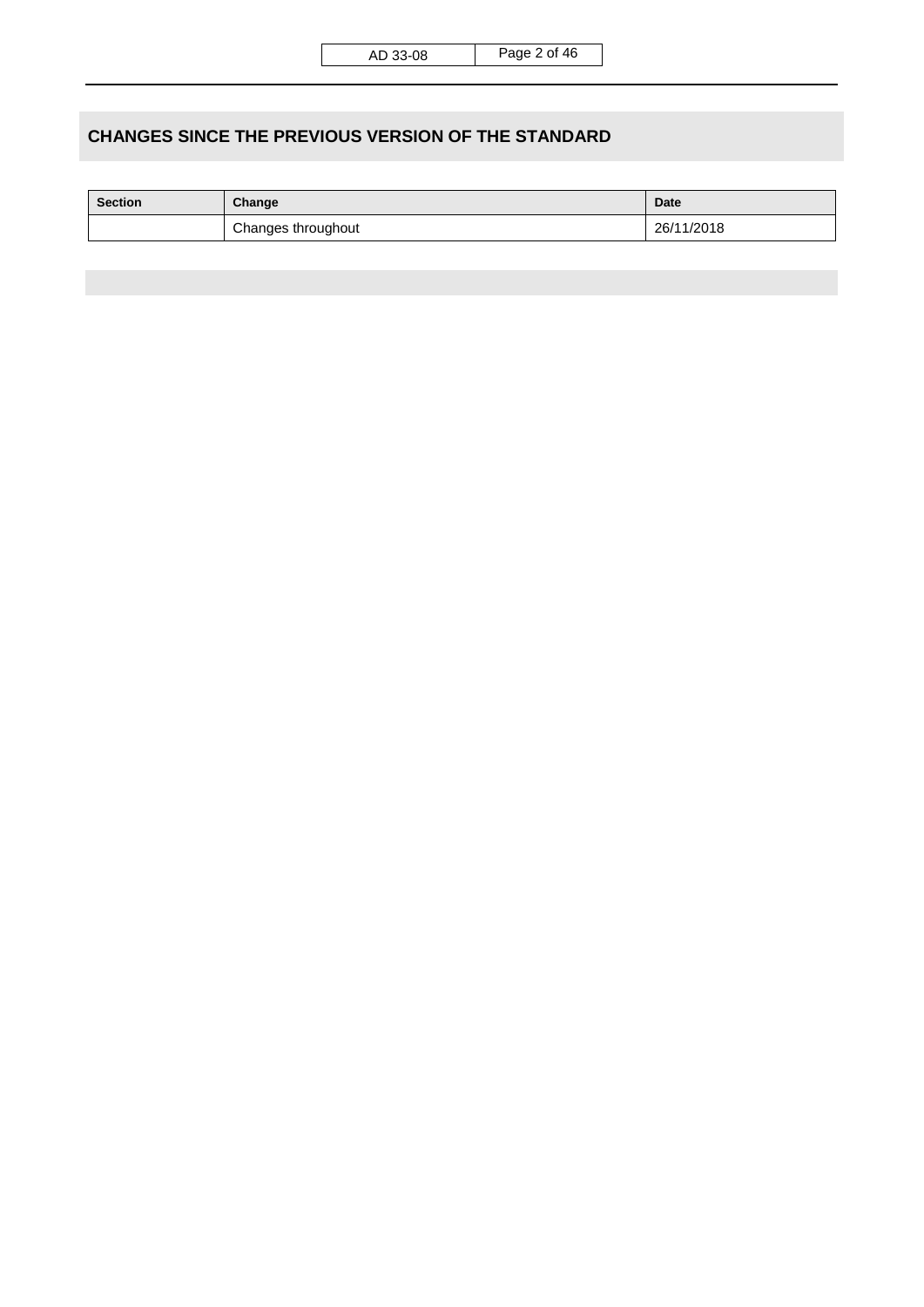## CHANGES SINCE THE PREVIOUS VERSION OF THE STANDARD

| Section | Change | Date |
|---|---|---|
| | Changes throughout | 26/11/2018 |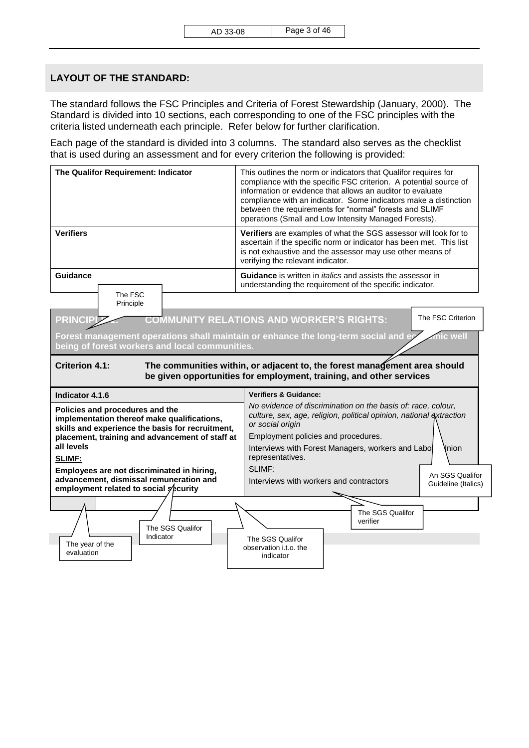## LAYOUT OF THE STANDARD:

The standard follows the FSC Principles and Criteria of Forest Stewardship (January, 2000). The Standard is divided into 10 sections, each corresponding to one of the FSC principles with the criteria listed underneath each principle. Refer below for further clarification.

Each page of the standard is divided into 3 columns. The standard also serves as the checklist that is used during an assessment and for every criterion the following is provided:

| | |
|---|---|
| **The Qualifor Requirement: Indicator** | This outlines the norm or indicators that Qualifor requires for compliance with the specific FSC criterion. A potential source of information or evidence that allows an auditor to evaluate compliance with an indicator. Some indicators make a distinction between the requirements for "normal" forests and SLIMF operations (Small and Low Intensity Managed Forests). |
| **Verifiers** | **Verifiers** are examples of what the SGS assessor will look for to ascertain if the specific norm or indicator has been met. This list is not exhaustive and the assessor may use other means of verifying the relevant indicator. |
| **Guidance** | **Guidance** is written in *italics* and assists the assessor in understanding the requirement of the specific indicator. |

The FSC Principle

**PRINCIPLE 4: COMMUNITY RELATIONS AND WORKER'S RIGHTS:**

The FSC Criterion

**Forest management operations shall maintain or enhance the long-term social and economic well being of forest workers and local communities.**

**Criterion 4.1: The communities within, or adjacent to, the forest management area should be given opportunities for employment, training, and other services**

| **Indicator 4.1.6** | **Verifiers & Guidance:** |
|---|---|
| **Policies and procedures and the implementation thereof make qualifications, skills and experience the basis for recruitment, placement, training and advancement of staff at all levels**<br>**SLIMF:**<br>**Employees are not discriminated in hiring, advancement, dismissal remuneration and employment related to social security** | *No evidence of discrimination on the basis of: race, colour, culture, sex, age, religion, political opinion, national extraction or social origin*<br>Employment policies and procedures.<br>Interviews with Forest Managers, workers and Labour Union representatives.<br>SLIMF:<br>Interviews with workers and contractors |

An SGS Qualifor Guideline (Italics)

The SGS Qualifor verifier

The SGS Qualifor Indicator

The year of the evaluation

The SGS Qualifor observation i.t.o. the indicator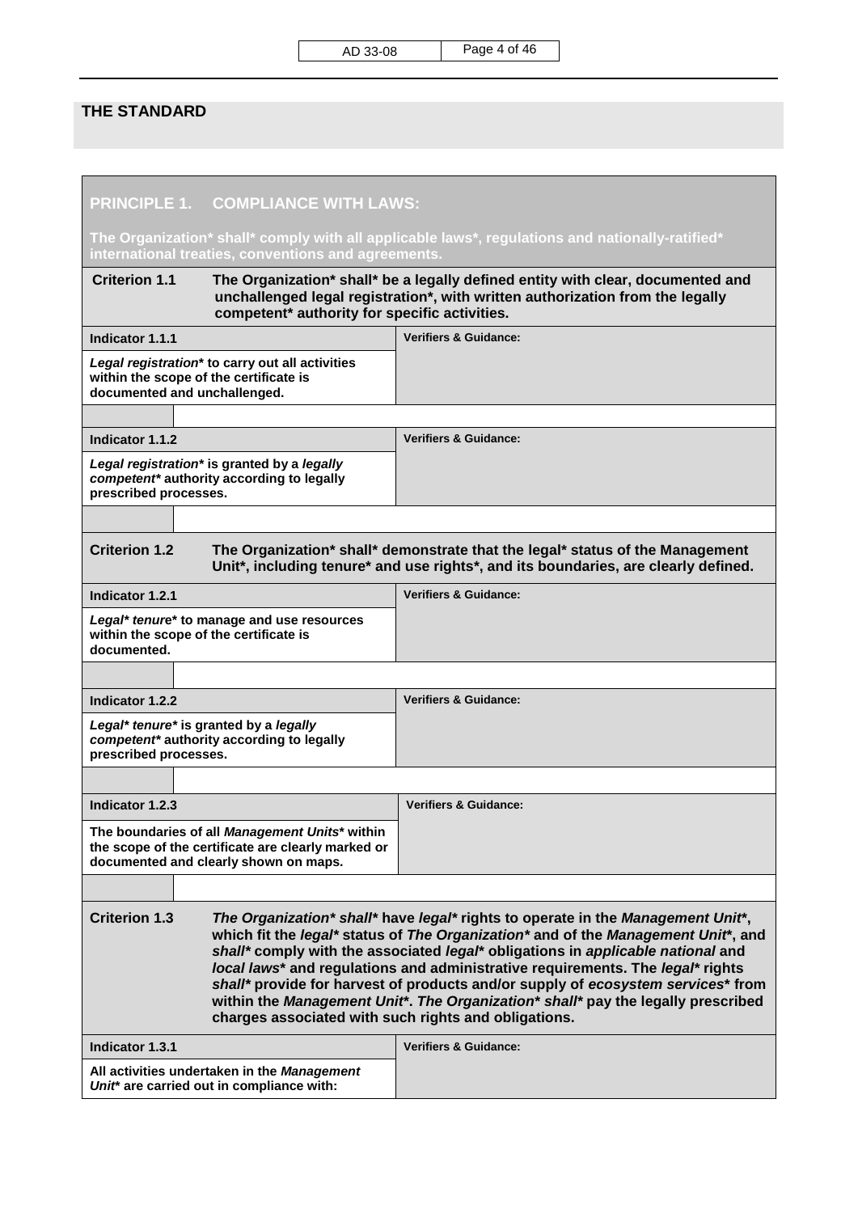## THE STANDARD

| | |
|---|---|
| **PRINCIPLE 1. COMPLIANCE WITH LAWS:** | |
| **The Organization* shall* comply with all applicable laws*, regulations and nationally-ratified* international treaties, conventions and agreements.** | |
| **Criterion 1.1** | **The Organization* shall* be a legally defined entity with clear, documented and unchallenged legal registration*, with written authorization from the legally competent* authority for specific activities.** |
| **Indicator 1.1.1** | **Verifiers & Guidance:** |
| ***Legal registration** to carry out all activities within the scope of the certificate is documented and unchallenged.** | |
| | |
| **Indicator 1.1.2** | **Verifiers & Guidance:** |
| ***Legal registration** is granted by a *legally competent** authority according to legally prescribed processes.** | |
| | |
| **Criterion 1.2** | **The Organization* shall* demonstrate that the legal* status of the Management Unit*, including tenure* and use rights*, and its boundaries, are clearly defined.** |
| **Indicator 1.2.1** | **Verifiers & Guidance:** |
| ***Legal* tenure** to manage and use resources within the scope of the certificate is documented.** | |
| | |
| **Indicator 1.2.2** | **Verifiers & Guidance:** |
| ***Legal* tenure** is granted by a *legally competent** authority according to legally prescribed processes.** | |
| | |
| **Indicator 1.2.3** | **Verifiers & Guidance:** |
| **The boundaries of all *Management Units** within the scope of the certificate are clearly marked or documented and clearly shown on maps.** | |
| | |
| **Criterion 1.3** | ***The Organization* shall** have *legal** rights to operate in the *Management Unit**, which fit the *legal** status of *The Organization** and of the *Management Unit**, and *shall** comply with the associated *legal** obligations in *applicable national* and *local laws** and regulations and administrative requirements. The *legal** rights *shall** provide for harvest of products and/or supply of *ecosystem services** from within the *Management Unit**. *The Organization* shall** pay the legally prescribed charges associated with such rights and obligations.** |
| **Indicator 1.3.1** | **Verifiers & Guidance:** |
| **All activities undertaken in the *Management Unit** are carried out in compliance with:** | |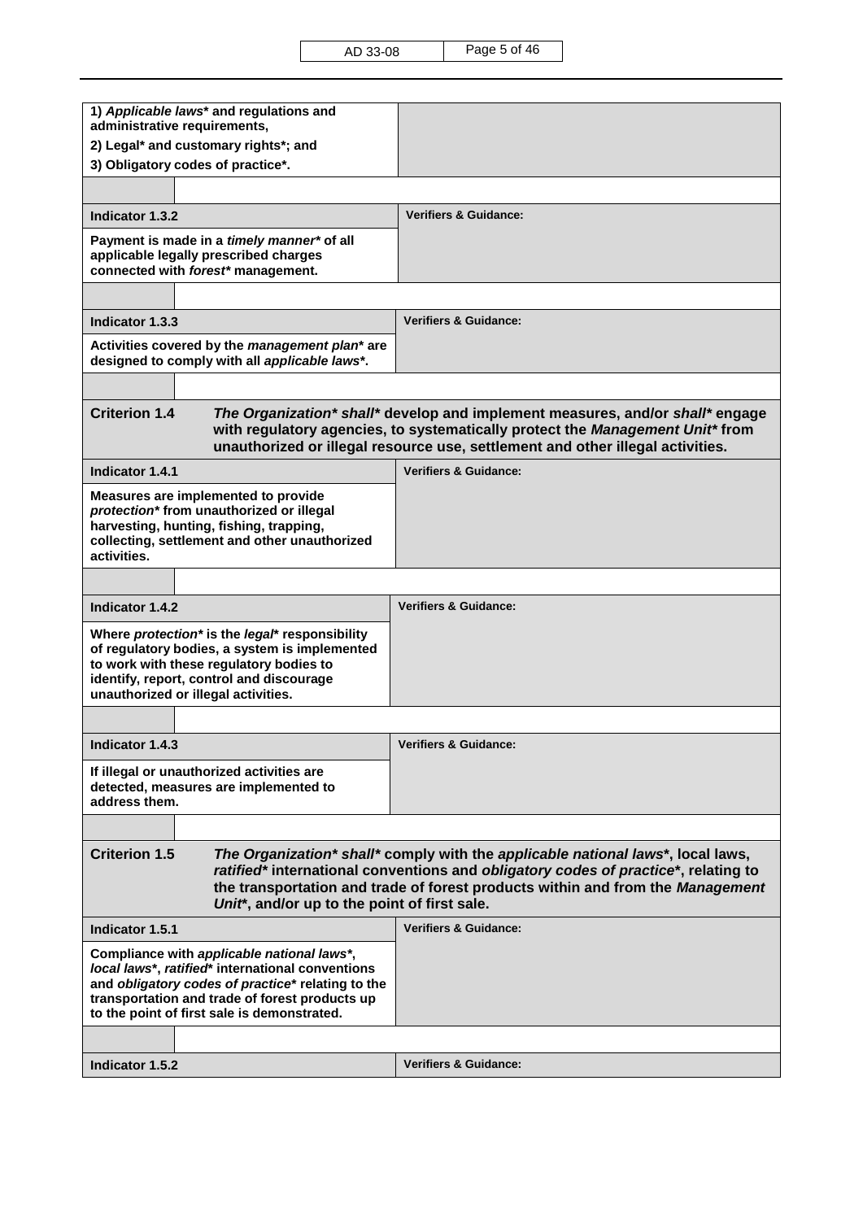| | |
|---|---|
| **1) *Applicable laws** and regulations and administrative requirements,** **2) Legal* and customary rights*; and** **3) Obligatory codes of practice*.** | |
| | |
| **Indicator 1.3.2** | **Verifiers & Guidance:** |
| **Payment is made in a *timely manner** of all applicable legally prescribed charges connected with *forest** management.** | |
| | |
| **Indicator 1.3.3** | **Verifiers & Guidance:** |
| **Activities covered by the *management plan** are designed to comply with all *applicable laws**.** | |
| | |
| **Criterion 1.4** ***The Organization** *shall** develop and implement measures, and/or *shall** engage with regulatory agencies, to systematically protect the *Management Unit** from unauthorized or illegal resource use, settlement and other illegal activities.** | |
| **Indicator 1.4.1** | **Verifiers & Guidance:** |
| **Measures are implemented to provide *protection** from unauthorized or illegal harvesting, hunting, fishing, trapping, collecting, settlement and other unauthorized activities.** | |
| | |
| **Indicator 1.4.2** | **Verifiers & Guidance:** |
| **Where *protection** is the *legal** responsibility of regulatory bodies, a system is implemented to work with these regulatory bodies to identify, report, control and discourage unauthorized or illegal activities.** | |
| | |
| **Indicator 1.4.3** | **Verifiers & Guidance:** |
| **If illegal or unauthorized activities are detected, measures are implemented to address them.** | |
| | |
| **Criterion 1.5** ***The Organization** *shall** comply with the *applicable national laws**, local laws, *ratified** international conventions and *obligatory codes of practice**, relating to the transportation and trade of forest products within and from the *Management Unit**, and/or up to the point of first sale.** | |
| **Indicator 1.5.1** | **Verifiers & Guidance:** |
| **Compliance with *applicable national laws**, *local laws**, *ratified** international conventions and *obligatory codes of practice** relating to the transportation and trade of forest products up to the point of first sale is demonstrated.** | |
| | |
| **Indicator 1.5.2** | **Verifiers & Guidance:** |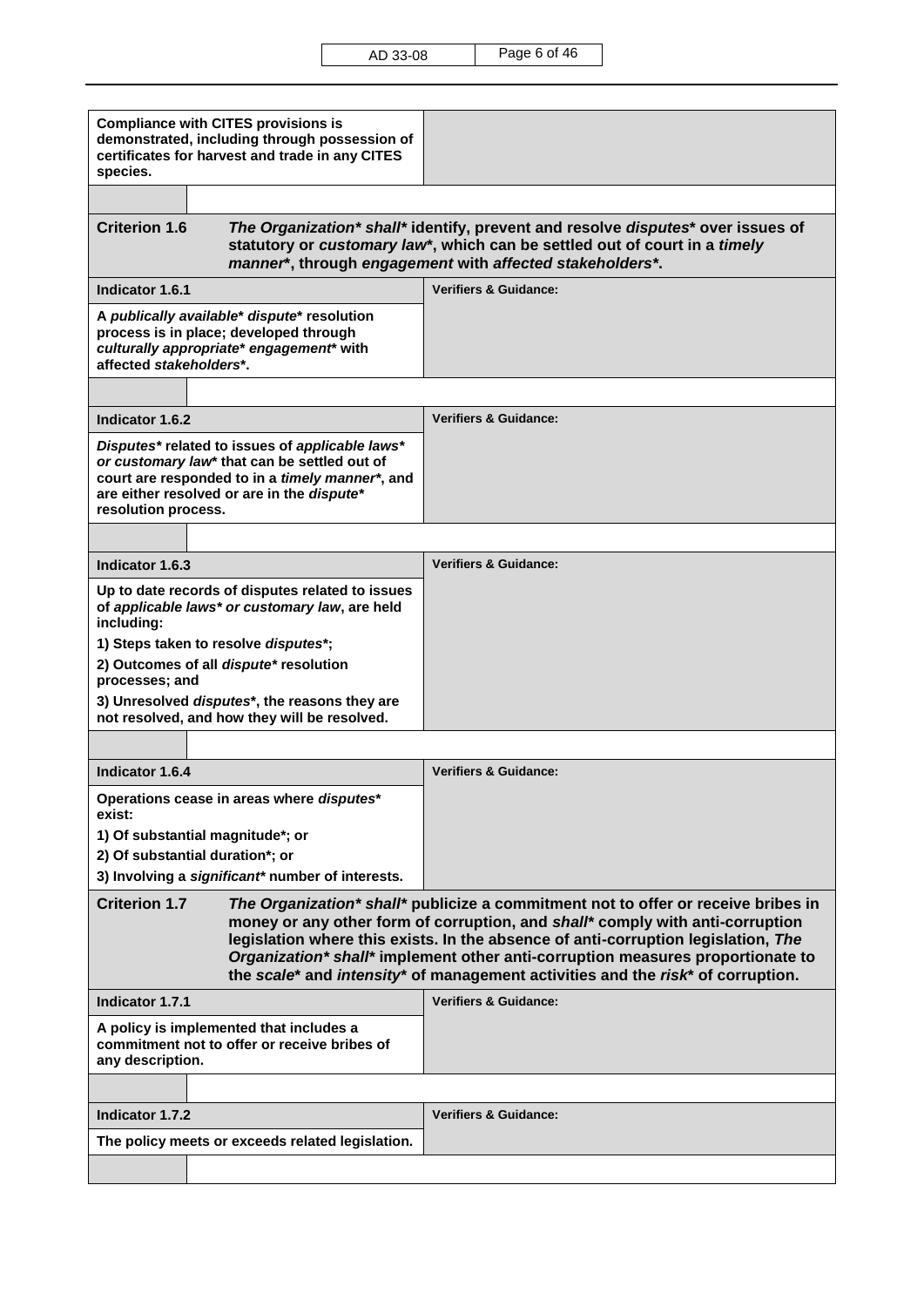| | |
|---|---|
| **Compliance with CITES provisions demonstrated, including through possession of certificates for harvest and trade in any CITES species.** | |
| | |

| | |
|---|---|
| **Criterion 1.6** | ***The Organization\* shall\**** **identify, prevent and resolve** ***disputes\**** **over issues of statutory or** ***customary law\****, **which can be settled out of court in a** ***timely manner\****, **through** ***engagement*** **with** ***affected stakeholders\****. |

| | |
|---|---|
| **Indicator 1.6.1** | **Verifiers & Guidance:** |
| **A** ***publically available\* dispute\**** **resolution process is in place; developed through** ***culturally appropriate\* engagement\**** **with affected** ***stakeholders\****. | |
| | |
| **Indicator 1.6.2** | **Verifiers & Guidance:** |
| ***Disputes\**** **related to issues of** ***applicable laws\* or customary law\**** **that can be settled out of court are responded to in a** ***timely manner\****, **and are either resolved or are in the** ***dispute\**** **resolution process.** | |
| | |
| **Indicator 1.6.3** | **Verifiers & Guidance:** |
| **Up to date records of disputes related to issues of** ***applicable laws\* or customary law***, **are held including:**<br>**1) Steps taken to resolve** ***disputes\****;<br>**2) Outcomes of all** ***dispute\**** **resolution processes; and**<br>**3) Unresolved** ***disputes\****, **the reasons they are not resolved, and how they will be resolved.** | |
| | |
| **Indicator 1.6.4** | **Verifiers & Guidance:** |
| **Operations cease in areas where** ***disputes\**** **exist:**<br>**1) Of substantial magnitude\*; or**<br>**2) Of substantial duration\*; or**<br>**3) Involving a** ***significant\**** **number of interests.** | |

| | |
|---|---|
| **Criterion 1.7** | ***The Organization\* shall\**** **publicize a commitment not to offer or receive bribes in money or any other form of corruption, and** ***shall\**** **comply with anti-corruption legislation where this exists. In the absence of anti-corruption legislation,** ***The Organization\* shall\**** **implement other anti-corruption measures proportionate to the** ***scale\**** **and** ***intensity\**** **of management activities and the** ***risk\**** **of corruption.** |

| | |
|---|---|
| **Indicator 1.7.1** | **Verifiers & Guidance:** |
| **A policy is implemented that includes a commitment not to offer or receive bribes of any description.** | |
| | |
| **Indicator 1.7.2** | **Verifiers & Guidance:** |
| **The policy meets or exceeds related legislation.** | |
| | |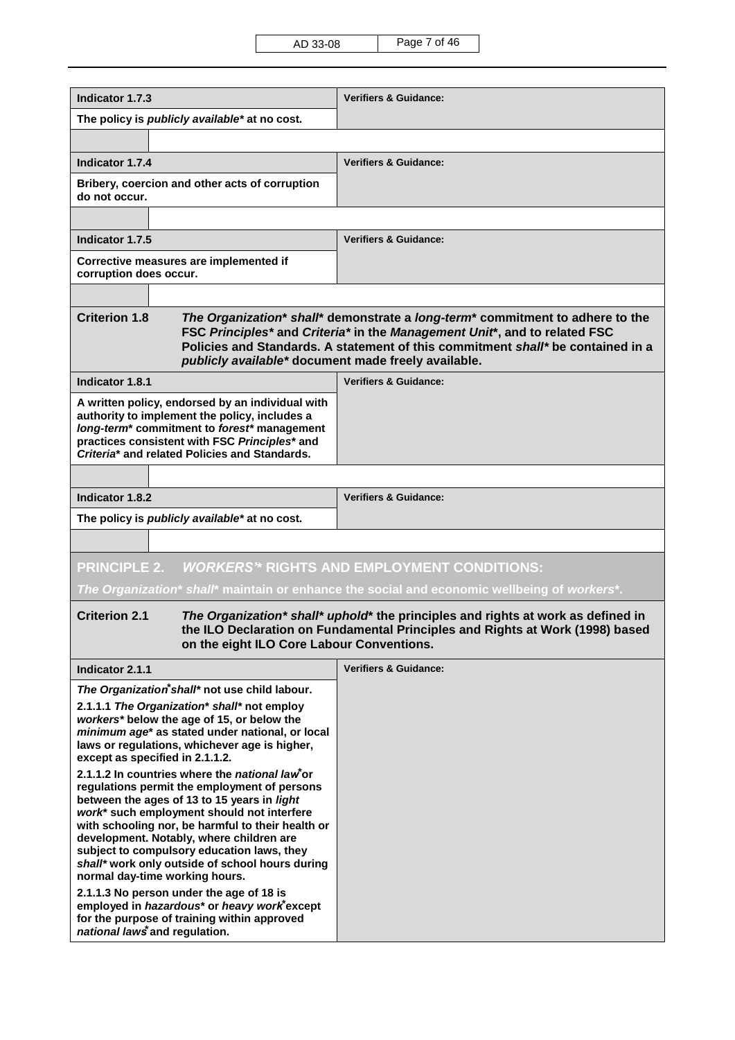| Indicator 1.7.3 | Verifiers & Guidance: |
|---|---|
| **The policy is *publicly available** at no cost.** | |

| Indicator 1.7.4 | Verifiers & Guidance: |
|---|---|
| **Bribery, coercion and other acts of corruption do not occur.** | |

| Indicator 1.7.5 | Verifiers & Guidance: |
|---|---|
| **Corrective measures are implemented if corruption does occur.** | |

**Criterion 1.8** ***The Organization* shall** demonstrate a *long-term** commitment to adhere to the FSC *Principles** and *Criteria** in the *Management Unit**, and to related FSC Policies and Standards. A statement of this commitment *shall** be contained in a *publicly available** document made freely available.**

| Indicator 1.8.1 | Verifiers & Guidance: |
|---|---|
| **A written policy, endorsed by an individual with authority to implement the policy, includes a *long-term** commitment to *forest** management practices consistent with FSC *Principles** and *Criteria** and related Policies and Standards.** | |

| Indicator 1.8.2 | Verifiers & Guidance: |
|---|---|
| **The policy is *publicly available** at no cost.** | |

## PRINCIPLE 2. *WORKERS'** RIGHTS AND EMPLOYMENT CONDITIONS:

***The Organization* shall** maintain or enhance the social and economic wellbeing of *workers**.**

**Criterion 2.1** ***The Organization* shall* uphold** the principles and rights at work as defined in the ILO Declaration on Fundamental Principles and Rights at Work (1998) based on the eight ILO Core Labour Conventions.**

| Indicator 2.1.1 | Verifiers & Guidance: |
|---|---|
| ***The Organization* shall** not use child labour.**<br><br>**2.1.1.1 *The Organization* shall** not employ *workers** below the age of 15, or below the *minimum age** as stated under national, or local laws or regulations, whichever age is higher, except as specified in 2.1.1.2.**<br><br>**2.1.1.2 In countries where the *national law** or regulations permit the employment of persons between the ages of 13 to 15 years in *light work** such employment should not interfere with schooling nor, be harmful to their health or development. Notably, where children are subject to compulsory education laws, they *shall** work only outside of school hours during normal day-time working hours.**<br><br>**2.1.1.3 No person under the age of 18 is employed in *hazardous** or *heavy work** except for the purpose of training within approved *national laws** and regulation.** | |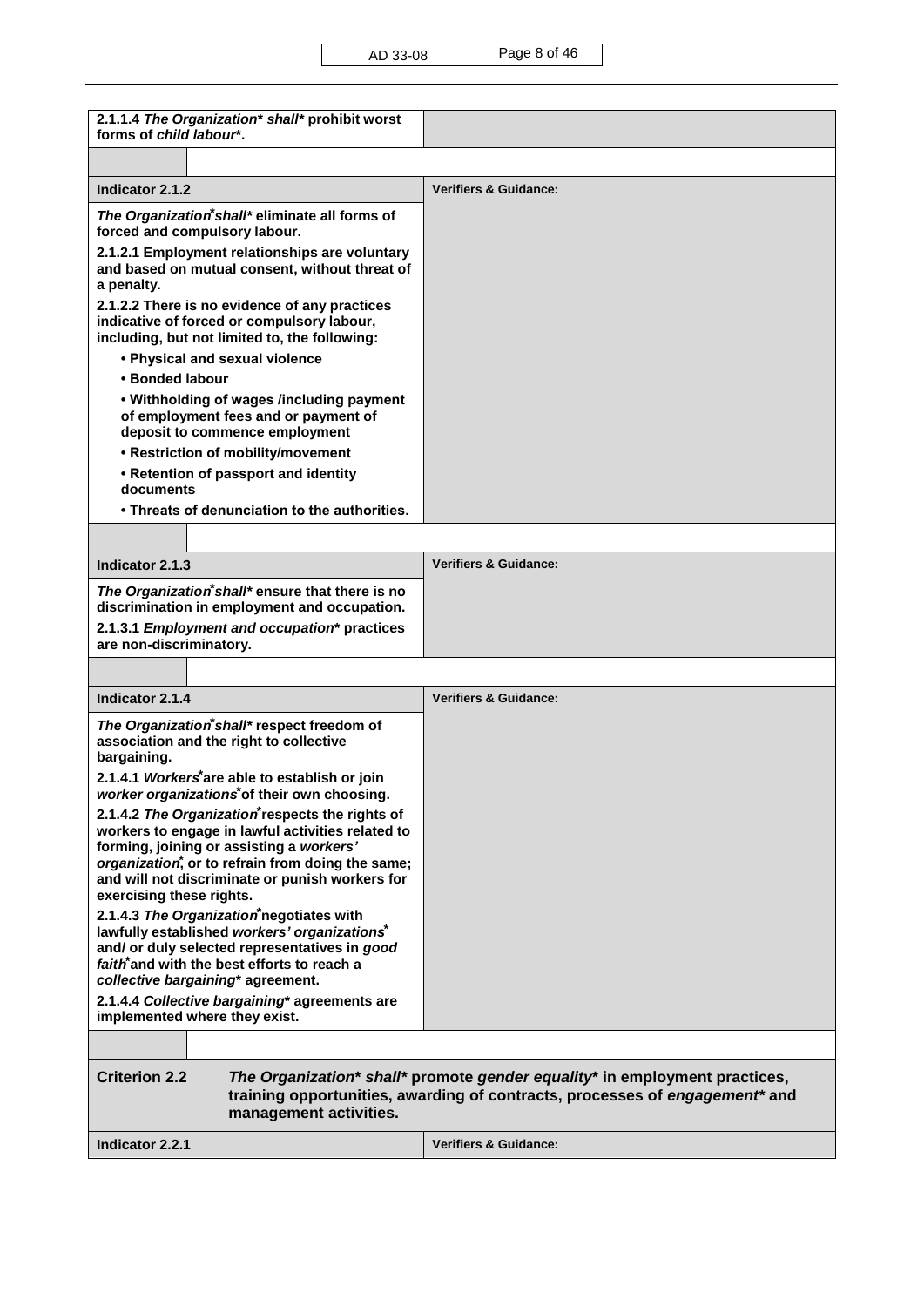| | |
|---|---|
| **2.1.1.4 *The Organization\* shall\** prohibit worst forms of *child labour\*.*** | |

| **Indicator 2.1.2** | **Verifiers & Guidance:** |
|---|---|
| ***The Organization\* shall\** eliminate all forms of forced and compulsory labour.**<br><br>**2.1.2.1 Employment relationships are voluntary and based on mutual consent, without threat of a penalty.**<br><br>**2.1.2.2 There is no evidence of any practices indicative of forced or compulsory labour, including, but not limited to, the following:**<br><br>**• Physical and sexual violence**<br>**• Bonded labour**<br>**• Withholding of wages /including payment of employment fees and or payment of deposit to commence employment**<br>**• Restriction of mobility/movement**<br>**• Retention of passport and identity documents**<br>**• Threats of denunciation to the authorities.** | |

| **Indicator 2.1.3** | **Verifiers & Guidance:** |
|---|---|
| ***The Organization\* shall\** ensure that there is no discrimination in employment and occupation.**<br><br>**2.1.3.1 *Employment and occupation\** practices are non-discriminatory.** | |

| **Indicator 2.1.4** | **Verifiers & Guidance:** |
|---|---|
| ***The Organization\* shall\** respect freedom of association and the right to collective bargaining.**<br><br>**2.1.4.1 *Workers\** are able to establish or join *worker organizations\** of their own choosing.**<br><br>**2.1.4.2 *The Organization\** respects the rights of workers to engage in lawful activities related to forming, joining or assisting a *workers' organization\**, or to refrain from doing the same; and will not discriminate or punish workers for exercising these rights.**<br><br>**2.1.4.3 *The Organization\** negotiates with lawfully established *workers' organizations\** and/ or duly selected representatives in *good faith\** and with the best efforts to reach a *collective bargaining\** agreement.**<br><br>**2.1.4.4 *Collective bargaining\** agreements are implemented where they exist.** | |

**Criterion 2.2** ***The Organization\* shall\** promote *gender equality\** in employment practices, training opportunities, awarding of contracts, processes of *engagement\** and management activities.**

| **Indicator 2.2.1** | **Verifiers & Guidance:** |
|---|---|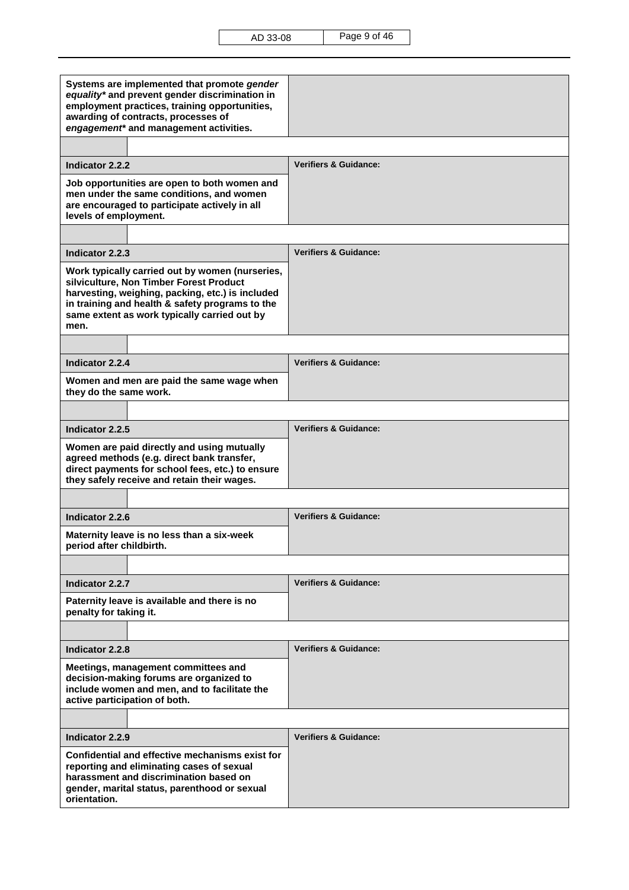| | |
|---|---|
| **Systems are implemented that promote *gender equality** and prevent gender discrimination in employment practices, training opportunities, awarding of contracts, processes of *engagement** and management activities.** | |

| | |
|---|---|
| **Indicator 2.2.2** | **Verifiers & Guidance:** |
| **Job opportunities are open to both women and men under the same conditions, and women are encouraged to participate actively in all levels of employment.** | |

| | |
|---|---|
| **Indicator 2.2.3** | **Verifiers & Guidance:** |
| **Work typically carried out by women (nurseries, silviculture, Non Timber Forest Product harvesting, weighing, packing, etc.) is included in training and health & safety programs to the same extent as work typically carried out by men.** | |

| | |
|---|---|
| **Indicator 2.2.4** | **Verifiers & Guidance:** |
| **Women and men are paid the same wage when they do the same work.** | |

| | |
|---|---|
| **Indicator 2.2.5** | **Verifiers & Guidance:** |
| **Women are paid directly and using mutually agreed methods (e.g. direct bank transfer, direct payments for school fees, etc.) to ensure they safely receive and retain their wages.** | |

| | |
|---|---|
| **Indicator 2.2.6** | **Verifiers & Guidance:** |
| **Maternity leave is no less than a six-week period after childbirth.** | |

| | |
|---|---|
| **Indicator 2.2.7** | **Verifiers & Guidance:** |
| **Paternity leave is available and there is no penalty for taking it.** | |

| | |
|---|---|
| **Indicator 2.2.8** | **Verifiers & Guidance:** |
| **Meetings, management committees and decision-making forums are organized to include women and men, and to facilitate the active participation of both.** | |

| | |
|---|---|
| **Indicator 2.2.9** | **Verifiers & Guidance:** |
| **Confidential and effective mechanisms exist for reporting and eliminating cases of sexual harassment and discrimination based on gender, marital status, parenthood or sexual orientation.** | |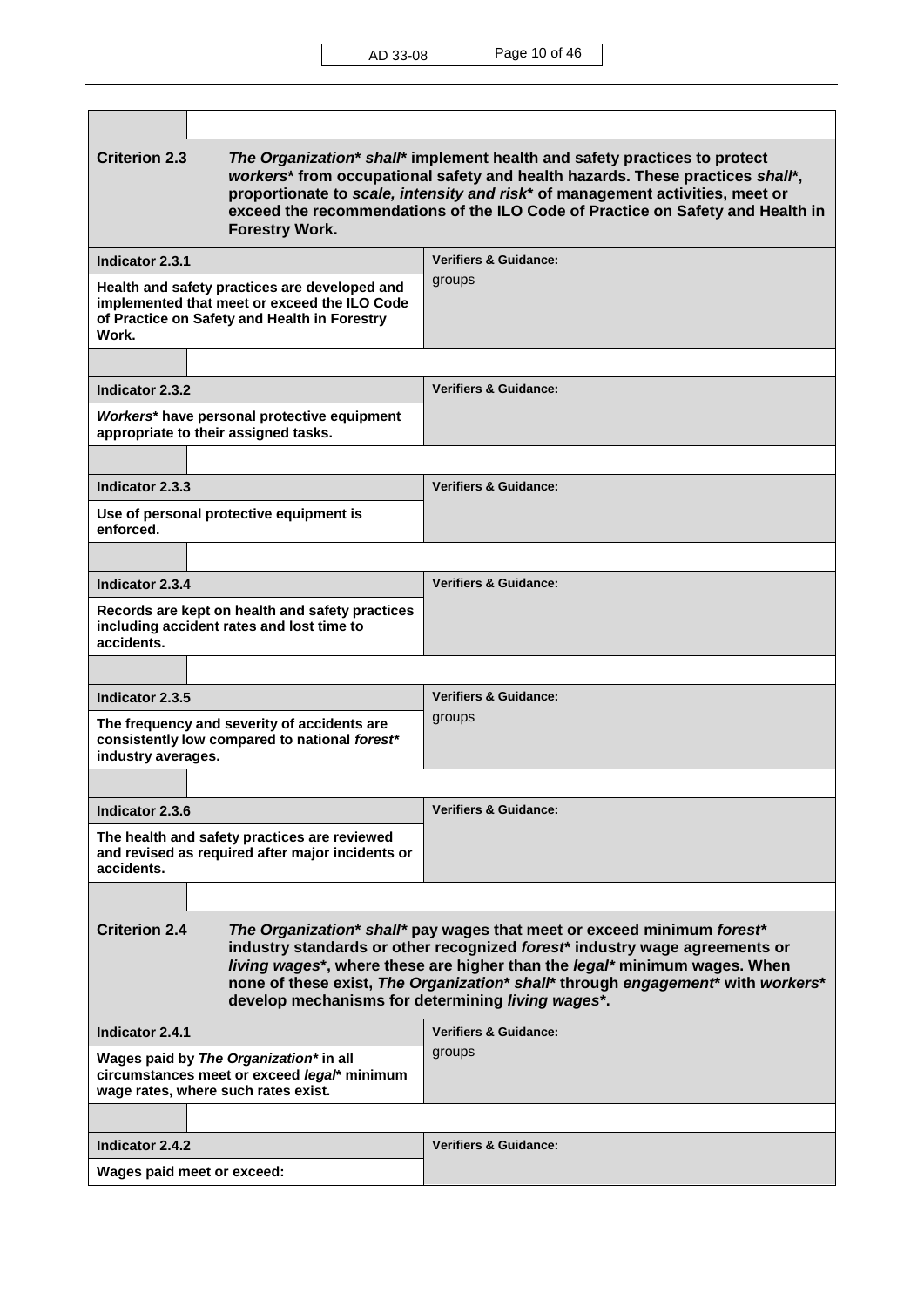**Criterion 2.3** ***The Organization\* shall\**** **implement health and safety practices to protect** ***workers\**** **from occupational safety and health hazards. These practices** ***shall\****, **proportionate to** ***scale, intensity and risk\**** **of management activities, meet or exceed the recommendations of the ILO Code of Practice on Safety and Health in Forestry Work.**

| Indicator 2.3.1 | Verifiers & Guidance: |
|---|---|
| **Health and safety practices are developed and implemented that meet or exceed the ILO Code of Practice on Safety and Health in Forestry Work.** | groups |

| Indicator 2.3.2 | Verifiers & Guidance: |
|---|---|
| ***Workers\**** **have personal protective equipment appropriate to their assigned tasks.** | |

| Indicator 2.3.3 | Verifiers & Guidance: |
|---|---|
| **Use of personal protective equipment is enforced.** | |

| Indicator 2.3.4 | Verifiers & Guidance: |
|---|---|
| **Records are kept on health and safety practices including accident rates and lost time to accidents.** | |

| Indicator 2.3.5 | Verifiers & Guidance: |
|---|---|
| **The frequency and severity of accidents are consistently low compared to national** ***forest\**** **industry averages.** | groups |

| Indicator 2.3.6 | Verifiers & Guidance: |
|---|---|
| **The health and safety practices are reviewed and revised as required after major incidents or accidents.** | |

**Criterion 2.4** ***The Organization\* shall\**** **pay wages that meet or exceed minimum** ***forest\**** **industry standards or other recognized** ***forest\**** **industry wage agreements or** ***living wages\****, **where these are higher than the** ***legal\**** **minimum wages. When none of these exist,** ***The Organization\* shall\**** **through** ***engagement\**** **with** ***workers\**** **develop mechanisms for determining** ***living wages\****.

| Indicator 2.4.1 | Verifiers & Guidance: |
|---|---|
| **Wages paid by** ***The Organization\**** **in all circumstances meet or exceed** ***legal\**** **minimum wage rates, where such rates exist.** | groups |

| Indicator 2.4.2 | Verifiers & Guidance: |
|---|---|
| **Wages paid meet or exceed:** | |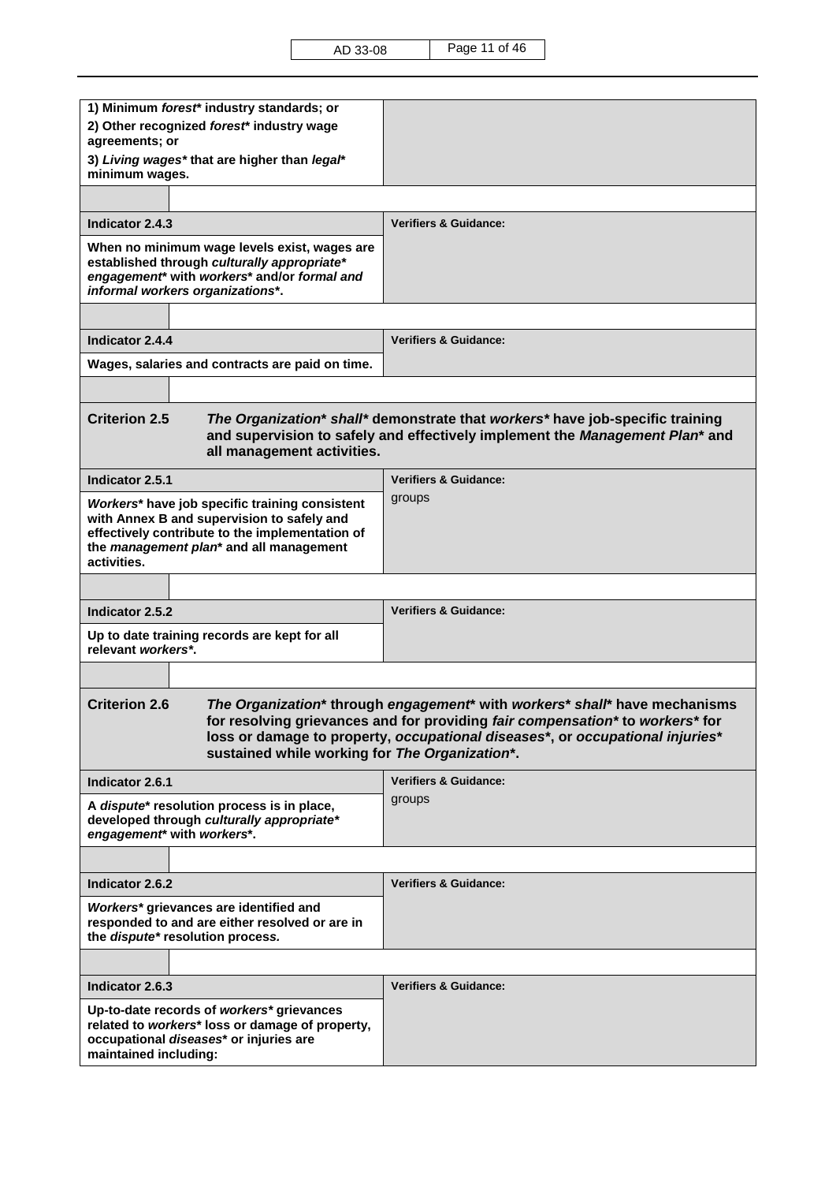| | |
|---|---|
| **1) Minimum *forest** industry standards; or**<br>**2) Other recognized *forest** industry wage agreements; or**<br>**3) *Living wages** that are higher than *legal** minimum wages.** | |
| | |
| **Indicator 2.4.3** | **Verifiers & Guidance:** |
| **When no minimum wage levels exist, wages are established through *culturally appropriate* engagement** with *workers** and/or *formal and informal workers organizations*.** | |
| | |
| **Indicator 2.4.4** | **Verifiers & Guidance:** |
| **Wages, salaries and contracts are paid on time.** | |
| | |
| **Criterion 2.5** ***The Organization** *shall** demonstrate that *workers** have job-specific training and supervision to safely and effectively implement the *Management Plan** and all management activities.** | |
| **Indicator 2.5.1** | **Verifiers & Guidance:** |
| ***Workers** have job specific training consistent with Annex B and supervision to safely and effectively contribute to the implementation of the *management plan** and all management activities.** | groups |
| | |
| **Indicator 2.5.2** | **Verifiers & Guidance:** |
| **Up to date training records are kept for all relevant *workers*.** | |
| | |
| **Criterion 2.6** ***The Organization** through *engagement** with *workers** *shall** have mechanisms for resolving grievances and for providing *fair compensation** to *workers** for loss or damage to property, *occupational diseases**, or *occupational injuries** sustained while working for *The Organization*.** | |
| **Indicator 2.6.1** | **Verifiers & Guidance:** |
| **A *dispute** resolution process is in place, developed through *culturally appropriate* engagement** with *workers*.** | groups |
| | |
| **Indicator 2.6.2** | **Verifiers & Guidance:** |
| ***Workers** grievances are identified and responded to and are either resolved or are in the *dispute** resolution process.** | |
| | |
| **Indicator 2.6.3** | **Verifiers & Guidance:** |
| **Up-to-date records of *workers** grievances related to *workers** loss or damage of property, occupational *diseases** or injuries are maintained including:** | |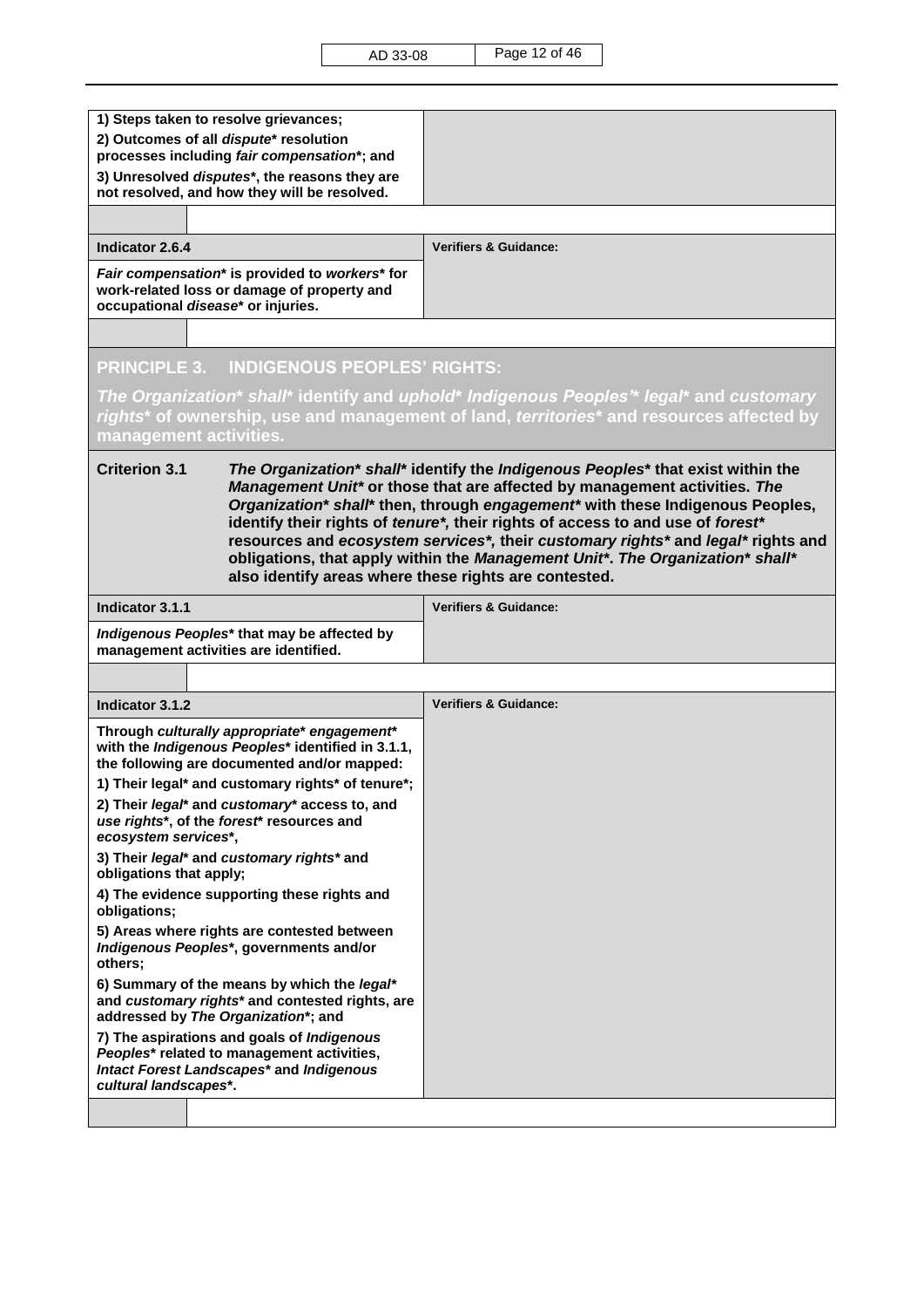| | |
|---|---|
| **1) Steps taken to resolve grievances;**<br>**2) Outcomes of all *dispute** resolution processes including *fair compensation**; and**<br>**3) Unresolved *disputes**, the reasons they are not resolved, and how they will be resolved.** | |
| | |
| **Indicator 2.6.4** | **Verifiers & Guidance:** |
| ***Fair compensation** is provided to *workers** for work-related loss or damage of property and occupational *disease** or injuries.** | |
| | |

## PRINCIPLE 3. INDIGENOUS PEOPLES' RIGHTS:

***The Organization** shall** identify and *uphold** *Indigenous Peoples'** *legal** and *customary rights** of ownership, use and management of land, *territories** and resources affected by management activities.**

| | |
|---|---|
| **Criterion 3.1** | ***The Organization** shall** identify the *Indigenous Peoples** that exist within the *Management Unit** or those that are affected by management activities. *The Organization** shall** then, through *engagement** with these Indigenous Peoples, identify their rights of *tenure**, their rights of access to and use of *forest** resources and *ecosystem services**, their *customary rights** and *legal** rights and obligations, that apply within the *Management Unit**. *The Organization** shall** also identify areas where these rights are contested.** |

| | |
|---|---|
| **Indicator 3.1.1** | **Verifiers & Guidance:** |
| ***Indigenous Peoples** that may be affected by management activities are identified.** | |
| | |
| **Indicator 3.1.2** | **Verifiers & Guidance:** |
| **Through *culturally appropriate** *engagement** with the *Indigenous Peoples** identified in 3.1.1, the following are documented and/or mapped:**<br>**1) Their legal* and customary rights* of tenure*;**<br>**2) Their *legal** and *customary** access to, and *use rights**, of the *forest** resources and *ecosystem services**,**<br>**3) Their *legal** and *customary rights** and obligations that apply;**<br>**4) The evidence supporting these rights and obligations;**<br>**5) Areas where rights are contested between *Indigenous Peoples**, governments and/or others;**<br>**6) Summary of the means by which the *legal** and *customary rights** and contested rights, are addressed by *The Organization**; and**<br>**7) The aspirations and goals of *Indigenous Peoples** related to management activities, *Intact Forest Landscapes** and *Indigenous cultural landscapes**.** | |
| | |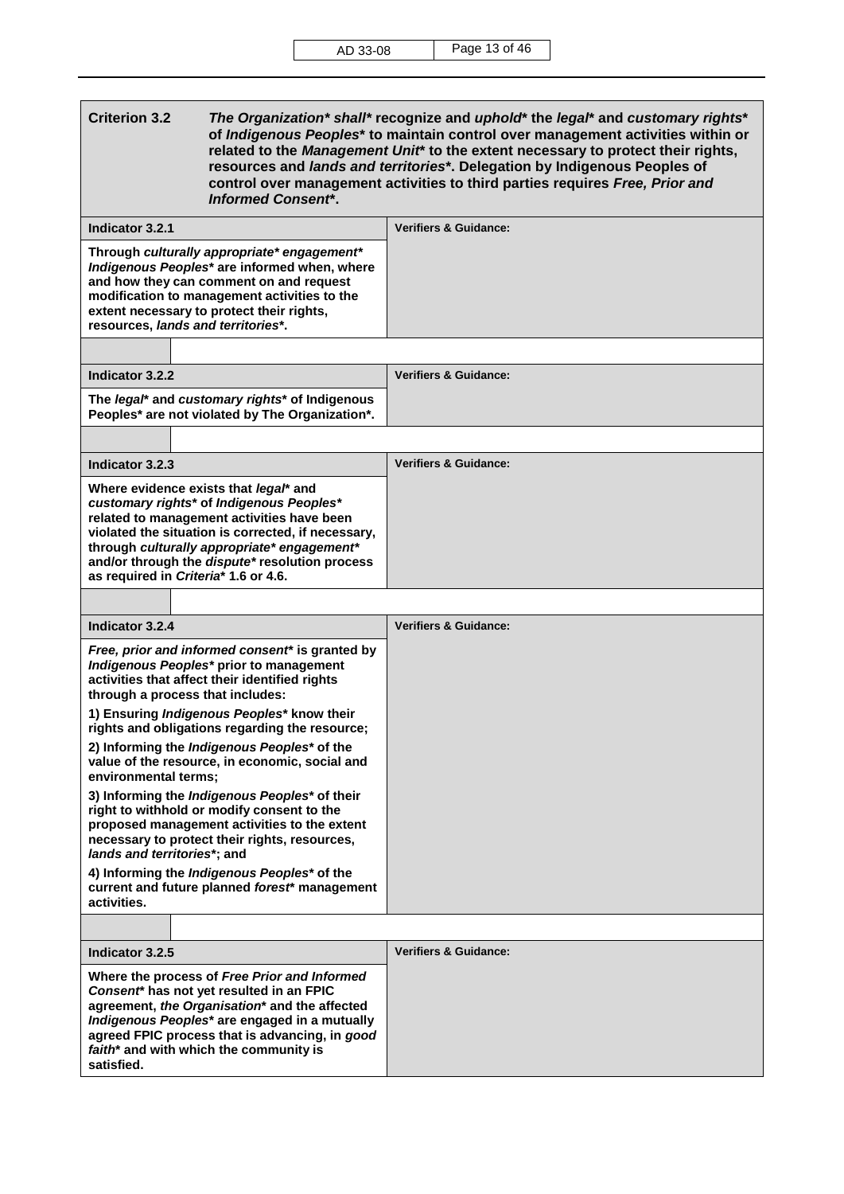| **Criterion 3.2** | ***The Organization* shall* recognize and *uphold** the *legal** and *customary rights** of *Indigenous Peoples** to maintain control over management activities within or related to the *Management Unit** to the extent necessary to protect their rights, resources and *lands and territories**. Delegation by Indigenous Peoples of control over management activities to third parties requires *Free, Prior and Informed Consent**.** |
|---|---|

| **Indicator 3.2.1** | **Verifiers & Guidance:** |
|---|---|
| **Through *culturally appropriate* engagement** *Indigenous Peoples** are informed when, where and how they can comment on and request modification to management activities to the extent necessary to protect their rights, resources, *lands and territories**.** | |
| | |

| **Indicator 3.2.2** | **Verifiers & Guidance:** |
|---|---|
| **The *legal** and *customary rights** of Indigenous Peoples* are not violated by The Organization*.** | |
| | |

| **Indicator 3.2.3** | **Verifiers & Guidance:** |
|---|---|
| **Where evidence exists that *legal** and *customary rights** of *Indigenous Peoples** related to management activities have been violated the situation is corrected, if necessary, through *culturally appropriate* engagement** and/or through the *dispute** resolution process as required in *Criteria** 1.6 or 4.6.** | |
| | |

| **Indicator 3.2.4** | **Verifiers & Guidance:** |
|---|---|
| ***Free, prior and informed consent** is granted by *Indigenous Peoples** prior to management activities that affect their identified rights through a process that includes:**<br><br>**1) Ensuring *Indigenous Peoples** know their rights and obligations regarding the resource;**<br><br>**2) Informing the *Indigenous Peoples** of the value of the resource, in economic, social and environmental terms;**<br><br>**3) Informing the *Indigenous Peoples** of their right to withhold or modify consent to the proposed management activities to the extent necessary to protect their rights, resources, *lands and territories**; and**<br><br>**4) Informing the *Indigenous Peoples** of the current and future planned *forest** management activities.** | |
| | |

| **Indicator 3.2.5** | **Verifiers & Guidance:** |
|---|---|
| **Where the process of *Free Prior and Informed Consent** has not yet resulted in an FPIC agreement, *the Organisation** and the affected *Indigenous Peoples** are engaged in a mutually agreed FPIC process that is advancing, in *good faith** and with which the community is satisfied.** | |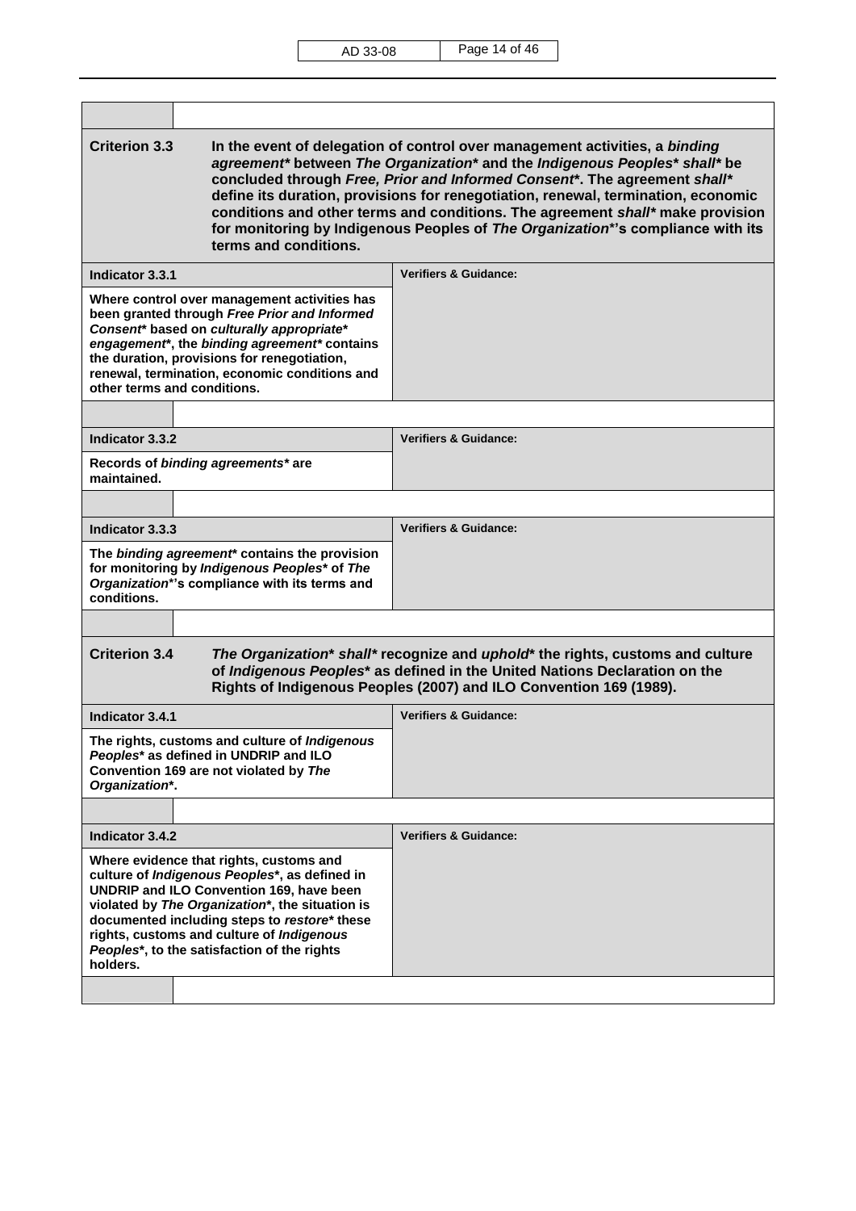| | |
|---|---|
| **Criterion 3.3** | **In the event of delegation of control over management activities, a *binding agreement** between *The Organization** and the *Indigenous Peoples** *shall** be concluded through *Free, Prior and Informed Consent**. The agreement *shall** define its duration, provisions for renegotiation, renewal, termination, economic conditions and other terms and conditions. The agreement *shall** make provision for monitoring by Indigenous Peoples of *The Organization**'s compliance with its terms and conditions.** |

| **Indicator 3.3.1** | **Verifiers & Guidance:** |
|---|---|
| **Where control over management activities has been granted through *Free Prior and Informed Consent** based on *culturally appropriate* engagement**, the *binding agreement** contains the duration, provisions for renegotiation, renewal, termination, economic conditions and other terms and conditions.** | |

| **Indicator 3.3.2** | **Verifiers & Guidance:** |
|---|---|
| **Records of *binding agreements** are maintained.** | |

| **Indicator 3.3.3** | **Verifiers & Guidance:** |
|---|---|
| **The *binding agreement** contains the provision for monitoring by *Indigenous Peoples** of *The Organization**'s compliance with its terms and conditions.** | |

| | |
|---|---|
| **Criterion 3.4** | ***The Organization** *shall** recognize and *uphold** the rights, customs and culture of *Indigenous Peoples** as defined in the United Nations Declaration on the Rights of Indigenous Peoples (2007) and ILO Convention 169 (1989).** |

| **Indicator 3.4.1** | **Verifiers & Guidance:** |
|---|---|
| **The rights, customs and culture of *Indigenous Peoples** as defined in UNDRIP and ILO Convention 169 are not violated by *The Organization**.** | |

| **Indicator 3.4.2** | **Verifiers & Guidance:** |
|---|---|
| **Where evidence that rights, customs and culture of *Indigenous Peoples**, as defined in UNDRIP and ILO Convention 169, have been violated by *The Organization**, the situation is documented including steps to *restore** these rights, customs and culture of *Indigenous Peoples**, to the satisfaction of the rights holders.** | |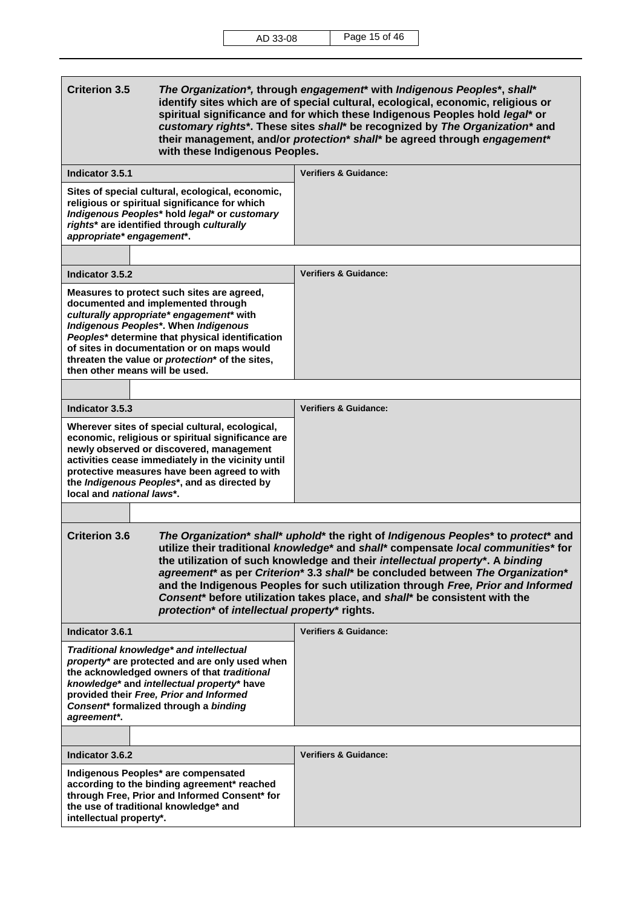| | |
|---|---|
| **Criterion 3.5** | ***The Organization*\*, through *engagement*\* with *Indigenous Peoples*\*, *shall*\* identify sites which are of special cultural, ecological, economic, religious or spiritual significance and for which these Indigenous Peoples hold *legal*\* or *customary rights*\*. These sites *shall*\* be recognized by *The Organization*\* and their management, and/or *protection*\* *shall*\* be agreed through *engagement*\* with these Indigenous Peoples.** |

| **Indicator 3.5.1** | **Verifiers & Guidance:** |
|---|---|
| **Sites of special cultural, ecological, economic, religious or spiritual significance for which *Indigenous Peoples*\* hold *legal*\* or *customary rights*\* are identified through *culturally appropriate*\* *engagement*\*.** | |

| **Indicator 3.5.2** | **Verifiers & Guidance:** |
|---|---|
| **Measures to protect such sites are agreed, documented and implemented through *culturally appropriate*\* *engagement*\* with *Indigenous Peoples*\*. When *Indigenous Peoples*\* determine that physical identification of sites in documentation or on maps would threaten the value or *protection*\* of the sites, then other means will be used.** | |

| **Indicator 3.5.3** | **Verifiers & Guidance:** |
|---|---|
| **Wherever sites of special cultural, ecological, economic, religious or spiritual significance are newly observed or discovered, management activities cease immediately in the vicinity until protective measures have been agreed to with the *Indigenous Peoples*\*, and as directed by local and *national laws*\*.** | |

| | |
|---|---|
| **Criterion 3.6** | ***The Organization*\* *shall*\* *uphold*\* the right of *Indigenous Peoples*\* to *protect*\* and utilize their traditional *knowledge*\* and *shall*\* compensate *local communities*\* for the utilization of such knowledge and their *intellectual property*\*. A *binding agreement*\* as per *Criterion*\* 3.3 *shall*\* be concluded between *The Organization*\* and the Indigenous Peoples for such utilization through *Free, Prior and Informed Consent*\* before utilization takes place, and *shall*\* be consistent with the *protection*\* of *intellectual property*\* rights.** |

| **Indicator 3.6.1** | **Verifiers & Guidance:** |
|---|---|
| ***Traditional knowledge*\* and *intellectual property*\* are protected and are only used when the acknowledged owners of that *traditional knowledge*\* and *intellectual property*\* have provided their *Free, Prior and Informed Consent*\* formalized through a *binding agreement*\*.** | |

| **Indicator 3.6.2** | **Verifiers & Guidance:** |
|---|---|
| **Indigenous Peoples\* are compensated according to the binding agreement\* reached through Free, Prior and Informed Consent\* for the use of traditional knowledge\* and intellectual property\*.** | |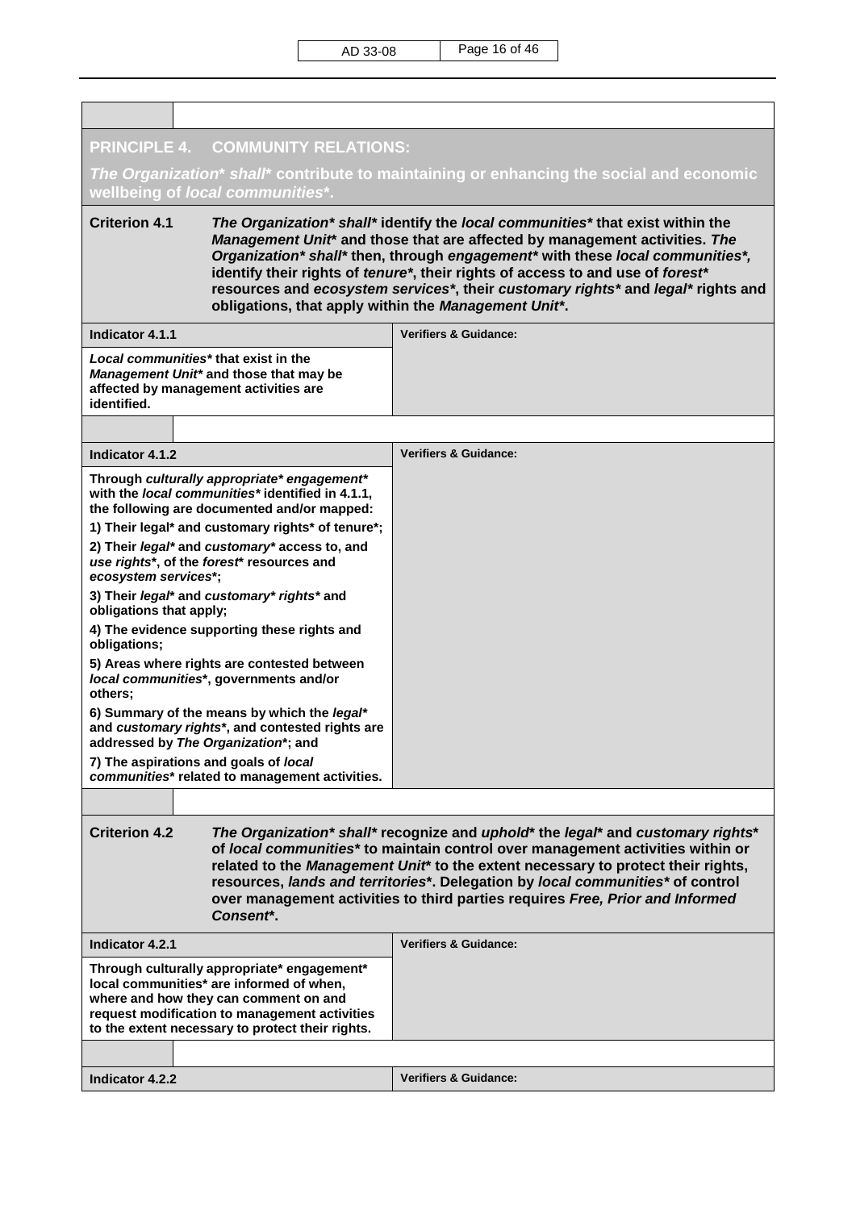## PRINCIPLE 4. COMMUNITY RELATIONS:

***The Organization\* shall\**** **contribute to maintaining or enhancing the social and economic wellbeing of** ***local communities\****.

**Criterion 4.1** ***The Organization\* shall\**** **identify the** ***local communities\**** **that exist within the** ***Management Unit\**** **and those that are affected by management activities.** ***The Organization\* shall\**** **then, through** ***engagement\**** **with these** ***local communities\*,*** **identify their rights of** ***tenure\****, **their rights of access to and use of** ***forest\**** **resources and** ***ecosystem services\****, **their** ***customary rights\**** **and** ***legal\**** **rights and obligations, that apply within the** ***Management Unit\****.

| Indicator 4.1.1 | Verifiers & Guidance: |
|---|---|
| ***Local communities\**** **that exist in the** ***Management Unit\**** **and those that may be affected by management activities are identified.** | |

| Indicator 4.1.2 | Verifiers & Guidance: |
|---|---|
| **Through** ***culturally appropriate\* engagement\**** **with the** ***local communities\**** **identified in 4.1.1, the following are documented and/or mapped:**<br>**1) Their legal\* and customary rights\* of tenure\*;**<br>**2) Their** ***legal\**** **and** ***customary\**** **access to, and** ***use rights\****, **of the** ***forest\**** **resources and** ***ecosystem services\****;<br>**3) Their** ***legal\**** **and** ***customary\* rights\**** **and obligations that apply;**<br>**4) The evidence supporting these rights and obligations;**<br>**5) Areas where rights are contested between** ***local communities\****, **governments and/or others;**<br>**6) Summary of the means by which the** ***legal\**** **and** ***customary rights\****, **and contested rights are addressed by** ***The Organization\****; **and**<br>**7) The aspirations and goals of** ***local communities\**** **related to management activities.** | |

**Criterion 4.2** ***The Organization\* shall\**** **recognize and** ***uphold\**** **the** ***legal\**** **and** ***customary rights\**** **of** ***local communities\**** **to maintain control over management activities within or related to the** ***Management Unit\**** **to the extent necessary to protect their rights, resources,** ***lands and territories\****. **Delegation by** ***local communities\**** **of control over management activities to third parties requires** ***Free, Prior and Informed Consent\****.

| Indicator 4.2.1 | Verifiers & Guidance: |
|---|---|
| **Through culturally appropriate\* engagement\* local communities\* are informed of when, where and how they can comment on and request modification to management activities to the extent necessary to protect their rights.** | |

| Indicator 4.2.2 | Verifiers & Guidance: |
|---|---|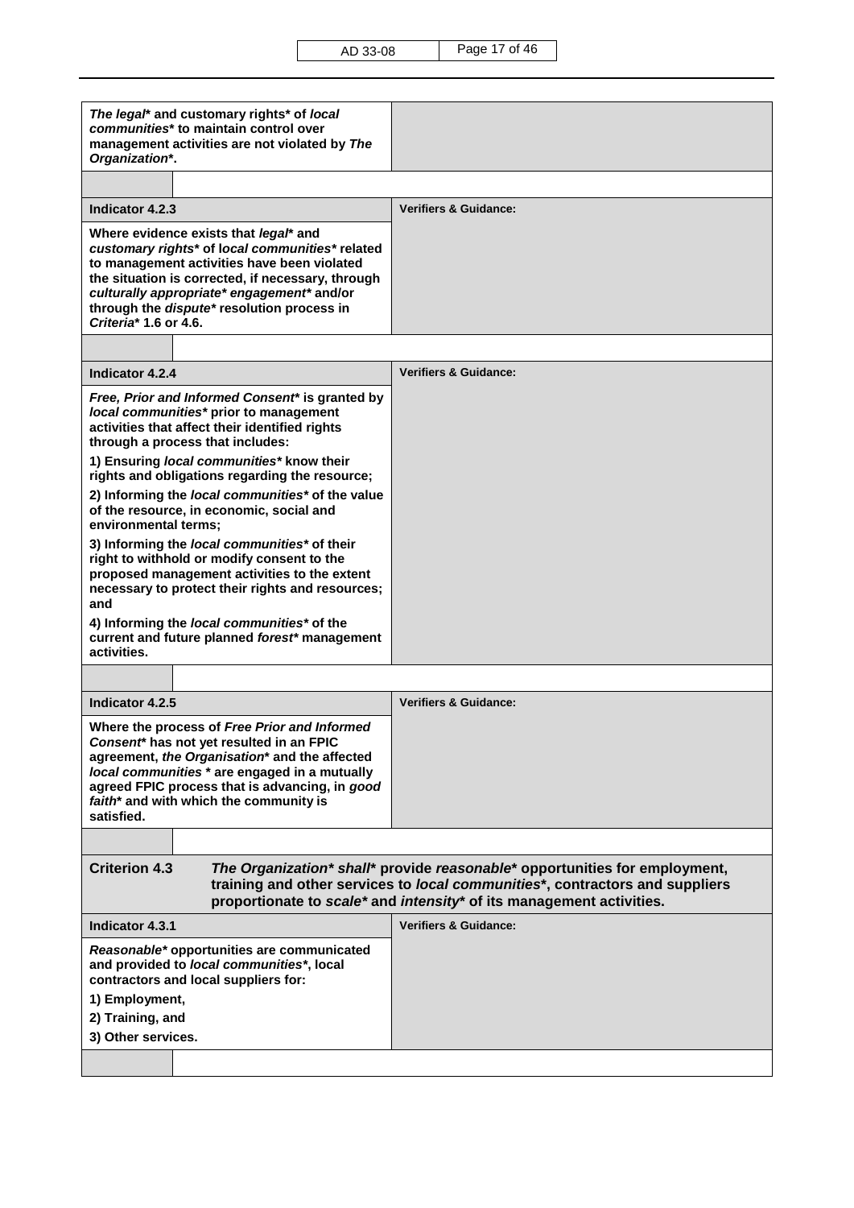| | |
|---|---|
| ***The legal\** and customary rights\* of *local communities\** to maintain control over management activities are not violated by *The Organization\**.** | |
| | |
| **Indicator 4.2.3** | **Verifiers & Guidance:** |
| **Where evidence exists that *legal\** and *customary rights\** of l*ocal communities\** related to management activities have been violated the situation is corrected, if necessary, through *culturally appropriate\* engagement\** and/or through the *dispute\** resolution process in *Criteria\** 1.6 or 4.6.** | |
| | |
| **Indicator 4.2.4** | **Verifiers & Guidance:** |
| ***Free, Prior and Informed Consent\** is granted by *local communities\** prior to management activities that affect their identified rights through a process that includes:**<br>**1) Ensuring *local communities\** know their rights and obligations regarding the resource;**<br>**2) Informing the *local communities\** of the value of the resource, in economic, social and environmental terms;**<br>**3) Informing the *local communities\** of their right to withhold or modify consent to the proposed management activities to the extent necessary to protect their rights and resources; and**<br>**4) Informing the *local communities\** of the current and future planned *forest\** management activities.** | |
| | |
| **Indicator 4.2.5** | **Verifiers & Guidance:** |
| **Where the process of *Free Prior and Informed Consent\** has not yet resulted in an FPIC agreement, *the Organisation\** and the affected *local communities \** are engaged in a mutually agreed FPIC process that is advancing, in *good faith\** and with which the community is satisfied.** | |
| | |
| **Criterion 4.3** | ***The Organization\* shall\** provide *reasonable\** opportunities for employment, training and other services to *local communities\**, contractors and suppliers proportionate to *scale\** and *intensity\** of its management activities.** |
| **Indicator 4.3.1** | **Verifiers & Guidance:** |
| ***Reasonable\** opportunities are communicated and provided to *local communities\**, local contractors and local suppliers for:**<br>**1) Employment,**<br>**2) Training, and**<br>**3) Other services.** | |
| | |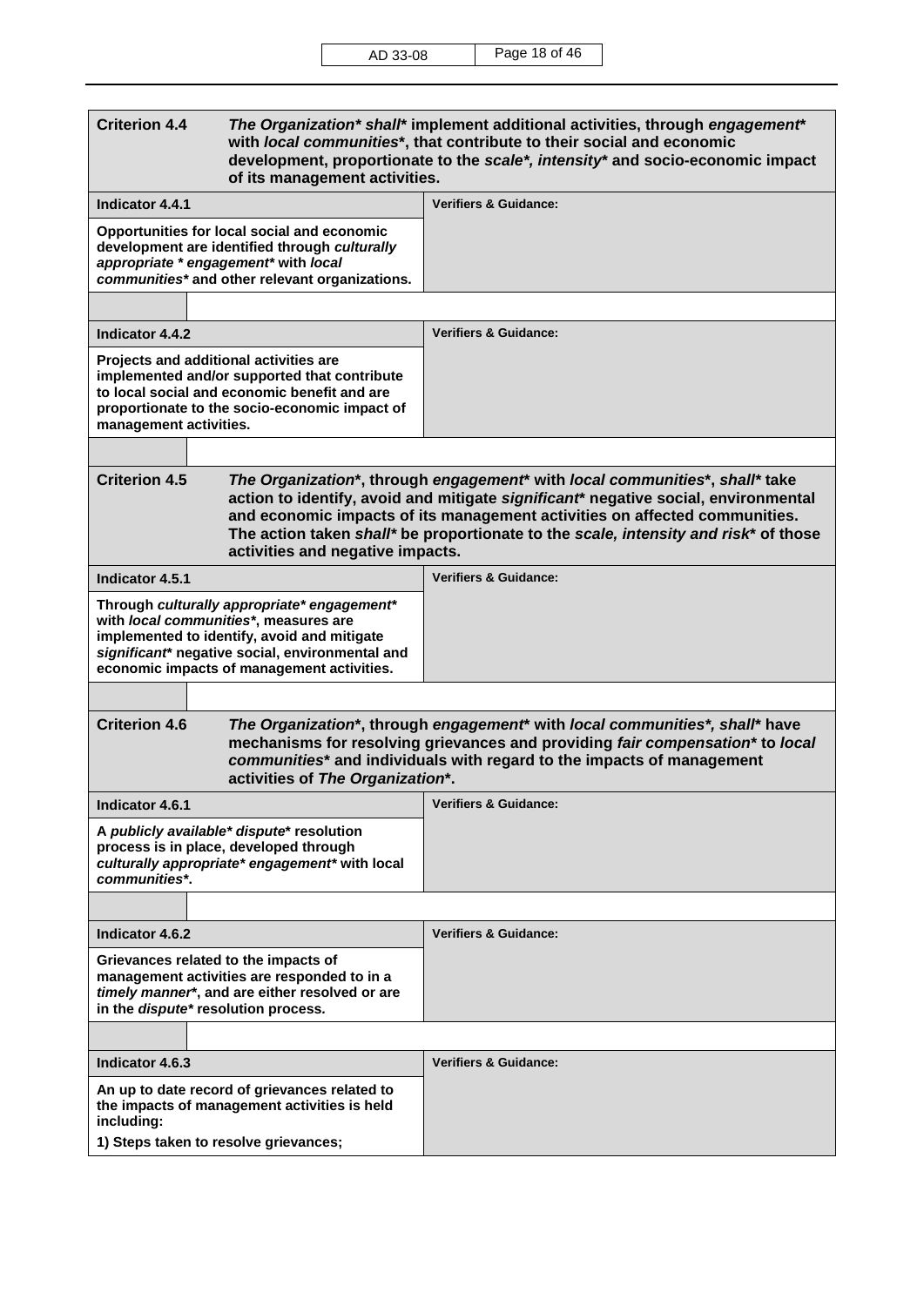| | |
|---|---|
| **Criterion 4.4** | ***The Organization\* shall\** implement additional activities, through *engagement\** with *local communities\**, that contribute to their social and economic development, proportionate to the *scale\*, intensity\** and socio-economic impact of its management activities.** |
| **Indicator 4.4.1** | **Verifiers & Guidance:** |
| **Opportunities for local social and economic development are identified through *culturally appropriate \* engagement\** with *local communities\** and other relevant organizations.** | |
| | |
| **Indicator 4.4.2** | **Verifiers & Guidance:** |
| **Projects and additional activities are implemented and/or supported that contribute to local social and economic benefit and are proportionate to the socio-economic impact of management activities.** | |
| | |
| **Criterion 4.5** | ***The Organization\**, through *engagement\** with *local communities\**, *shall\** take action to identify, avoid and mitigate *significant\** negative social, environmental and economic impacts of its management activities on affected communities. The action taken *shall\** be proportionate to the *scale, intensity and risk\** of those activities and negative impacts.** |
| **Indicator 4.5.1** | **Verifiers & Guidance:** |
| **Through *culturally appropriate\* engagement\** with *local communities\**, measures are implemented to identify, avoid and mitigate *significant\** negative social, environmental and economic impacts of management activities.** | |
| | |
| **Criterion 4.6** | ***The Organization\**, through *engagement\** with *local communities\*, shall\** have mechanisms for resolving grievances and providing *fair compensation\** to *local communities\** and individuals with regard to the impacts of management activities of *The Organization\**.** |
| **Indicator 4.6.1** | **Verifiers & Guidance:** |
| **A *publicly available\* dispute\** resolution process is in place, developed through *culturally appropriate\* engagement\** with local *communities\**.** | |
| | |
| **Indicator 4.6.2** | **Verifiers & Guidance:** |
| **Grievances related to the impacts of management activities are responded to in a *timely manner\**, and are either resolved or are in the *dispute\** resolution process.** | |
| | |
| **Indicator 4.6.3** | **Verifiers & Guidance:** |
| **An up to date record of grievances related to the impacts of management activities is held including:<br>1) Steps taken to resolve grievances;** | |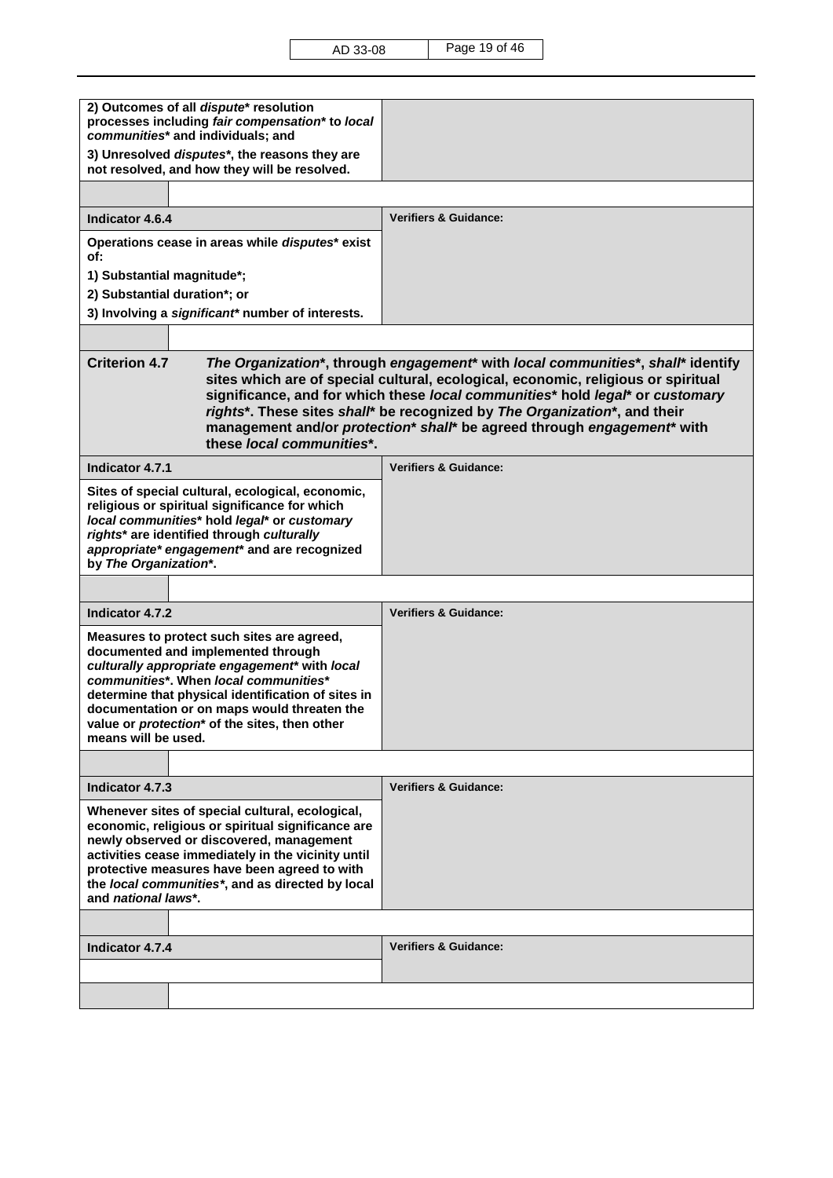| | |
|---|---|
| **2) Outcomes of all *dispute** resolution processes including *fair compensation** to *local communities** and individuals; and**<br><br>**3) Unresolved *disputes**, the reasons they are not resolved, and how they will be resolved.** | |
| | |
| **Indicator 4.6.4** | **Verifiers & Guidance:** |
| **Operations cease in areas while *disputes** exist of:**<br><br>**1) Substantial magnitude*;**<br><br>**2) Substantial duration*; or**<br><br>**3) Involving a *significant** number of interests.** | |
| | |

**Criterion 4.7** ***The Organization**, through *engagement** with *local communities**, *shall** identify sites which are of special cultural, ecological, economic, religious or spiritual significance, and for which these *local communities** hold *legal** or *customary rights**. These sites *shall** be recognized by *The Organization**, and their management and/or *protection** *shall** be agreed through *engagement** with these *local communities**.**

| | |
|---|---|
| **Indicator 4.7.1** | **Verifiers & Guidance:** |
| **Sites of special cultural, ecological, economic, religious or spiritual significance for which *local communities** hold *legal** or *customary rights** are identified through *culturally appropriate** *engagement** and are recognized by *The Organization**.** | |
| | |
| **Indicator 4.7.2** | **Verifiers & Guidance:** |
| **Measures to protect such sites are agreed, documented and implemented through *culturally appropriate* engagement** with *local communities**. When *local communities** determine that physical identification of sites in documentation or on maps would threaten the value or *protection** of the sites, then other means will be used.** | |
| | |
| **Indicator 4.7.3** | **Verifiers & Guidance:** |
| **Whenever sites of special cultural, ecological, economic, religious or spiritual significance are newly observed or discovered, management activities cease immediately in the vicinity until protective measures have been agreed to with the *local communities**, and as directed by local and *national laws**.** | |
| | |
| **Indicator 4.7.4** | **Verifiers & Guidance:** |
| | |
| | |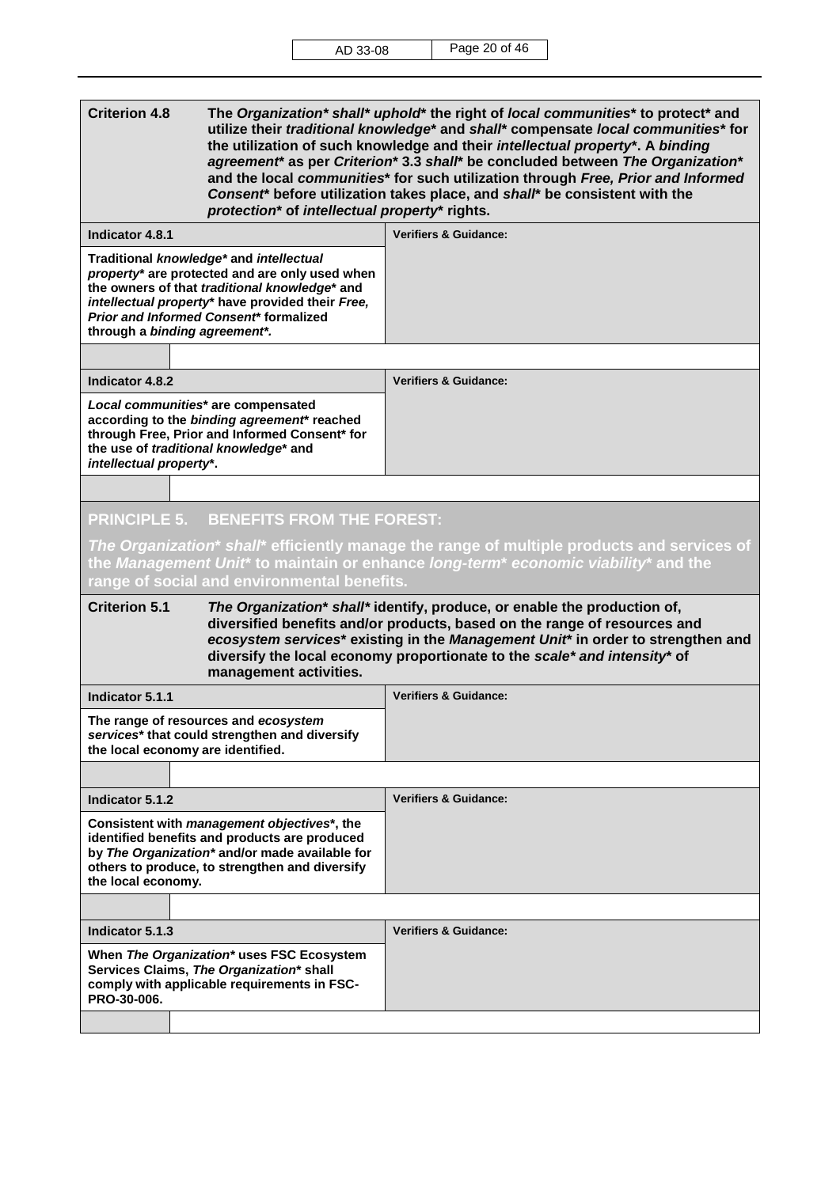| | |
|---|---|
| **Criterion 4.8** | **The *Organization\** *shall\** *uphold\** the right of *local communities\** to protect\* and utilize their *traditional knowledge\** and *shall\** compensate *local communities\** for the utilization of such knowledge and their *intellectual property\**. A *binding agreement\** as per *Criterion\** 3.3 *shall\** be concluded between *The Organization\** and the local *communities\** for such utilization through *Free, Prior and Informed Consent\** before utilization takes place, and *shall\** be consistent with the *protection\** of *intellectual property\** rights.** |

| Indicator 4.8.1 | Verifiers & Guidance: |
|---|---|
| **Traditional *knowledge\** and *intellectual property\** are protected and are only used when the owners of that *traditional knowledge\** and *intellectual property\** have provided their *Free, Prior and Informed Consent\** formalized through a *binding agreement\**.** | |

| Indicator 4.8.2 | Verifiers & Guidance: |
|---|---|
| ***Local communities\** are compensated according to the *binding agreement\** reached through Free, Prior and Informed Consent\* for the use of *traditional knowledge\** and *intellectual property\**.** | |

## PRINCIPLE 5. BENEFITS FROM THE FOREST:

***The Organization\** *shall\** efficiently manage the range of multiple products and services of the *Management Unit\** to maintain or enhance *long-term\** *economic viability\** and the range of social and environmental benefits.**

| | |
|---|---|
| **Criterion 5.1** | ***The Organization\** *shall\** identify, produce, or enable the production of, diversified benefits and/or products, based on the range of resources and *ecosystem services\** existing in the *Management Unit\** in order to strengthen and diversify the local economy proportionate to the *scale\** and *intensity\** of management activities.** |

| Indicator 5.1.1 | Verifiers & Guidance: |
|---|---|
| **The range of resources and *ecosystem services\** that could strengthen and diversify the local economy are identified.** | |

| Indicator 5.1.2 | Verifiers & Guidance: |
|---|---|
| **Consistent with *management objectives\**, the identified benefits and products are produced by *The Organization\** and/or made available for others to produce, to strengthen and diversify the local economy.** | |

| Indicator 5.1.3 | Verifiers & Guidance: |
|---|---|
| **When *The Organization\** uses FSC Ecosystem Services Claims, *The Organization\** shall comply with applicable requirements in FSC-PRO-30-006.** | |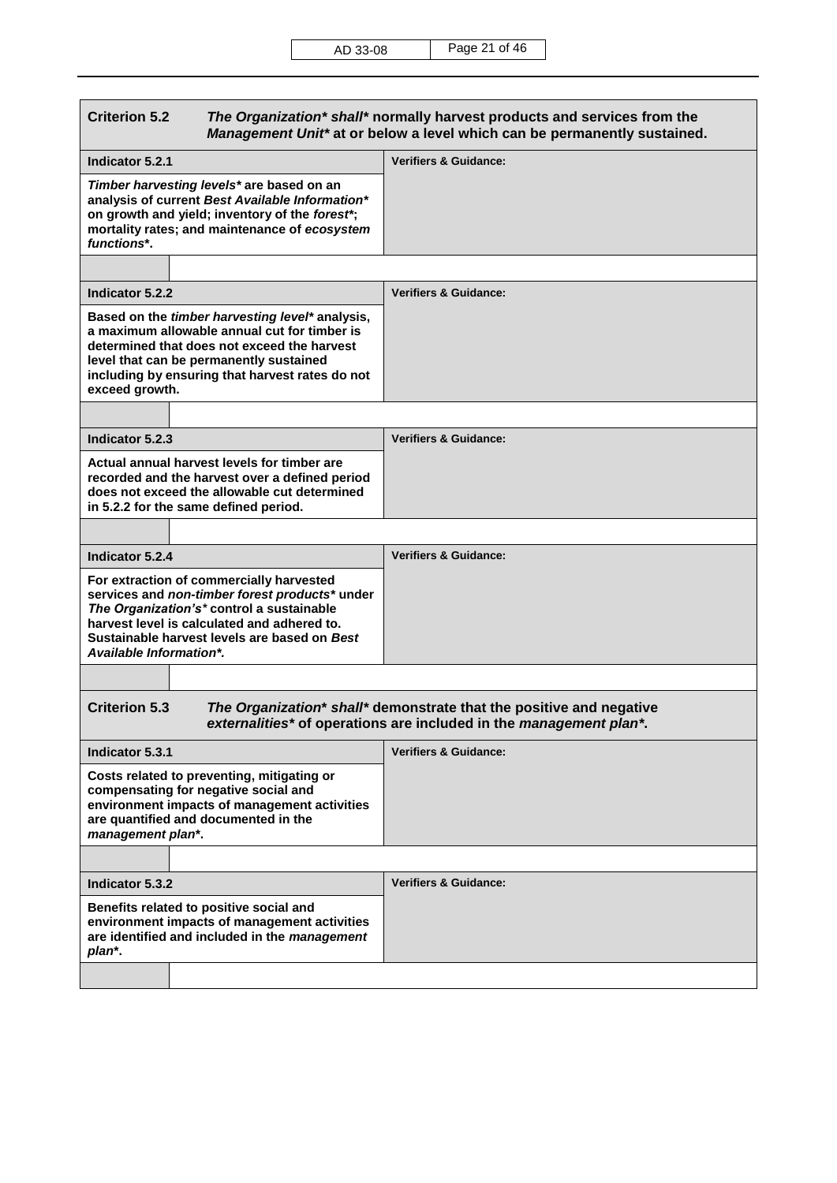**Criterion 5.2** ***The Organization\* shall\**** **normally harvest products and services from the *Management Unit\** at or below a level which can be permanently sustained.**

| **Indicator 5.2.1** | **Verifiers & Guidance:** |
|---|---|
| ***Timber harvesting levels\**** **are based on an analysis of current *Best Available Information\** on growth and yield; inventory of the *forest\**; mortality rates; and maintenance of *ecosystem functions\**.** | |
| | |

| **Indicator 5.2.2** | **Verifiers & Guidance:** |
|---|---|
| **Based on the *timber harvesting level\** analysis, a maximum allowable annual cut for timber is determined that does not exceed the harvest level that can be permanently sustained including by ensuring that harvest rates do not exceed growth.** | |
| | |

| **Indicator 5.2.3** | **Verifiers & Guidance:** |
|---|---|
| **Actual annual harvest levels for timber are recorded and the harvest over a defined period does not exceed the allowable cut determined in 5.2.2 for the same defined period.** | |
| | |

| **Indicator 5.2.4** | **Verifiers & Guidance:** |
|---|---|
| **For extraction of commercially harvested services and *non-timber forest products\** under *The Organization's\** control a sustainable harvest level is calculated and adhered to. Sustainable harvest levels are based on *Best Available Information\*.*** | |
| | |

**Criterion 5.3** ***The Organization\* shall\**** **demonstrate that the positive and negative *externalities\** of operations are included in the *management plan\**.**

| **Indicator 5.3.1** | **Verifiers & Guidance:** |
|---|---|
| **Costs related to preventing, mitigating or compensating for negative social and environment impacts of management activities are quantified and documented in the *management plan\**.** | |
| | |

| **Indicator 5.3.2** | **Verifiers & Guidance:** |
|---|---|
| **Benefits related to positive social and environment impacts of management activities are identified and included in the *management plan\**.** | |
| | |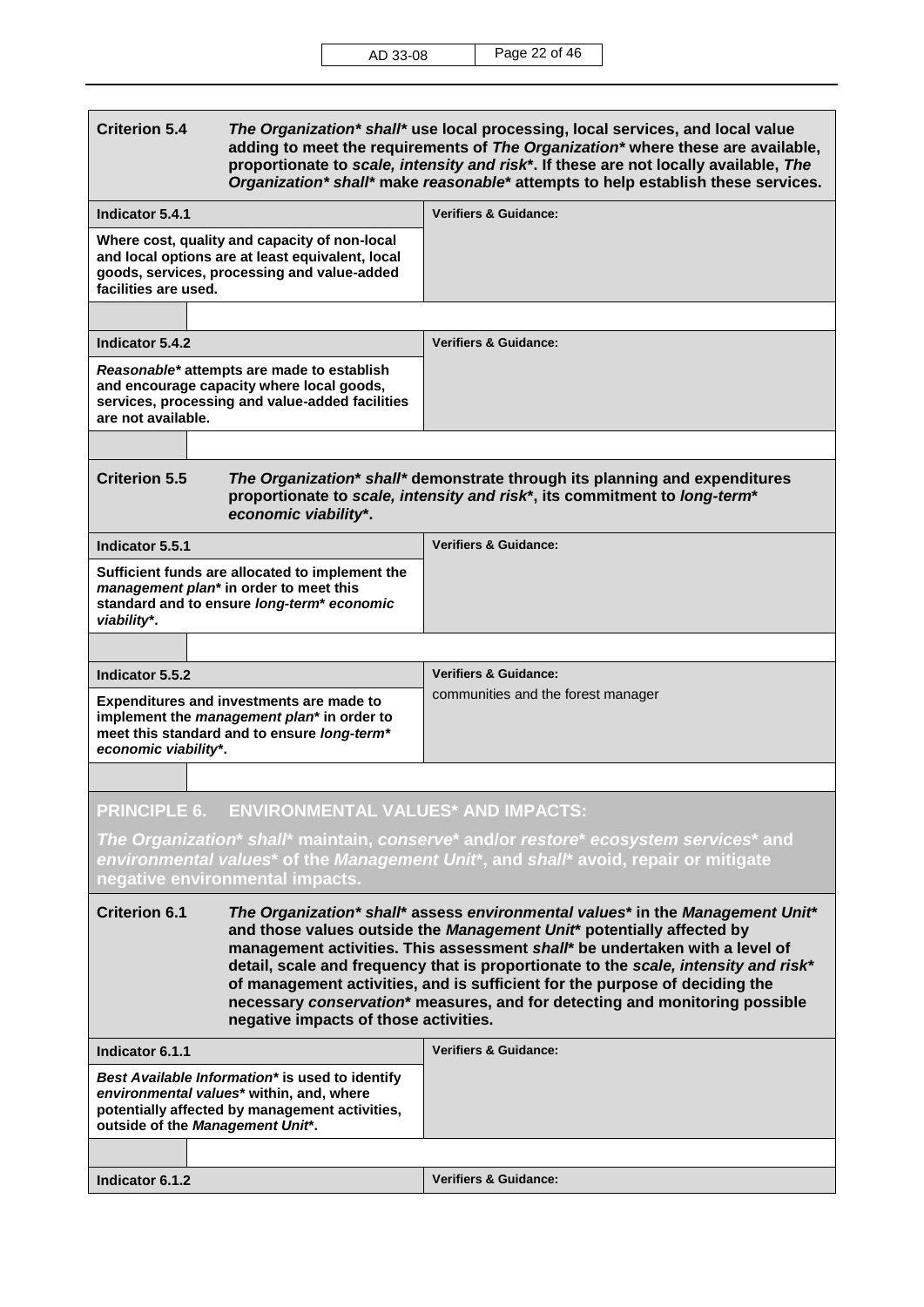| **Criterion 5.4** | ***The Organization\* shall\**** **use local processing, local services, and local value adding to meet the requirements of** ***The Organization\**** **where these are available, proportionate to** ***scale, intensity and risk\****. **If these are not locally available,** ***The Organization\* shall\**** **make** ***reasonable\**** **attempts to help establish these services.** |
|---|---|

| **Indicator 5.4.1** | **Verifiers & Guidance:** |
|---|---|
| **Where cost, quality and capacity of non-local and local options are at least equivalent, local goods, services, processing and value-added facilities are used.** | |

| **Indicator 5.4.2** | **Verifiers & Guidance:** |
|---|---|
| ***Reasonable\**** **attempts are made to establish and encourage capacity where local goods, services, processing and value-added facilities are not available.** | |

| **Criterion 5.5** | ***The Organization\* shall\**** **demonstrate through its planning and expenditures proportionate to** ***scale, intensity and risk\****, **its commitment to** ***long-term\* economic viability\****. |
|---|---|

| **Indicator 5.5.1** | **Verifiers & Guidance:** |
|---|---|
| **Sufficient funds are allocated to implement the** ***management plan\**** **in order to meet this standard and to ensure** ***long-term\* economic viability\****. | |

| **Indicator 5.5.2** | **Verifiers & Guidance:** |
|---|---|
| **Expenditures and investments are made to implement the** ***management plan\**** **in order to meet this standard and to ensure** ***long-term\* economic viability\****. | communities and the forest manager |

## PRINCIPLE 6. ENVIRONMENTAL VALUES* AND IMPACTS:

***The Organization\* shall\**** **maintain,** ***conserve\**** **and/or** ***restore\* ecosystem services\**** **and** ***environmental values\**** **of the** ***Management Unit\****, **and** ***shall\**** **avoid, repair or mitigate negative environmental impacts.**

| **Criterion 6.1** | ***The Organization\* shall\**** **assess** ***environmental values\**** **in the** ***Management Unit\**** **and those values outside the** ***Management Unit\**** **potentially affected by management activities. This assessment** ***shall\**** **be undertaken with a level of detail, scale and frequency that is proportionate to the** ***scale, intensity and risk\**** **of management activities, and is sufficient for the purpose of deciding the necessary** ***conservation\**** **measures, and for detecting and monitoring possible negative impacts of those activities.** |
|---|---|

| **Indicator 6.1.1** | **Verifiers & Guidance:** |
|---|---|
| ***Best Available Information\**** **is used to identify** ***environmental values\**** **within, and, where potentially affected by management activities, outside of the** ***Management Unit\****. | |

| **Indicator 6.1.2** | **Verifiers & Guidance:** |
|---|---|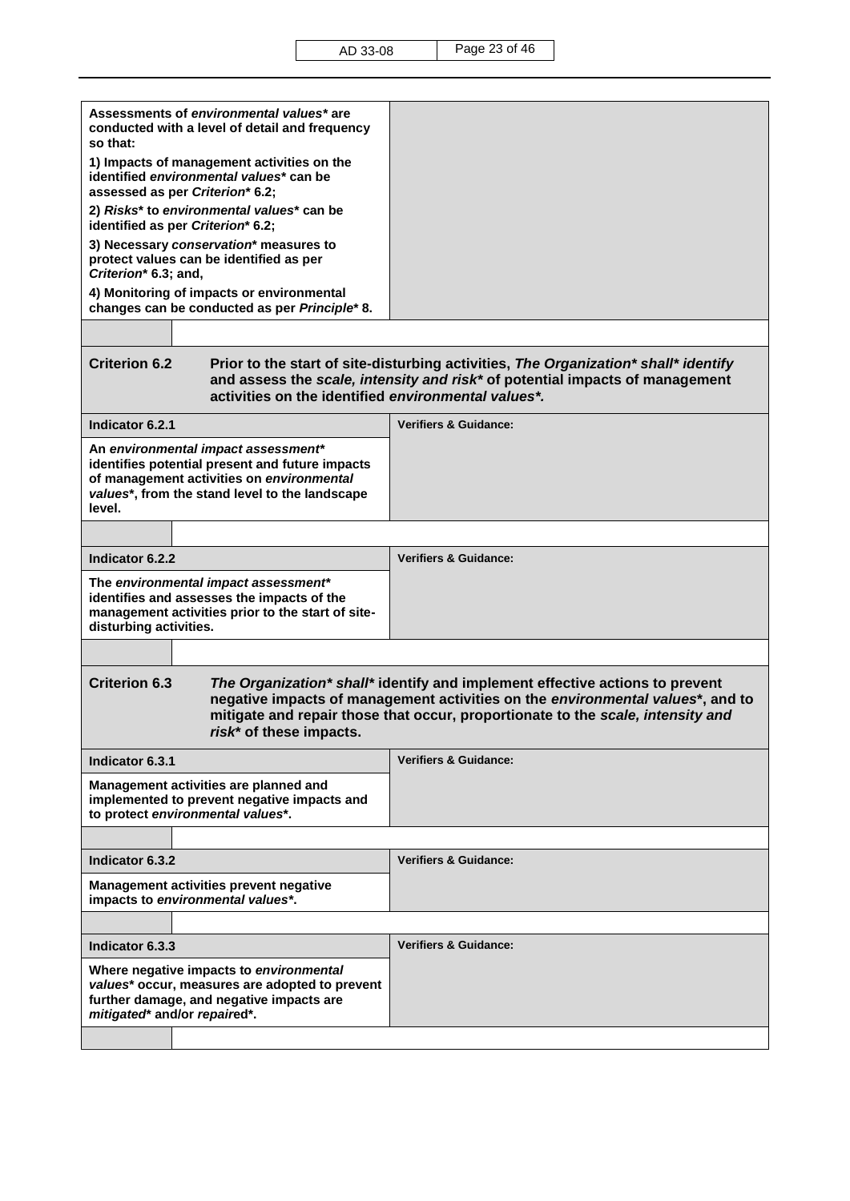| | |
|---|---|
| **Assessments of *environmental values** are conducted with a level of detail and frequency so that:**<br>**1) Impacts of management activities on the identified *environmental values** can be assessed as per *Criterion** 6.2;**<br>**2) *Risks** to *environmental values** can be identified as per *Criterion** 6.2;**<br>**3) Necessary *conservation** measures to protect values can be identified as per *Criterion** 6.3; and,**<br>**4) Monitoring of impacts or environmental changes can be conducted as per *Principle** 8.** | |

**Criterion 6.2** **Prior to the start of site-disturbing activities, *The Organization* shall* identify and assess the *scale, intensity and risk** of potential impacts of management activities on the identified *environmental values**.**

| **Indicator 6.2.1** | **Verifiers & Guidance:** |
|---|---|
| **An *environmental impact assessment** identifies potential present and future impacts of management activities on *environmental values**, from the stand level to the landscape level.** | |

| **Indicator 6.2.2** | **Verifiers & Guidance:** |
|---|---|
| **The *environmental impact assessment** identifies and assesses the impacts of the management activities prior to the start of site-disturbing activities.** | |

**Criterion 6.3** ***The Organization* shall* identify and implement effective actions to prevent negative impacts of management activities on the *environmental values**, and to mitigate and repair those that occur, proportionate to the *scale, intensity and risk** of these impacts.**

| **Indicator 6.3.1** | **Verifiers & Guidance:** |
|---|---|
| **Management activities are planned and implemented to prevent negative impacts and to protect *environmental values**.** | |

| **Indicator 6.3.2** | **Verifiers & Guidance:** |
|---|---|
| **Management activities prevent negative impacts to *environmental values**.** | |

| **Indicator 6.3.3** | **Verifiers & Guidance:** |
|---|---|
| **Where negative impacts to *environmental values** occur, measures are adopted to prevent further damage, and negative impacts are *mitigated** and/or *repaired**.** | |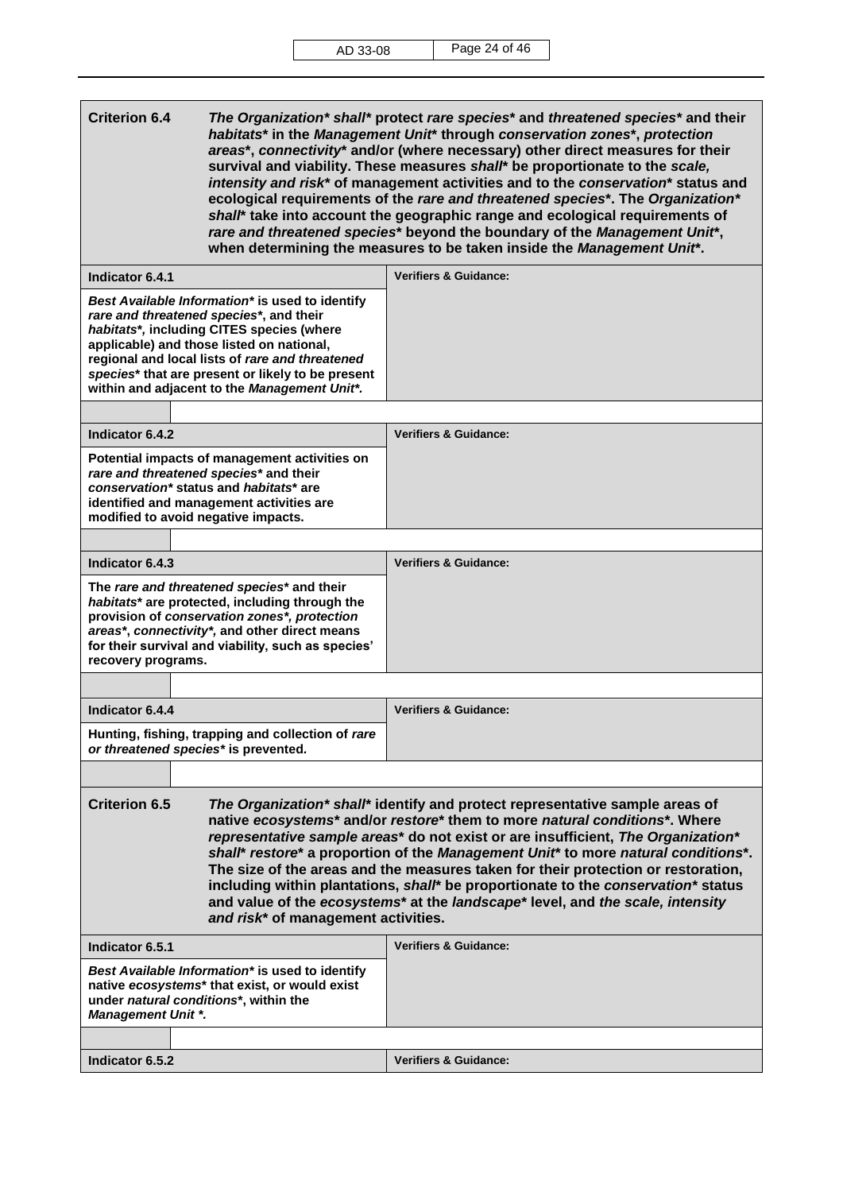| **Criterion 6.4** | ***The Organization\* shall\**** **protect** ***rare species\**** **and** ***threatened species\**** **and their** ***habitats\**** **in the** ***Management Unit\**** **through** ***conservation zones\*, protection areas\*, connectivity\**** **and/or (where necessary) other direct measures for their survival and viability. These measures** ***shall\**** **be proportionate to the** ***scale, intensity and risk\**** **of management activities and to the** ***conservation\**** **status and ecological requirements of the** ***rare and threatened species\****. **The** ***Organization\* shall\**** **take into account the geographic range and ecological requirements of** ***rare and threatened species\**** **beyond the boundary of the** ***Management Unit\****, **when determining the measures to be taken inside the** ***Management Unit\****. |
|---|---|

| **Indicator 6.4.1** | **Verifiers & Guidance:** |
|---|---|
| ***Best Available Information\**** **is used to identify** ***rare and threatened species\****, **and their** ***habitats\****, **including CITES species (where applicable) and those listed on national, regional and local lists of** ***rare and threatened species\**** **that are present or likely to be present within and adjacent to the** ***Management Unit\****. | |
| **Indicator 6.4.2** | **Verifiers & Guidance:** |
| **Potential impacts of management activities on** ***rare and threatened species\**** **and their** ***conservation\**** **status and** ***habitats\**** **are identified and management activities are modified to avoid negative impacts.** | |
| **Indicator 6.4.3** | **Verifiers & Guidance:** |
| **The** ***rare and threatened species\**** **and their** ***habitats\**** **are protected, including through the provision of** ***conservation zones\*, protection areas\*, connectivity\****, **and other direct means for their survival and viability, such as species' recovery programs.** | |
| **Indicator 6.4.4** | **Verifiers & Guidance:** |
| **Hunting, fishing, trapping and collection of** ***rare or threatened species\**** **is prevented.** | |

| **Criterion 6.5** | ***The Organization\* shall\**** **identify and protect representative sample areas of native** ***ecosystems\**** **and/or** ***restore\**** **them to more** ***natural conditions\****. **Where** ***representative sample areas\**** **do not exist or are insufficient,** ***The Organization\* shall\* restore\**** **a proportion of the** ***Management Unit\**** **to more** ***natural conditions\****. **The size of the areas and the measures taken for their protection or restoration, including within plantations,** ***shall\**** **be proportionate to the** ***conservation\**** **status and value of the** ***ecosystems\**** **at the** ***landscape\**** **level, and** ***the scale, intensity and risk\**** **of management activities.** |
|---|---|

| **Indicator 6.5.1** | **Verifiers & Guidance:** |
|---|---|
| ***Best Available Information\**** **is used to identify native** ***ecosystems\**** **that exist, or would exist under** ***natural conditions\****, **within the** ***Management Unit \****. | |
| **Indicator 6.5.2** | **Verifiers & Guidance:** |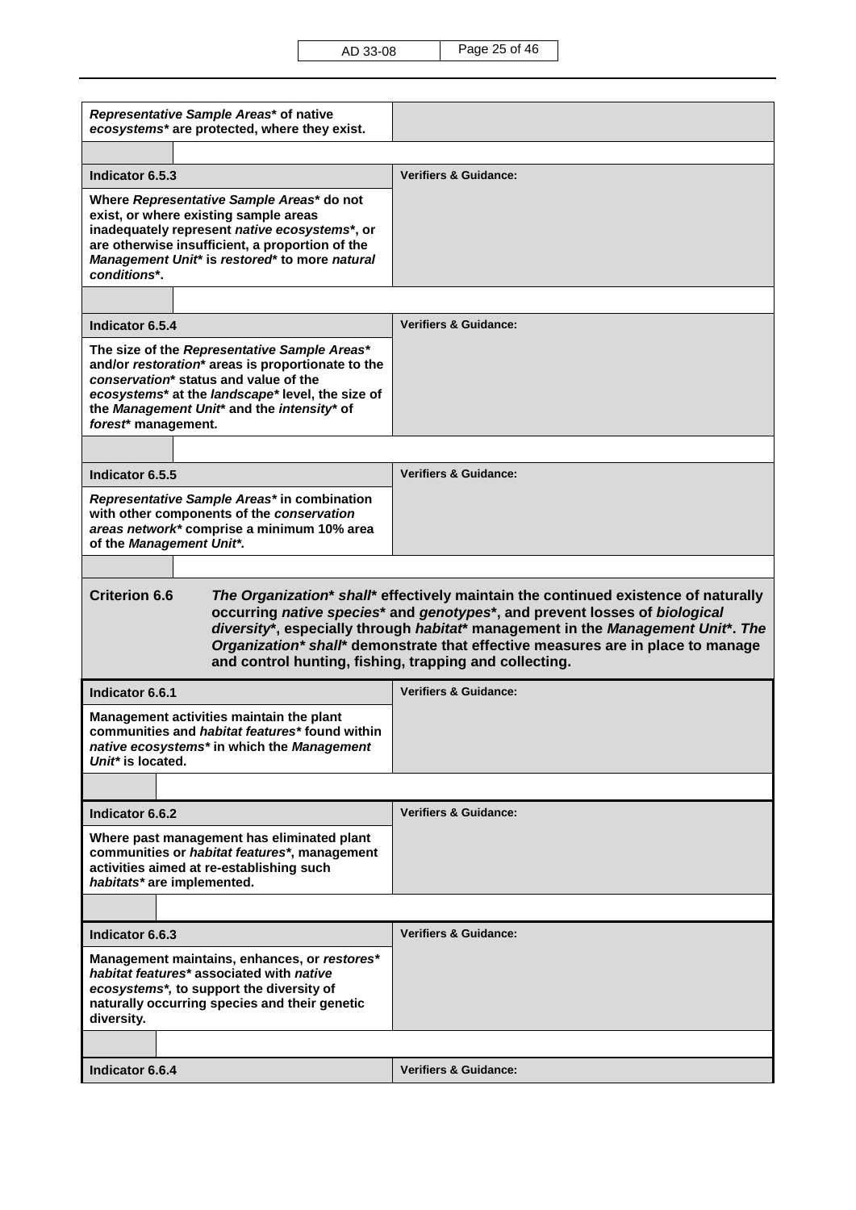| | |
|---|---|
| ***Representative Sample Areas\**** **of native** ***ecosystems\**** **are protected, where they exist.** | |
| | |
| **Indicator 6.5.3** | **Verifiers & Guidance:** |
| **Where** ***Representative Sample Areas\**** **do not exist, or where existing sample areas inadequately represent** ***native ecosystems\****, **or are otherwise insufficient, a proportion of the** ***Management Unit\**** **is** ***restored\**** **to more** ***natural conditions\****. | |
| | |
| **Indicator 6.5.4** | **Verifiers & Guidance:** |
| **The size of the** ***Representative Sample Areas\**** **and/or** ***restoration\**** **areas is proportionate to the** ***conservation\**** **status and value of the** ***ecosystems\**** **at the** ***landscape\**** **level, the size of the** ***Management Unit\**** **and the** ***intensity\**** **of** ***forest\**** **management.** | |
| | |
| **Indicator 6.5.5** | **Verifiers & Guidance:** |
| ***Representative Sample Areas\**** **in combination with other components of the** ***conservation areas network\**** **comprise a minimum 10% area of the** ***Management Unit\****. | |
| | |

**Criterion 6.6** ***The Organization\**** ***shall\**** **effectively maintain the continued existence of naturally occurring** ***native species\**** **and** ***genotypes\****, **and prevent losses of** ***biological diversity\****, **especially through** ***habitat\**** **management in the** ***Management Unit\****. ***The Organization\**** ***shall\**** **demonstrate that effective measures are in place to manage and control hunting, fishing, trapping and collecting.**

| | |
|---|---|
| **Indicator 6.6.1** | **Verifiers & Guidance:** |
| **Management activities maintain the plant communities and** ***habitat features\**** **found within** ***native ecosystems\**** **in which the** ***Management Unit\**** **is located.** | |
| | |
| **Indicator 6.6.2** | **Verifiers & Guidance:** |
| **Where past management has eliminated plant communities or** ***habitat features\****, **management activities aimed at re-establishing such** ***habitats\**** **are implemented.** | |
| | |
| **Indicator 6.6.3** | **Verifiers & Guidance:** |
| **Management maintains, enhances, or** ***restores\**** ***habitat features\**** **associated with** ***native ecosystems\****, **to support the diversity of naturally occurring species and their genetic diversity.** | |
| | |
| **Indicator 6.6.4** | **Verifiers & Guidance:** |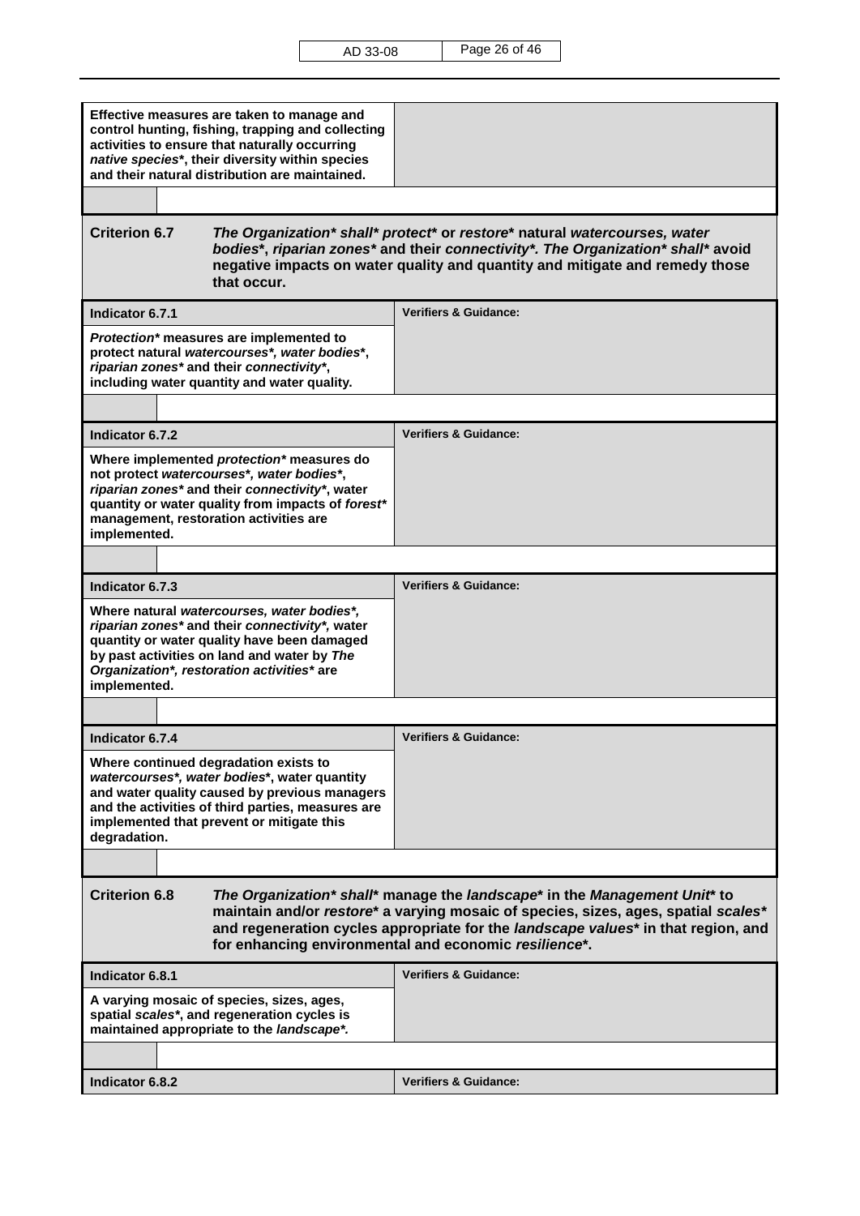| | |
|---|---|
| **Effective measures are taken to manage and control hunting, fishing, trapping and collecting activities to ensure that naturally occurring *native species*\*, their diversity within species and their natural distribution are maintained.** | |

**Criterion 6.7** ***The Organization\* shall\* protect\**** **or** ***restore\**** **natural** ***watercourses, water bodies\*****,** ***riparian zones\**** **and their** ***connectivity\*. The Organization\* shall\**** **avoid negative impacts on water quality and quantity and mitigate and remedy those that occur.**

| **Indicator 6.7.1** | **Verifiers & Guidance:** |
|---|---|
| ***Protection\**** **measures are implemented to protect natural** ***watercourses\*, water bodies\*****,** ***riparian zones\**** **and their** ***connectivity\*****, including water quantity and water quality.** | |

| **Indicator 6.7.2** | **Verifiers & Guidance:** |
|---|---|
| **Where implemented** ***protection\**** **measures do not protect** ***watercourses\*, water bodies\*****,** ***riparian zones\**** **and their** ***connectivity\*****, water quantity or water quality from impacts of** ***forest\**** **management, restoration activities are implemented.** | |

| **Indicator 6.7.3** | **Verifiers & Guidance:** |
|---|---|
| **Where natural** ***watercourses, water bodies\*****,** ***riparian zones\**** **and their** ***connectivity\*,*** **water quantity or water quality have been damaged by past activities on land and water by** ***The Organization\*, restoration activities\**** **are implemented.** | |

| **Indicator 6.7.4** | **Verifiers & Guidance:** |
|---|---|
| **Where continued degradation exists to** ***watercourses\*, water bodies\*****, water quantity and water quality caused by previous managers and the activities of third parties, measures are implemented that prevent or mitigate this degradation.** | |

**Criterion 6.8** ***The Organization\* shall\**** **manage the** ***landscape\**** **in the** ***Management Unit\**** **to maintain and/or** ***restore\**** **a varying mosaic of species, sizes, ages, spatial** ***scales\**** **and regeneration cycles appropriate for the** ***landscape values\**** **in that region, and for enhancing environmental and economic** ***resilience\*.***

| **Indicator 6.8.1** | **Verifiers & Guidance:** |
|---|---|
| **A varying mosaic of species, sizes, ages, spatial** ***scales\*****, and regeneration cycles is maintained appropriate to the** ***landscape\*.*** | |

| **Indicator 6.8.2** | **Verifiers & Guidance:** |
|---|---|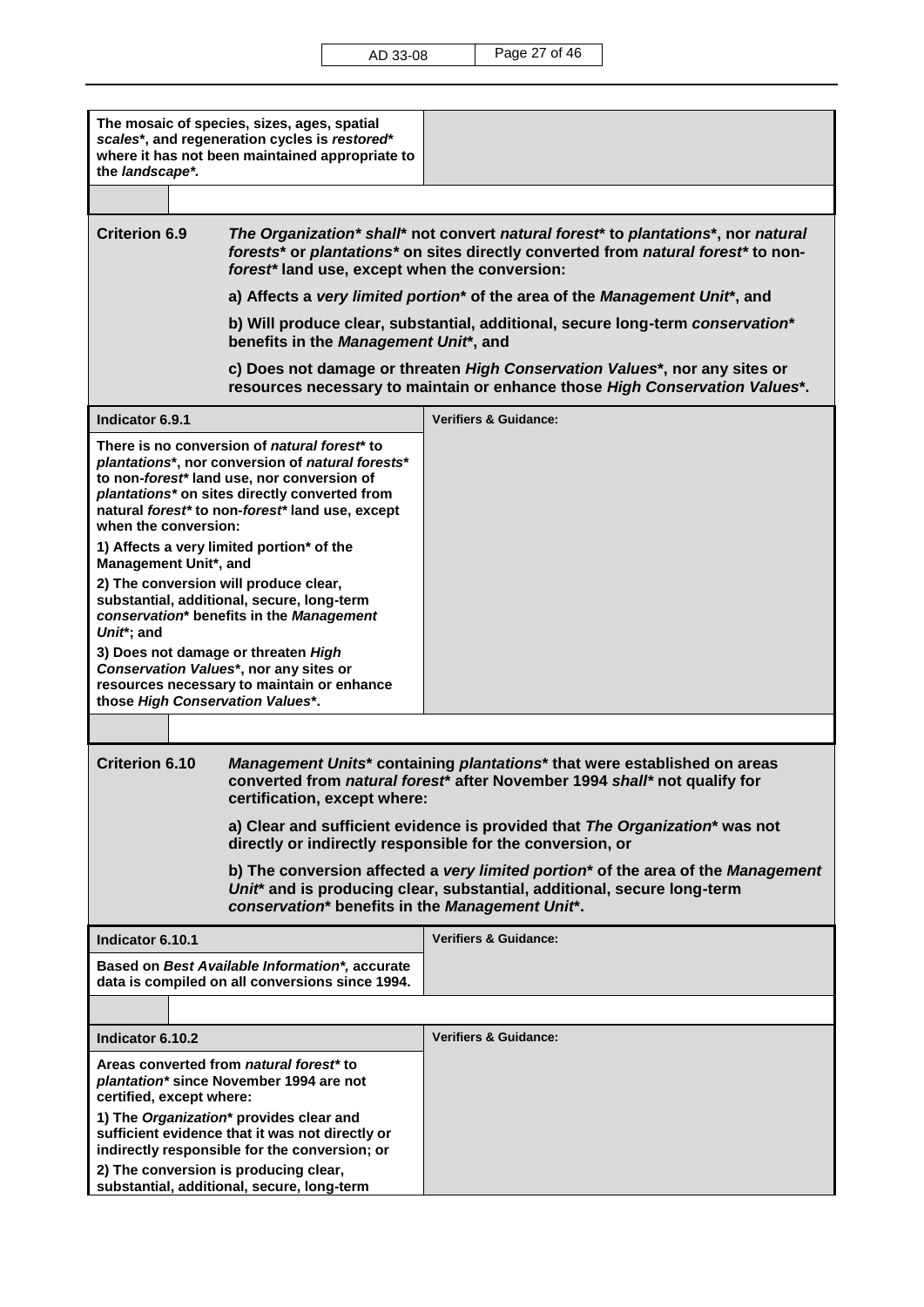| | |
|---|---|
| **The mosaic of species, sizes, ages, spatial *scales*\*, and regeneration cycles is *restored*\* where it has not been maintained appropriate to the *landscape*\*.** | |

**Criterion 6.9** ***The Organization\* shall\**** **not convert *natural forest*\* to *plantations*\*, nor *natural forests*\* or *plantations*\* on sites directly converted from *natural forest*\* to non-*forest*\* land use, except when the conversion:**

**a) Affects a *very limited portion*\* of the area of the *Management Unit*\*, and**

**b) Will produce clear, substantial, additional, secure long-term *conservation*\* benefits in the *Management Unit*\*, and**

**c) Does not damage or threaten *High Conservation Values*\*, nor any sites or resources necessary to maintain or enhance those *High Conservation Values*\*.**

| **Indicator 6.9.1** | **Verifiers & Guidance:** |
|---|---|
| **There is no conversion of *natural forest*\* to *plantations*\*, nor conversion of *natural forests*\* to non-*forest*\* land use, nor conversion of *plantations*\* on sites directly converted from natural *forest*\* to non-*forest*\* land use, except when the conversion:**<br>**1) Affects a very limited portion\* of the Management Unit\*, and**<br>**2) The conversion will produce clear, substantial, additional, secure, long-term *conservation*\* benefits in the *Management Unit*\*; and**<br>**3) Does not damage or threaten *High Conservation Values*\*, nor any sites or resources necessary to maintain or enhance those *High Conservation Values*\*.** | |

**Criterion 6.10** ***Management Units*\* containing *plantations*\* that were established on areas converted from *natural forest*\* after November 1994 *shall*\* not qualify for certification, except where:**

**a) Clear and sufficient evidence is provided that *The Organization*\* was not directly or indirectly responsible for the conversion, or**

**b) The conversion affected a *very limited portion*\* of the area of the *Management Unit*\* and is producing clear, substantial, additional, secure long-term *conservation*\* benefits in the *Management Unit*\*.**

| **Indicator 6.10.1** | **Verifiers & Guidance:** |
|---|---|
| **Based on *Best Available Information*\*, accurate data is compiled on all conversions since 1994.** | |

| **Indicator 6.10.2** | **Verifiers & Guidance:** |
|---|---|
| **Areas converted from *natural forest*\* to *plantation*\* since November 1994 are not certified, except where:**<br>**1) The *Organization*\* provides clear and sufficient evidence that it was not directly or indirectly responsible for the conversion; or**<br>**2) The conversion is producing clear, substantial, additional, secure, long-term** | |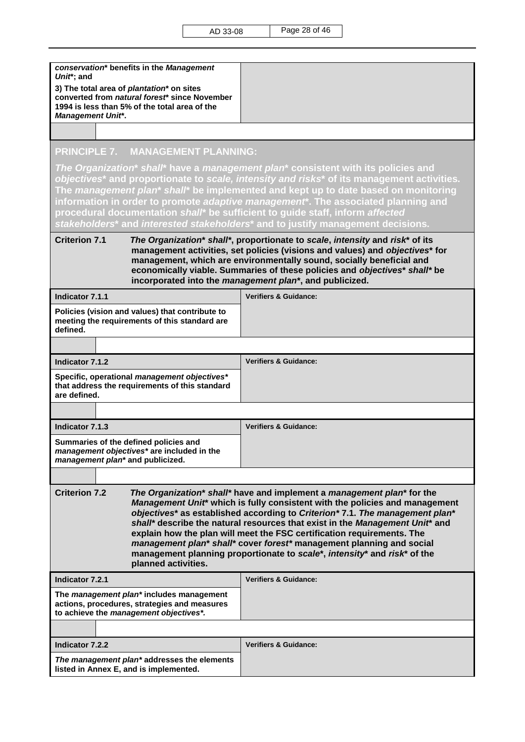| | |
|---|---|
| ***conservation\**** **benefits in the** ***Management Unit\****; **and**<br><br>**3) The total area of** ***plantation\**** **on sites converted from** ***natural forest\**** **since November 1994 is less than 5% of the total area of the** ***Management Unit\****. | |

## PRINCIPLE 7. MANAGEMENT PLANNING:

***The Organization\* shall\**** **have a** ***management plan\**** **consistent with its policies and** ***objectives\**** **and proportionate to** ***scale, intensity and risks\**** **of its management activities. The** ***management plan\* shall\**** **be implemented and kept up to date based on monitoring information in order to promote** ***adaptive management\****. **The associated planning and procedural documentation** ***shall\**** **be sufficient to guide staff, inform** ***affected stakeholders\**** **and** ***interested stakeholders\**** **and to justify management decisions.**

**Criterion 7.1** ***The Organization\* shall\****, **proportionate to** ***scale***, ***intensity*** **and** ***risk\**** **of its management activities, set policies (visions and values) and** ***objectives\**** **for management, which are environmentally sound, socially beneficial and economically viable. Summaries of these policies and** ***objectives\* shall\**** **be incorporated into the** ***management plan\****, **and publicized.**

| Indicator 7.1.1 | Verifiers & Guidance: |
|---|---|
| **Policies (vision and values) that contribute to meeting the requirements of this standard are defined.** | |

| Indicator 7.1.2 | Verifiers & Guidance: |
|---|---|
| **Specific, operational** ***management objectives\**** **that address the requirements of this standard are defined.** | |

| Indicator 7.1.3 | Verifiers & Guidance: |
|---|---|
| **Summaries of the defined policies and** ***management objectives\**** **are included in the** ***management plan\**** **and publicized.** | |

**Criterion 7.2** ***The Organization\* shall\**** **have and implement a** ***management plan\**** **for the** ***Management Unit\**** **which is fully consistent with the policies and management** ***objectives\**** **as established according to** ***Criterion\**** **7.1.** ***The management plan\* shall\**** **describe the natural resources that exist in the** ***Management Unit\**** **and explain how the plan will meet the FSC certification requirements. The** ***management plan\* shall\**** **cover** ***forest\**** **management planning and social management planning proportionate to** ***scale\****, ***intensity\**** **and** ***risk\**** **of the planned activities.**

| Indicator 7.2.1 | Verifiers & Guidance: |
|---|---|
| **The** ***management plan\**** **includes management actions, procedures, strategies and measures to achieve the** ***management objectives\****. | |

| Indicator 7.2.2 | Verifiers & Guidance: |
|---|---|
| ***The management plan\**** **addresses the elements listed in Annex E, and is implemented.** | |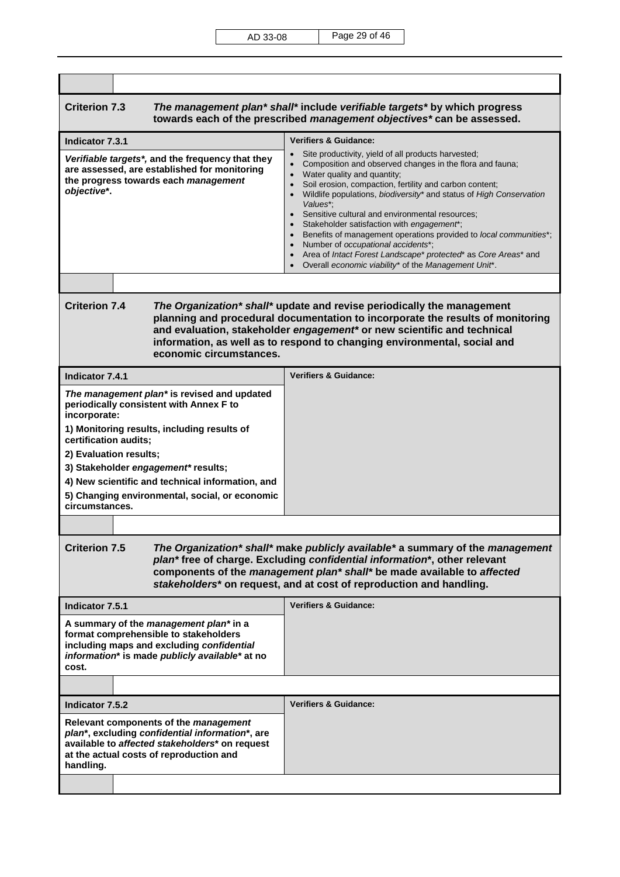**Criterion 7.3** ***The management plan\* shall\**** **include** ***verifiable targets\**** **by which progress towards each of the prescribed** ***management objectives\**** **can be assessed.**

| **Indicator 7.3.1** | **Verifiers & Guidance:** |
|---|---|
| ***Verifiable targets\****, **and the frequency that they are assessed, are established for monitoring the progress towards each** ***management objective\****. | • Site productivity, yield of all products harvested;<br>• Composition and observed changes in the flora and fauna;<br>• Water quality and quantity;<br>• Soil erosion, compaction, fertility and carbon content;<br>• Wildlife populations, *biodiversity\** and status of *High Conservation Values\**;<br>• Sensitive cultural and environmental resources;<br>• Stakeholder satisfaction with *engagement\**;<br>• Benefits of management operations provided to *local communities\**;<br>• Number of *occupational accidents\**;<br>• Area of *Intact Forest Landscape\* protected\** as *Core Areas\** and<br>• Overall *economic viability\** of the *Management Unit\**. |

**Criterion 7.4** ***The Organization\* shall\**** **update and revise periodically the management planning and procedural documentation to incorporate the results of monitoring and evaluation, stakeholder** ***engagement\**** **or new scientific and technical information, as well as to respond to changing environmental, social and economic circumstances.**

| **Indicator 7.4.1** | **Verifiers & Guidance:** |
|---|---|
| ***The management plan\**** **is revised and updated periodically consistent with Annex F to incorporate:**<br>**1) Monitoring results, including results of certification audits;**<br>**2) Evaluation results;**<br>**3) Stakeholder** ***engagement\**** **results;**<br>**4) New scientific and technical information, and**<br>**5) Changing environmental, social, or economic circumstances.** | |

**Criterion 7.5** ***The Organization\* shall\**** **make** ***publicly available\**** **a summary of the** ***management plan\**** **free of charge. Excluding** ***confidential information\****, **other relevant components of the** ***management plan\* shall\**** **be made available to** ***affected stakeholders\**** **on request, and at cost of reproduction and handling.**

| **Indicator 7.5.1** | **Verifiers & Guidance:** |
|---|---|
| **A summary of the** ***management plan\**** **in a format comprehensible to stakeholders including maps and excluding** ***confidential information\**** **is made** ***publicly available\**** **at no cost.** | |

| **Indicator 7.5.2** | **Verifiers & Guidance:** |
|---|---|
| **Relevant components of the** ***management plan\****, **excluding** ***confidential information\****, **are available to** ***affected stakeholders\**** **on request at the actual costs of reproduction and handling.** | |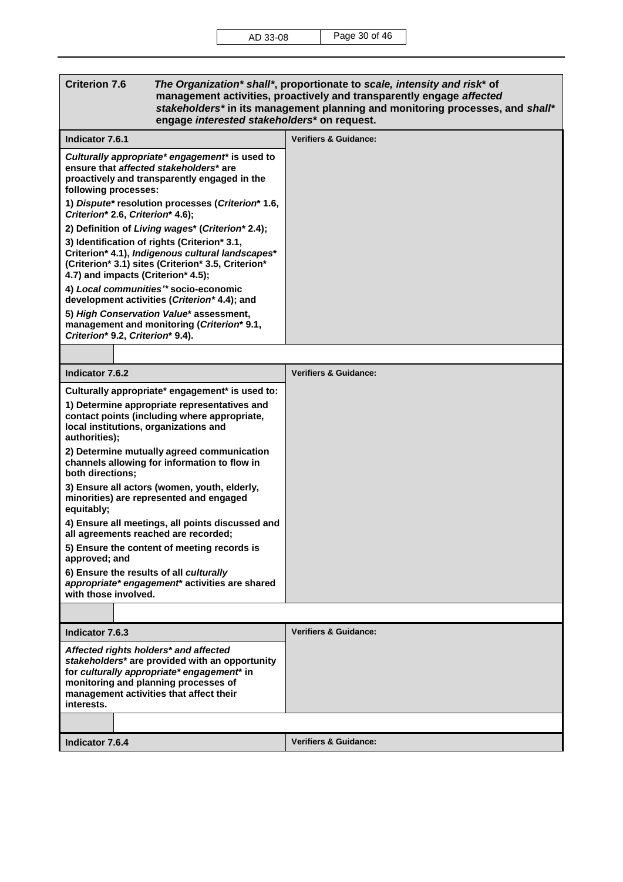| **Criterion 7.6** | ***The Organization\* shall\****, **proportionate to** ***scale, intensity and risk\**** **of management activities, proactively and transparently engage** ***affected stakeholders\**** **in its management planning and monitoring processes, and** ***shall\**** **engage** ***interested stakeholders\**** **on request.** |
|---|---|
| **Indicator 7.6.1** | **Verifiers & Guidance:** |
| ***Culturally appropriate\* engagement\**** **is used to ensure that** ***affected stakeholders\**** **are proactively and transparently engaged in the following processes:**<br>**1)** ***Dispute\**** **resolution processes (*Criterion\** 1.6, *Criterion\** 2.6, *Criterion\** 4.6);**<br>**2) Definition of** ***Living wages\**** **(*Criterion\** 2.4);**<br>**3) Identification of rights (Criterion\* 3.1, Criterion\* 4.1),** ***Indigenous cultural landscapes\**** **(Criterion\* 3.1) sites (Criterion\* 3.5, Criterion\* 4.7) and impacts (Criterion\* 4.5);**<br>**4)** ***Local communities'\**** **socio-economic development activities (*Criterion\** 4.4); and**<br>**5)** ***High Conservation Value\**** **assessment, management and monitoring (*Criterion\** 9.1, *Criterion\** 9.2, *Criterion\** 9.4).** | |
| | |
| **Indicator 7.6.2** | **Verifiers & Guidance:** |
| **Culturally appropriate\* engagement\* is used to:**<br>**1) Determine appropriate representatives and contact points (including where appropriate, local institutions, organizations and authorities);**<br>**2) Determine mutually agreed communication channels allowing for information to flow in both directions;**<br>**3) Ensure all actors (women, youth, elderly, minorities) are represented and engaged equitably;**<br>**4) Ensure all meetings, all points discussed and all agreements reached are recorded;**<br>**5) Ensure the content of meeting records is approved; and**<br>**6) Ensure the results of all** ***culturally appropriate\* engagement\**** **activities are shared with those involved.** | |
| | |
| **Indicator 7.6.3** | **Verifiers & Guidance:** |
| ***Affected rights holders\**** **and** ***affected stakeholders\**** **are provided with an opportunity for** ***culturally appropriate\* engagement\**** **in monitoring and planning processes of management activities that affect their interests.** | |
| | |
| **Indicator 7.6.4** | **Verifiers & Guidance:** |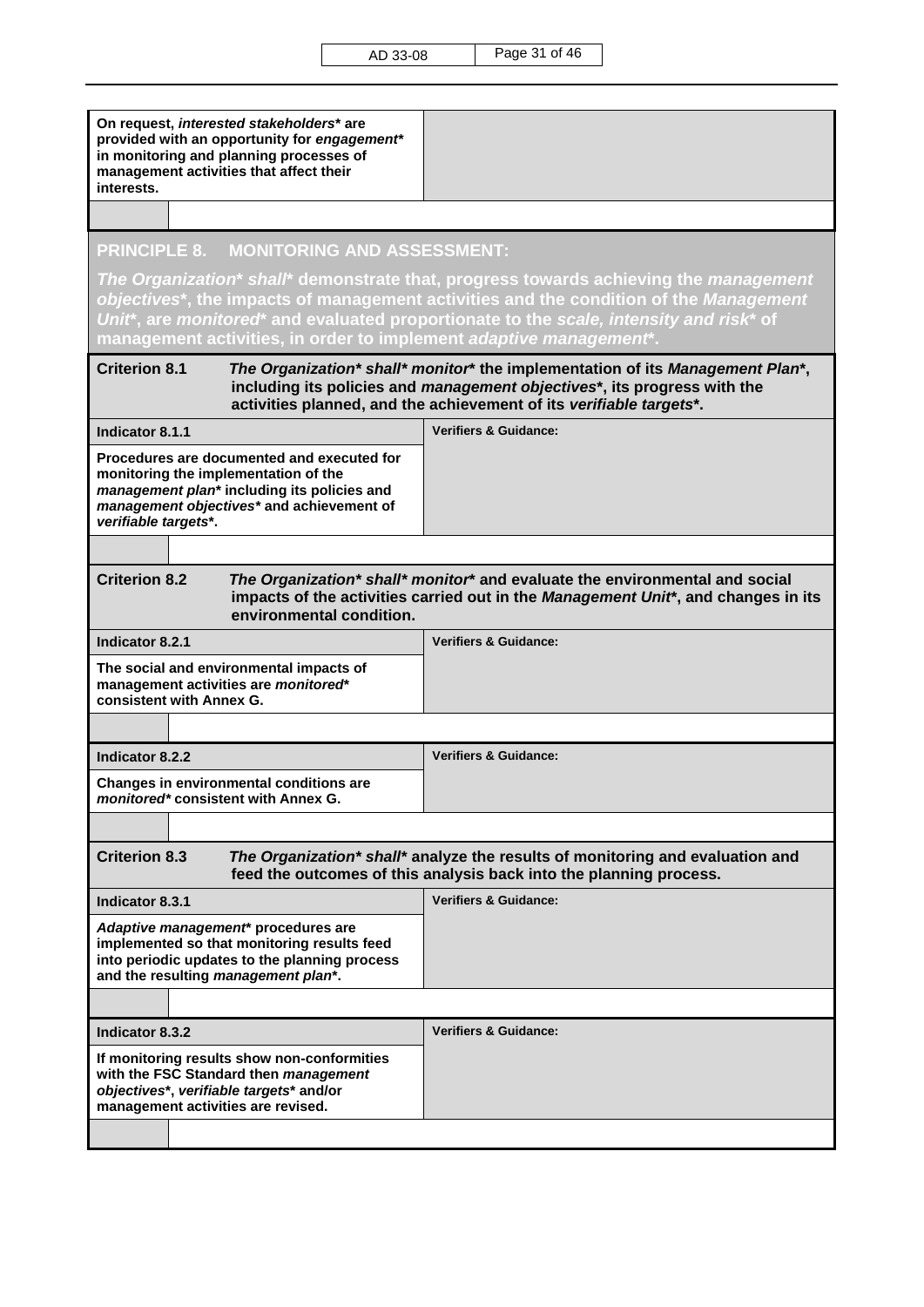| | |
|---|---|
| **On request, *interested stakeholders** are provided with an opportunity for *engagement** in monitoring and planning processes of management activities that affect their interests.** | |

## PRINCIPLE 8. MONITORING AND ASSESSMENT:

***The Organization* shall** demonstrate that, progress towards achieving the *management objectives**, the impacts of management activities and the condition of the *Management Unit**, are *monitored** and evaluated proportionate to the *scale, intensity and risk** of management activities, in order to implement *adaptive management**.**

**Criterion 8.1** ***The Organization* shall* monitor** the implementation of its *Management Plan**, including its policies and *management objectives**, its progress with the activities planned, and the achievement of its *verifiable targets**.**

| Indicator 8.1.1 | Verifiers & Guidance: |
|---|---|
| **Procedures are documented and executed for monitoring the implementation of the *management plan** including its policies and *management objectives** and achievement of *verifiable targets**.** | |

**Criterion 8.2** ***The Organization* shall* monitor** and evaluate the environmental and social impacts of the activities carried out in the *Management Unit**, and changes in its environmental condition.**

| Indicator 8.2.1 | Verifiers & Guidance: |
|---|---|
| **The social and environmental impacts of management activities are *monitored** consistent with Annex G.** | |

| Indicator 8.2.2 | Verifiers & Guidance: |
|---|---|
| **Changes in environmental conditions are *monitored** consistent with Annex G.** | |

**Criterion 8.3** ***The Organization* shall** analyze the results of monitoring and evaluation and feed the outcomes of this analysis back into the planning process.**

| Indicator 8.3.1 | Verifiers & Guidance: |
|---|---|
| ***Adaptive management** procedures are implemented so that monitoring results feed into periodic updates to the planning process and the resulting *management plan**.** | |

| Indicator 8.3.2 | Verifiers & Guidance: |
|---|---|
| **If monitoring results show non-conformities with the FSC Standard then *management objectives**, *verifiable targets** and/or management activities are revised.** | |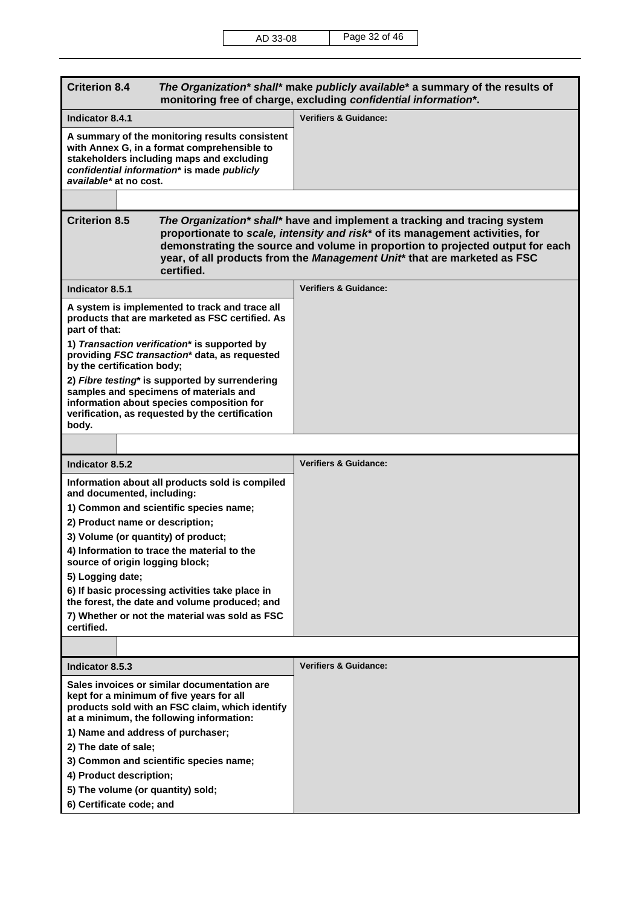| **Criterion 8.4** | ***The Organization\* shall\**** **make** ***publicly available\**** **a summary of the results of monitoring free of charge, excluding** ***confidential information\****. |
|---|---|
| **Indicator 8.4.1** | **Verifiers & Guidance:** |
| **A summary of the monitoring results consistent with Annex G, in a format comprehensible to stakeholders including maps and excluding** ***confidential information\**** **is made** ***publicly available\**** **at no cost.** | |

| **Criterion 8.5** | ***The Organization\* shall\**** **have and implement a tracking and tracing system proportionate to** ***scale, intensity and risk\**** **of its management activities, for demonstrating the source and volume in proportion to projected output for each year, of all products from the** ***Management Unit\**** **that are marketed as FSC certified.** |
|---|---|
| **Indicator 8.5.1** | **Verifiers & Guidance:** |
| **A system is implemented to track and trace all products that are marketed as FSC certified. As part of that:**<br>**1)** ***Transaction verification\**** **is supported by providing** ***FSC transaction\**** **data, as requested by the certification body;**<br>**2)** ***Fibre testing\**** **is supported by surrendering samples and specimens of materials and information about species composition for verification, as requested by the certification body.** | |

| **Indicator 8.5.2** | **Verifiers & Guidance:** |
|---|---|
| **Information about all products sold is compiled and documented, including:**<br>**1) Common and scientific species name;**<br>**2) Product name or description;**<br>**3) Volume (or quantity) of product;**<br>**4) Information to trace the material to the source of origin logging block;**<br>**5) Logging date;**<br>**6) If basic processing activities take place in the forest, the date and volume produced; and**<br>**7) Whether or not the material was sold as FSC certified.** | |

| **Indicator 8.5.3** | **Verifiers & Guidance:** |
|---|---|
| **Sales invoices or similar documentation are kept for a minimum of five years for all products sold with an FSC claim, which identify at a minimum, the following information:**<br>**1) Name and address of purchaser;**<br>**2) The date of sale;**<br>**3) Common and scientific species name;**<br>**4) Product description;**<br>**5) The volume (or quantity) sold;**<br>**6) Certificate code; and** | |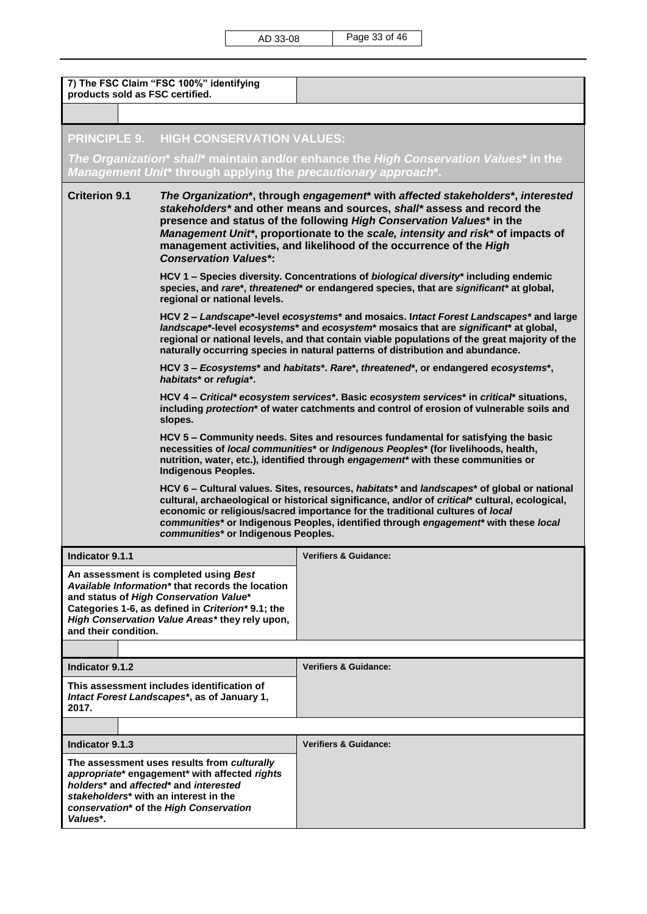| | |
|---|---|
| **7) The FSC Claim "FSC 100%" identifying products sold as FSC certified.** | |
| | |

## PRINCIPLE 9. HIGH CONSERVATION VALUES:

***The Organization\* shall\**** **maintain and/or enhance the** ***High Conservation Values\**** **in the** ***Management Unit\**** **through applying the** ***precautionary approach\****.

**Criterion 9.1** ***The Organization\****, **through** ***engagement\**** **with** ***affected stakeholders\****, ***interested stakeholders\**** **and other means and sources,** ***shall\**** **assess and record the presence and status of the following** ***High Conservation Values\**** **in the** ***Management Unit\****, **proportionate to the** ***scale, intensity and risk\**** **of impacts of management activities, and likelihood of the occurrence of the** ***High Conservation Values\****:

**HCV 1 – Species diversity. Concentrations of** ***biological diversity\**** **including endemic species, and** ***rare\****, ***threatened\**** **or endangered species, that are** ***significant\**** **at global, regional or national levels.**

**HCV 2 –** ***Landscape\****-**level** ***ecosystems\**** **and mosaics. I*ntact Forest Landscapes\** and large** ***landscape\****-**level** ***ecosystems\**** **and** ***ecosystem\**** **mosaics that are** ***significant\**** **at global, regional or national levels, and that contain viable populations of the great majority of the naturally occurring species in natural patterns of distribution and abundance.**

**HCV 3 –** ***Ecosystems\**** **and** ***habitats\****. ***Rare\****, ***threatened\****, **or endangered** ***ecosystems\****, ***habitats\**** **or** ***refugia\****.

**HCV 4 –** ***Critical\* ecosystem services\****. **Basic** ***ecosystem services\**** **in** ***critical\**** **situations, including** ***protection\**** **of water catchments and control of erosion of vulnerable soils and slopes.**

**HCV 5 – Community needs. Sites and resources fundamental for satisfying the basic necessities of** ***local communities\**** **or** ***Indigenous Peoples\**** **(for livelihoods, health, nutrition, water, etc.), identified through** ***engagement\**** **with these communities or Indigenous Peoples.**

**HCV 6 – Cultural values. Sites, resources,** ***habitats\**** **and** ***landscapes\**** **of global or national cultural, archaeological or historical significance, and/or of** ***critical\**** **cultural, ecological, economic or religious/sacred importance for the traditional cultures of** ***local communities\**** **or Indigenous Peoples, identified through** ***engagement\**** **with these** ***local communities\**** **or Indigenous Peoples.**

| Indicator 9.1.1 | Verifiers & Guidance: |
|---|---|
| **An assessment is completed using** ***Best Available Information\**** **that records the location and status of** ***High Conservation Value\**** **Categories 1-6, as defined in** ***Criterion\**** **9.1; the** ***High Conservation Value Areas\**** **they rely upon, and their condition.** | |
| | |

| Indicator 9.1.2 | Verifiers & Guidance: |
|---|---|
| **This assessment includes identification of** ***Intact Forest Landscapes\****, **as of January 1, 2017.** | |
| | |

| Indicator 9.1.3 | Verifiers & Guidance: |
|---|---|
| **The assessment uses results from** ***culturally appropriate\**** **engagement\* with affected** ***rights holders\**** **and** ***affected\**** **and** ***interested stakeholders\**** **with an interest in the** ***conservation\**** **of the** ***High Conservation Values\****. | |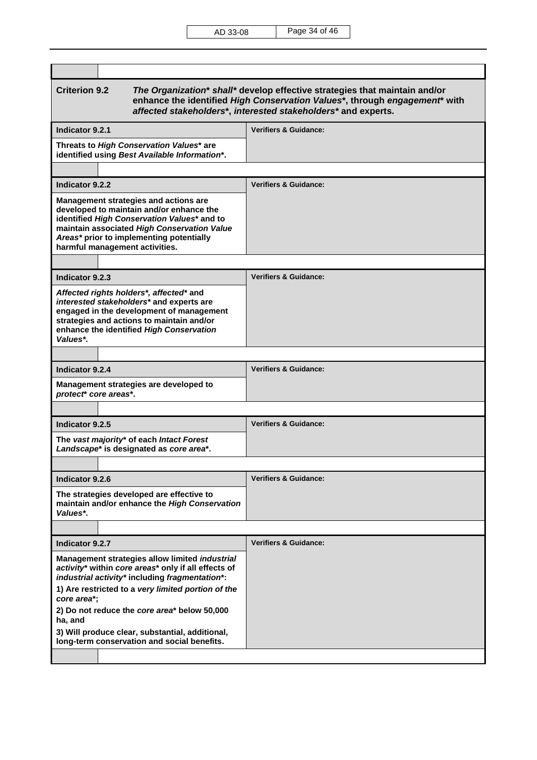**Criterion 9.2** ***The Organization\* shall\**** **develop effective strategies that maintain and/or enhance the identified** ***High Conservation Values\****, **through** ***engagement\**** **with** ***affected stakeholders\****, ***interested stakeholders\**** **and experts.**

| Indicator | Verifiers & Guidance: |
|---|---|
| **Indicator 9.2.1**<br>**Threats to *High Conservation Values\** are identified using *Best Available Information\*.*** | |
| **Indicator 9.2.2**<br>**Management strategies and actions are developed to maintain and/or enhance the identified *High Conservation Values\** and to maintain associated *High Conservation Value Areas\** prior to implementing potentially harmful management activities.** | |
| **Indicator 9.2.3**<br>***Affected rights holders\*, affected\** and *interested stakeholders\** and experts are engaged in the development of management strategies and actions to maintain and/or enhance the identified *High Conservation Values\*.*** | |
| **Indicator 9.2.4**<br>**Management strategies are developed to *protect\* core areas\*.*** | |
| **Indicator 9.2.5**<br>**The *vast majority\** of each *Intact Forest Landscape\** is designated as *core area\*.*** | |
| **Indicator 9.2.6**<br>**The strategies developed are effective to maintain and/or enhance the *High Conservation Values\*.*** | |
| **Indicator 9.2.7**<br>**Management strategies allow limited *industrial activity\** within *core areas\** only if all effects of *industrial activity\** including *fragmentation\*:***<br>**1) Are restricted to a *very limited portion of the core area\**;**<br>**2) Do not reduce the *core area\** below 50,000 ha, and**<br>**3) Will produce clear, substantial, additional, long-term conservation and social benefits.** | |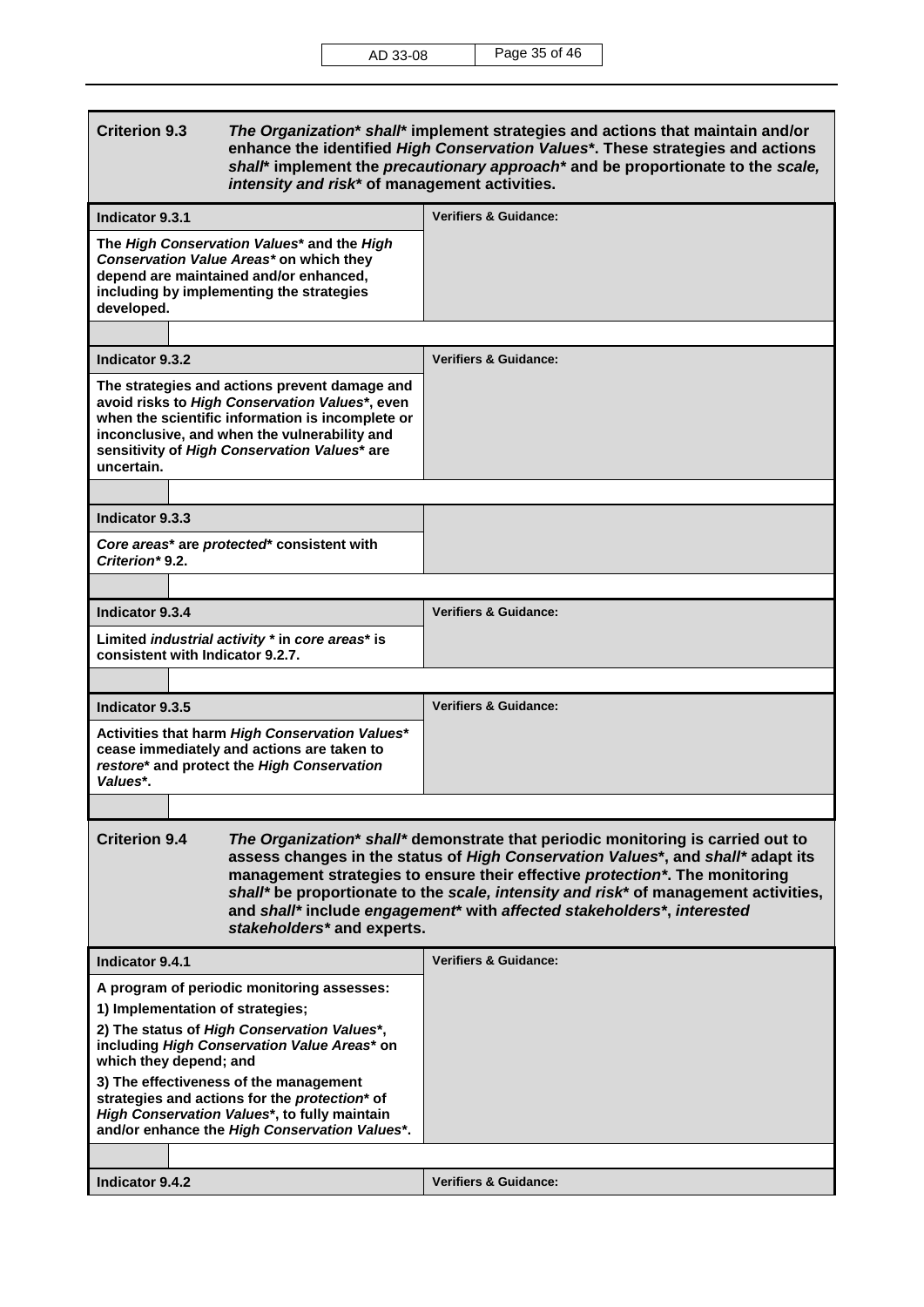| Criterion 9.3 | ***The Organization\* shall\**** **implement strategies and actions that maintain and/or enhance the identified** ***High Conservation Values\****. **These strategies and actions** ***shall\**** **implement the** ***precautionary approach\**** **and be proportionate to the** ***scale, intensity and risk\**** **of management activities.** |
|---|---|
| **Indicator 9.3.1** | **Verifiers & Guidance:** |
| **The** ***High Conservation Values\**** **and the** ***High Conservation Value Areas\**** **on which they depend are maintained and/or enhanced, including by implementing the strategies developed.** | |
| | |
| **Indicator 9.3.2** | **Verifiers & Guidance:** |
| **The strategies and actions prevent damage and avoid risks to** ***High Conservation Values\****, **even when the scientific information is incomplete or inconclusive, and when the vulnerability and sensitivity of** ***High Conservation Values\**** **are uncertain.** | |
| | |
| **Indicator 9.3.3** | |
| ***Core areas\**** **are** ***protected\**** **consistent with** ***Criterion\**** **9.2.** | |
| | |
| **Indicator 9.3.4** | **Verifiers & Guidance:** |
| **Limited** ***industrial activity \**** **in** ***core areas\**** **is consistent with Indicator 9.2.7.** | |
| | |
| **Indicator 9.3.5** | **Verifiers & Guidance:** |
| **Activities that harm** ***High Conservation Values\**** **cease immediately and actions are taken to** ***restore\**** **and protect the** ***High Conservation Values\****. | |
| | |

| Criterion 9.4 | ***The Organization\* shall\**** **demonstrate that periodic monitoring is carried out to assess changes in the status of** ***High Conservation Values\****, **and** ***shall\**** **adapt its management strategies to ensure their effective** ***protection\****. **The monitoring** ***shall\**** **be proportionate to the** ***scale, intensity and risk\**** **of management activities, and** ***shall\**** **include** ***engagement\**** **with** ***affected stakeholders\****, ***interested stakeholders\**** **and experts.** |
|---|---|
| **Indicator 9.4.1** | **Verifiers & Guidance:** |
| **A program of periodic monitoring assesses:**<br>**1) Implementation of strategies;**<br>**2) The status of** ***High Conservation Values\****, **including** ***High Conservation Value Areas\**** **on which they depend; and**<br>**3) The effectiveness of the management strategies and actions for the** ***protection\**** **of** ***High Conservation Values\****, **to fully maintain and/or enhance the** ***High Conservation Values\****. | |
| | |
| **Indicator 9.4.2** | **Verifiers & Guidance:** |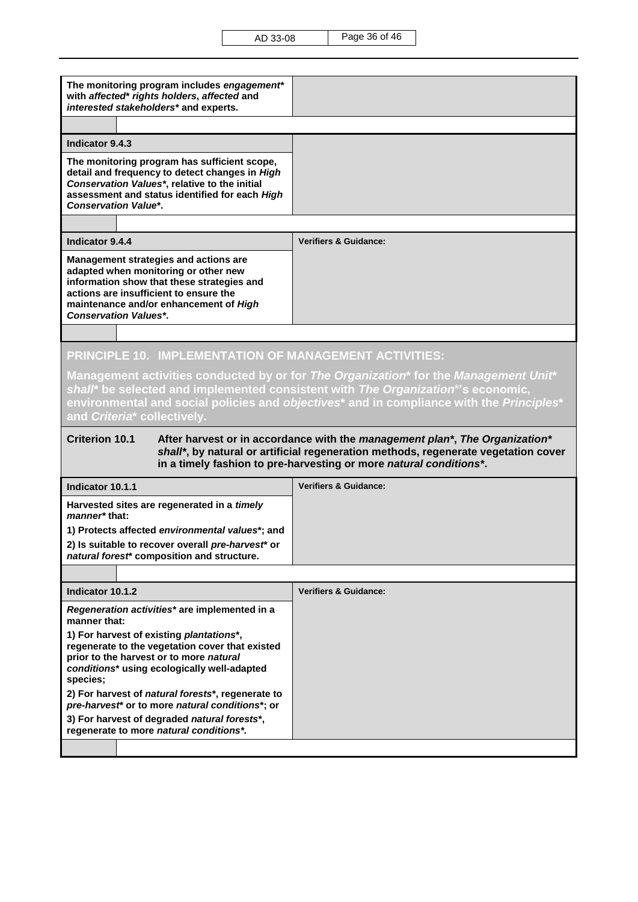| | |
|---|---|
| **The monitoring program includes *engagement\** with *affected\* rights holders*, *affected* and *interested stakeholders\** and experts.** | |
| | |
| **Indicator 9.4.3** | |
| **The monitoring program has sufficient scope, detail and frequency to detect changes in *High Conservation Values\**, relative to the initial assessment and status identified for each *High Conservation Value\**.** | |
| | |
| **Indicator 9.4.4** | **Verifiers & Guidance:** |
| **Management strategies and actions are adapted when monitoring or other new information show that these strategies and actions are insufficient to ensure the maintenance and/or enhancement of *High Conservation Values\**.** | |
| | |

## PRINCIPLE 10. IMPLEMENTATION OF MANAGEMENT ACTIVITIES:

**Management activities conducted by or for *The Organization\** for the *Management Unit\* shall\** be selected and implemented consistent with *The Organization\**'s economic, environmental and social policies and *objectives\** and in compliance with the *Principles\** and *Criteria\** collectively.**

**Criterion 10.1** **After harvest or in accordance with the *management plan\**, *The Organization\* shall\**, by natural or artificial regeneration methods, regenerate vegetation cover in a timely fashion to pre-harvesting or more *natural conditions\**.**

| | |
|---|---|
| **Indicator 10.1.1** | **Verifiers & Guidance:** |
| **Harvested sites are regenerated in a *timely manner\** that:**<br>**1) Protects affected *environmental values\**; and**<br>**2) Is suitable to recover overall *pre-harvest\** or *natural forest\** composition and structure.** | |
| | |
| **Indicator 10.1.2** | **Verifiers & Guidance:** |
| ***Regeneration activities\** are implemented in a manner that:**<br>**1) For harvest of existing *plantations\**, regenerate to the vegetation cover that existed prior to the harvest or to more *natural conditions\** using ecologically well-adapted species;**<br>**2) For harvest of *natural forests\**, regenerate to *pre-harvest\** or to more *natural conditions\**; or**<br>**3) For harvest of degraded *natural forests\**, regenerate to more *natural conditions\**.** | |
| | |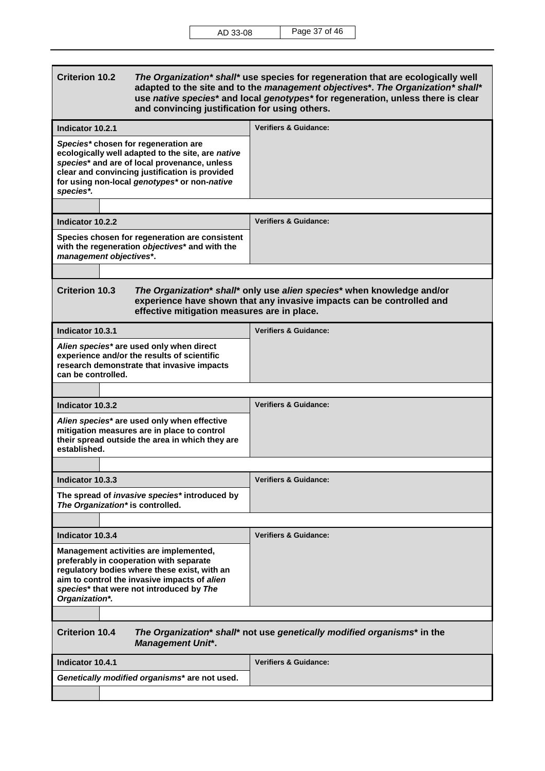| **Criterion 10.2** | ***The Organization\* shall\**** **use species for regeneration that are ecologically well adapted to the site and to the** ***management objectives\****. ***The Organization\* shall\**** **use** ***native species\**** **and local** ***genotypes\**** **for regeneration, unless there is clear and convincing justification for using others.** |
|---|---|
| **Indicator 10.2.1** | **Verifiers & Guidance:** |
| ***Species\**** **chosen for regeneration are ecologically well adapted to the site, are** ***native species\**** **and are of local provenance, unless clear and convincing justification is provided for using non-local** ***genotypes\**** **or non-*****native species\****. | |
| | |
| **Indicator 10.2.2** | **Verifiers & Guidance:** |
| **Species chosen for regeneration are consistent with the regeneration** ***objectives\**** **and with the** ***management objectives\****. | |
| | |
| **Criterion 10.3** | ***The Organization\* shall\**** **only use** ***alien species\**** **when knowledge and/or experience have shown that any invasive impacts can be controlled and effective mitigation measures are in place.** |
| **Indicator 10.3.1** | **Verifiers & Guidance:** |
| ***Alien species\**** **are used only when direct experience and/or the results of scientific research demonstrate that invasive impacts can be controlled.** | |
| | |
| **Indicator 10.3.2** | **Verifiers & Guidance:** |
| ***Alien species\**** **are used only when effective mitigation measures are in place to control their spread outside the area in which they are established.** | |
| | |
| **Indicator 10.3.3** | **Verifiers & Guidance:** |
| **The spread of** ***invasive species\**** **introduced by** ***The Organization\**** **is controlled.** | |
| | |
| **Indicator 10.3.4** | **Verifiers & Guidance:** |
| **Management activities are implemented, preferably in cooperation with separate regulatory bodies where these exist, with an aim to control the invasive impacts of** ***alien species\**** **that were not introduced by** ***The Organization\****. | |
| | |
| **Criterion 10.4** | ***The Organization\* shall\**** **not use** ***genetically modified organisms\**** **in the** ***Management Unit\****. |
| **Indicator 10.4.1** | **Verifiers & Guidance:** |
| ***Genetically modified organisms\**** **are not used.** | |
| | |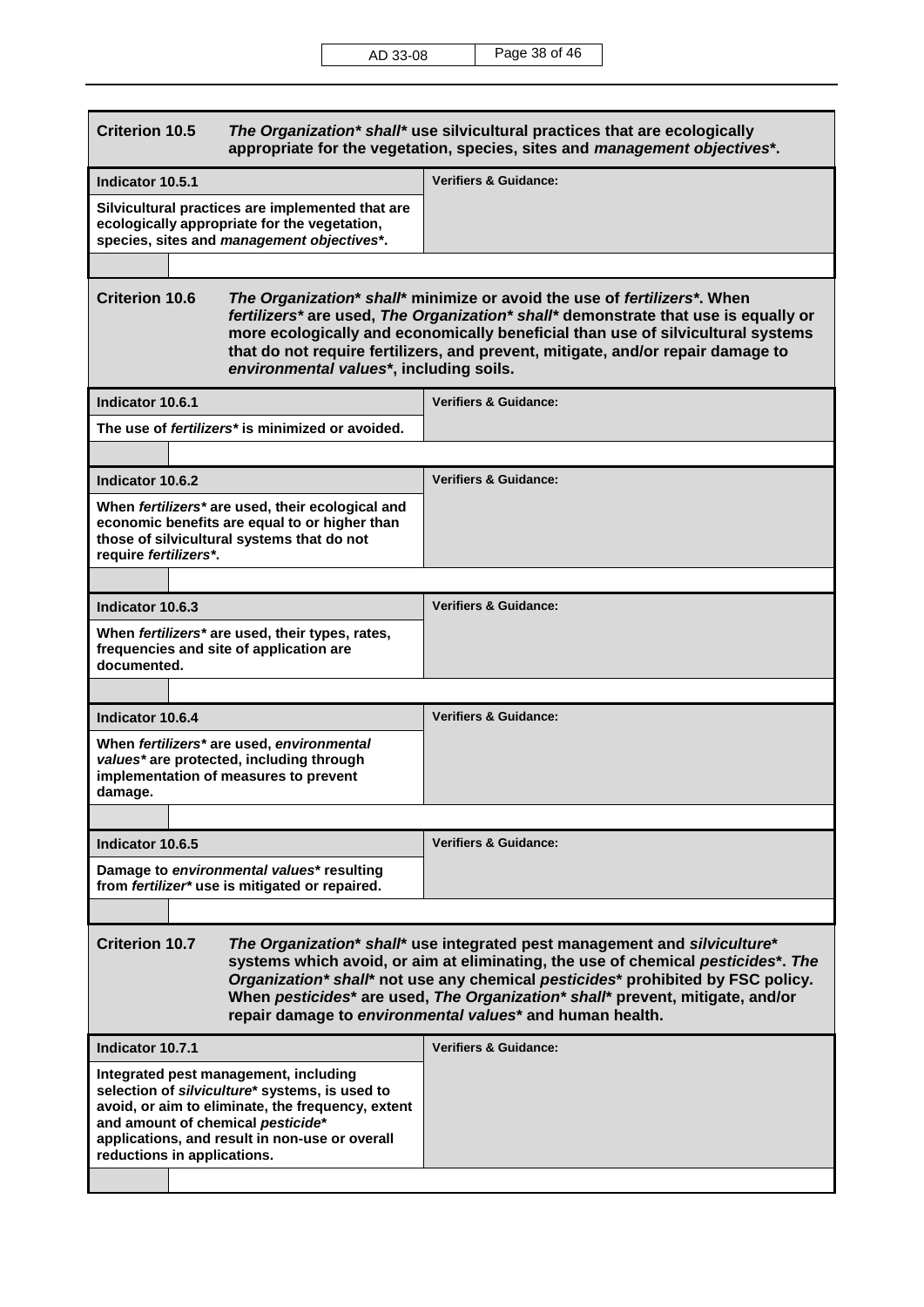**Criterion 10.5** ***The Organization\* shall\**** **use silvicultural practices that are ecologically appropriate for the vegetation, species, sites and** ***management objectives\****.

| **Indicator 10.5.1** | **Verifiers & Guidance:** |
|---|---|
| **Silvicultural practices are implemented that are ecologically appropriate for the vegetation, species, sites and *management objectives\****. | |

**Criterion 10.6** ***The Organization\* shall\**** **minimize or avoid the use of** ***fertilizers\****. **When** ***fertilizers\**** **are used,** ***The Organization\* shall\**** **demonstrate that use is equally or more ecologically and economically beneficial than use of silvicultural systems that do not require fertilizers, and prevent, mitigate, and/or repair damage to** ***environmental values\****, **including soils.**

| **Indicator 10.6.1** | **Verifiers & Guidance:** |
|---|---|
| **The use of *fertilizers\**** is minimized or avoided.** | |

| **Indicator 10.6.2** | **Verifiers & Guidance:** |
|---|---|
| **When *fertilizers\**** are used, their ecological and economic benefits are equal to or higher than those of silvicultural systems that do not require *fertilizers\****. | |

| **Indicator 10.6.3** | **Verifiers & Guidance:** |
|---|---|
| **When *fertilizers\**** are used, their types, rates, frequencies and site of application are documented.** | |

| **Indicator 10.6.4** | **Verifiers & Guidance:** |
|---|---|
| **When *fertilizers\**** are used, *environmental values\**** are protected, including through implementation of measures to prevent damage.** | |

| **Indicator 10.6.5** | **Verifiers & Guidance:** |
|---|---|
| **Damage to *environmental values\**** resulting from *fertilizer\**** use is mitigated or repaired.** | |

**Criterion 10.7** ***The Organization\* shall\**** **use integrated pest management and** ***silviculture\**** **systems which avoid, or aim at eliminating, the use of chemical** ***pesticides\****. ***The Organization\* shall\**** **not use any chemical** ***pesticides\**** **prohibited by FSC policy. When** ***pesticides\**** **are used,** ***The Organization\* shall\**** **prevent, mitigate, and/or repair damage to** ***environmental values\**** **and human health.**

| **Indicator 10.7.1** | **Verifiers & Guidance:** |
|---|---|
| **Integrated pest management, including selection of *silviculture\**** systems, is used to avoid, or aim to eliminate, the frequency, extent and amount of chemical *pesticide\**** applications, and result in non-use or overall reductions in applications.** | |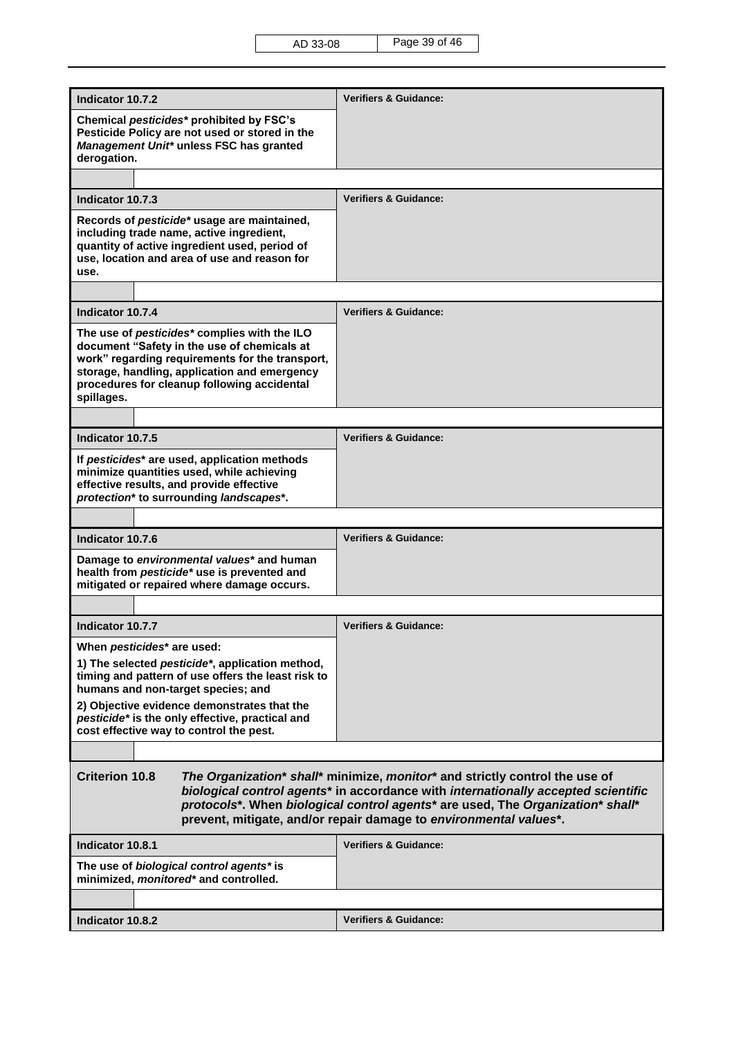| Indicator 10.7.2 | Verifiers & Guidance: |
|---|---|
| **Chemical *pesticides** prohibited by FSC's Pesticide Policy are not used or stored in the *Management Unit** unless FSC has granted derogation.** | |

| Indicator 10.7.3 | Verifiers & Guidance: |
|---|---|
| **Records of *pesticide** usage are maintained, including trade name, active ingredient, quantity of active ingredient used, period of use, location and area of use and reason for use.** | |

| Indicator 10.7.4 | Verifiers & Guidance: |
|---|---|
| **The use of *pesticides** complies with the ILO document "Safety in the use of chemicals at work" regarding requirements for the transport, storage, handling, application and emergency procedures for cleanup following accidental spillages.** | |

| Indicator 10.7.5 | Verifiers & Guidance: |
|---|---|
| **If *pesticides** are used, application methods minimize quantities used, while achieving effective results, and provide effective *protection** to surrounding *landscapes**.** | |

| Indicator 10.7.6 | Verifiers & Guidance: |
|---|---|
| **Damage to *environmental values** and human health from *pesticide** use is prevented and mitigated or repaired where damage occurs.** | |

| Indicator 10.7.7 | Verifiers & Guidance: |
|---|---|
| **When *pesticides** are used:**<br>**1) The selected *pesticide**, application method, timing and pattern of use offers the least risk to humans and non-target species; and**<br>**2) Objective evidence demonstrates that the *pesticide** is the only effective, practical and cost effective way to control the pest.** | |

**Criterion 10.8** ***The Organization* shall** minimize, *monitor** and strictly control the use of *biological control agents** in accordance with *internationally accepted scientific protocols**. When *biological control agents** are used, *The Organization* shall** prevent, mitigate, and/or repair damage to *environmental values**.**

| Indicator 10.8.1 | Verifiers & Guidance: |
|---|---|
| **The use of *biological control agents** is minimized, *monitored** and controlled.** | |

| Indicator 10.8.2 | Verifiers & Guidance: |
|---|---|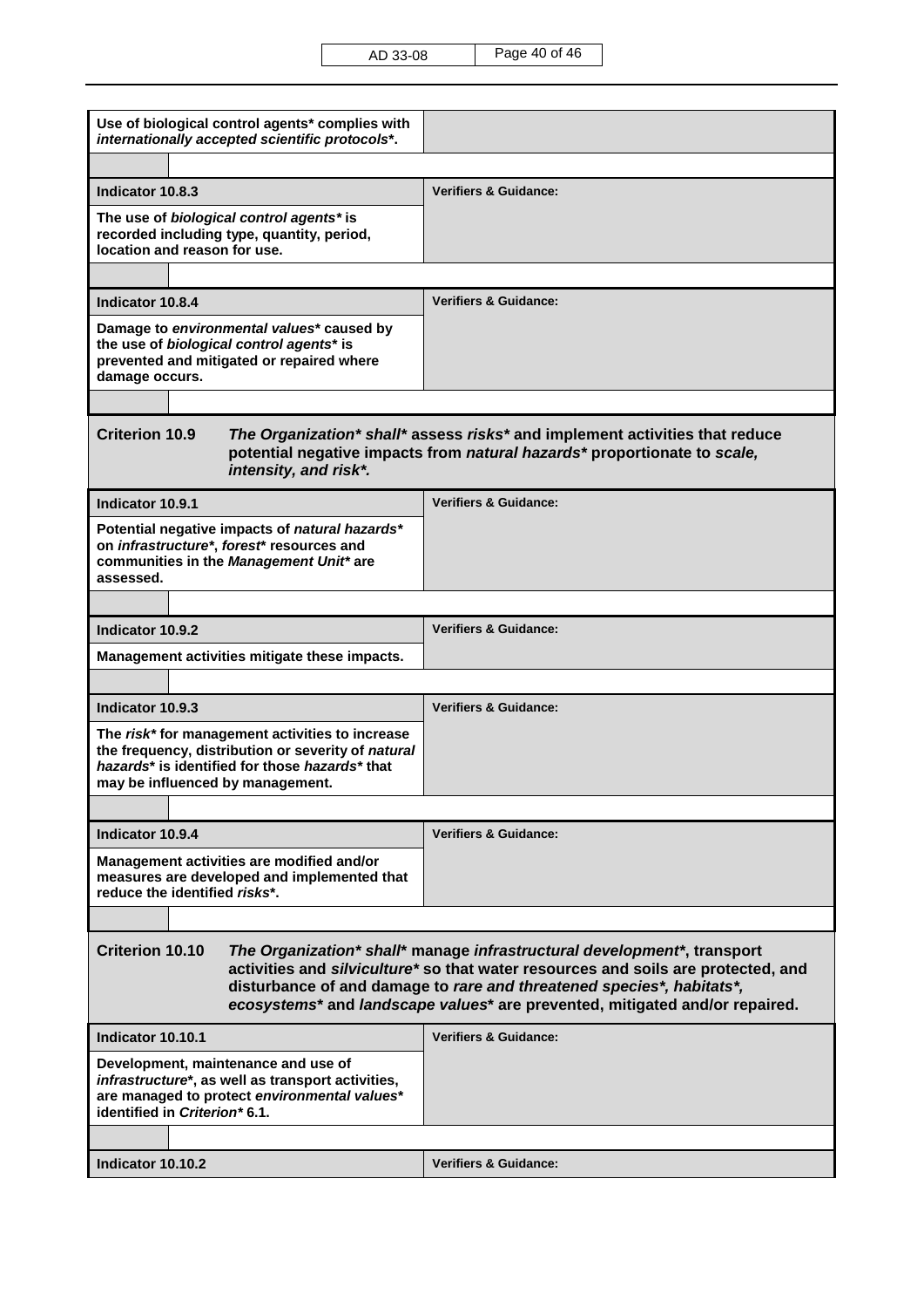| | |
|---|---|
| **Use of biological control agents* complies with *internationally accepted scientific protocols*.*** | |
| | |
| **Indicator 10.8.3** | **Verifiers & Guidance:** |
| **The use of *biological control agents** is recorded including type, quantity, period, location and reason for use.** | |
| | |
| **Indicator 10.8.4** | **Verifiers & Guidance:** |
| **Damage to *environmental values** caused by the use of *biological control agents** is prevented and mitigated or repaired where damage occurs.** | |
| | |

**Criterion 10.9** ***The Organization* shall** assess *risks** and implement activities that reduce potential negative impacts from *natural hazards** proportionate to *scale, intensity, and risk*.***

| | |
|---|---|
| **Indicator 10.9.1** | **Verifiers & Guidance:** |
| **Potential negative impacts of *natural hazards** on *infrastructure**, *forest** resources and communities in the *Management Unit** are assessed.** | |
| | |
| **Indicator 10.9.2** | **Verifiers & Guidance:** |
| **Management activities mitigate these impacts.** | |
| | |
| **Indicator 10.9.3** | **Verifiers & Guidance:** |
| **The *risk** for management activities to increase the frequency, distribution or severity of *natural hazards** is identified for those *hazards** that may be influenced by management.** | |
| | |
| **Indicator 10.9.4** | **Verifiers & Guidance:** |
| **Management activities are modified and/or measures are developed and implemented that reduce the identified *risks**.** | |
| | |

**Criterion 10.10** ***The Organization* shall** manage *infrastructural development**, transport activities and *silviculture** so that water resources and soils are protected, and disturbance of and damage to *rare and threatened species*, habitats*, ecosystems** and *landscape values** are prevented, mitigated and/or repaired.**

| | |
|---|---|
| **Indicator 10.10.1** | **Verifiers & Guidance:** |
| **Development, maintenance and use of *infrastructure**, as well as transport activities, are managed to protect *environmental values** identified in *Criterion** 6.1.** | |
| | |
| **Indicator 10.10.2** | **Verifiers & Guidance:** |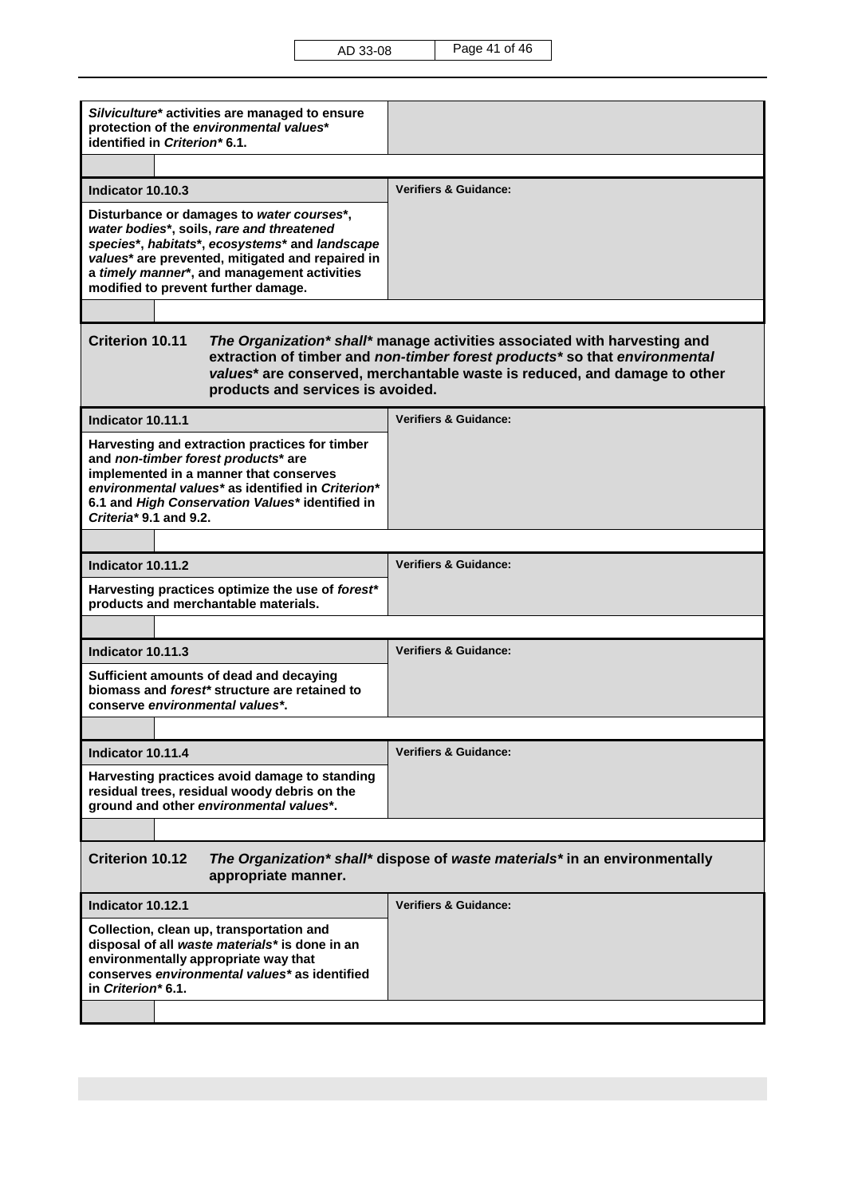| | |
|---|---|
| ***Silviculture*\* activities are managed to ensure protection of the *environmental values*\* identified in *Criterion*\* 6.1.** | |
| | |

| **Indicator 10.10.3** | **Verifiers & Guidance:** |
|---|---|
| **Disturbance or damages to *water courses*\*, *water bodies*\*, soils, *rare and threatened species*\*, *habitats*\*, *ecosystems*\* and *landscape values*\* are prevented, mitigated and repaired in a *timely manner*\*, and management activities modified to prevent further damage.** | |
| | |

**Criterion 10.11** ***The Organization*\* *shall*\* manage activities associated with harvesting and extraction of timber and *non-timber forest products*\* so that *environmental values*\* are conserved, merchantable waste is reduced, and damage to other products and services is avoided.**

| **Indicator 10.11.1** | **Verifiers & Guidance:** |
|---|---|
| **Harvesting and extraction practices for timber and *non-timber forest products*\* are implemented in a manner that conserves *environmental values*\* as identified in *Criterion*\* 6.1 and *High Conservation Values*\* identified in *Criteria*\* 9.1 and 9.2.** | |
| | |

| **Indicator 10.11.2** | **Verifiers & Guidance:** |
|---|---|
| **Harvesting practices optimize the use of *forest*\* products and merchantable materials.** | |
| | |

| **Indicator 10.11.3** | **Verifiers & Guidance:** |
|---|---|
| **Sufficient amounts of dead and decaying biomass and *forest*\* structure are retained to conserve *environmental values*\*.** | |
| | |

| **Indicator 10.11.4** | **Verifiers & Guidance:** |
|---|---|
| **Harvesting practices avoid damage to standing residual trees, residual woody debris on the ground and other *environmental values*\*.** | |
| | |

**Criterion 10.12** ***The Organization*\* *shall*\* dispose of *waste materials*\* in an environmentally appropriate manner.**

| **Indicator 10.12.1** | **Verifiers & Guidance:** |
|---|---|
| **Collection, clean up, transportation and disposal of all *waste materials*\* is done in an environmentally appropriate way that conserves *environmental values*\* as identified in *Criterion*\* 6.1.** | |
| | |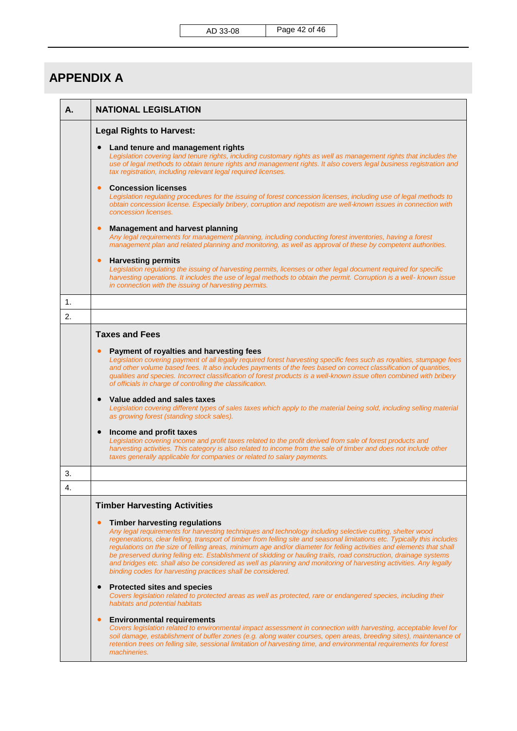## APPENDIX A

| A. | NATIONAL LEGISLATION |
|---|---|
| | **Legal Rights to Harvest:**<br><br>• **Land tenure and management rights**<br>*Legislation covering land tenure rights, including customary rights as well as management rights that includes the use of legal methods to obtain tenure rights and management rights. It also covers legal business registration and tax registration, including relevant legal required licenses.*<br><br>• **Concession licenses**<br>*Legislation regulating procedures for the issuing of forest concession licenses, including use of legal methods to obtain concession license. Especially bribery, corruption and nepotism are well-known issues in connection with concession licenses.*<br><br>• **Management and harvest planning**<br>*Any legal requirements for management planning, including conducting forest inventories, having a forest management plan and related planning and monitoring, as well as approval of these by competent authorities.*<br><br>• **Harvesting permits**<br>*Legislation regulating the issuing of harvesting permits, licenses or other legal document required for specific harvesting operations. It includes the use of legal methods to obtain the permit. Corruption is a well- known issue in connection with the issuing of harvesting permits.* |
| 1. | |
| 2. | |
| | **Taxes and Fees**<br><br>• **Payment of royalties and harvesting fees**<br>*Legislation covering payment of all legally required forest harvesting specific fees such as royalties, stumpage fees and other volume based fees. It also includes payments of the fees based on correct classification of quantities, qualities and species. Incorrect classification of forest products is a well-known issue often combined with bribery of officials in charge of controlling the classification.*<br><br>• **Value added and sales taxes**<br>*Legislation covering different types of sales taxes which apply to the material being sold, including selling material as growing forest (standing stock sales).*<br><br>• **Income and profit taxes**<br>*Legislation covering income and profit taxes related to the profit derived from sale of forest products and harvesting activities. This category is also related to income from the sale of timber and does not include other taxes generally applicable for companies or related to salary payments.* |
| 3. | |
| 4. | |
| | **Timber Harvesting Activities**<br><br>• **Timber harvesting regulations**<br>*Any legal requirements for harvesting techniques and technology including selective cutting, shelter wood regenerations, clear felling, transport of timber from felling site and seasonal limitations etc. Typically this includes regulations on the size of felling areas, minimum age and/or diameter for felling activities and elements that shall be preserved during felling etc. Establishment of skidding or hauling trails, road construction, drainage systems and bridges etc. shall also be considered as well as planning and monitoring of harvesting activities. Any legally binding codes for harvesting practices shall be considered.*<br><br>• **Protected sites and species**<br>*Covers legislation related to protected areas as well as protected, rare or endangered species, including their habitats and potential habitats*<br><br>• **Environmental requirements**<br>*Covers legislation related to environmental impact assessment in connection with harvesting, acceptable level for soil damage, establishment of buffer zones (e.g. along water courses, open areas, breeding sites), maintenance of retention trees on felling site, sessional limitation of harvesting time, and environmental requirements for forest machineries.* |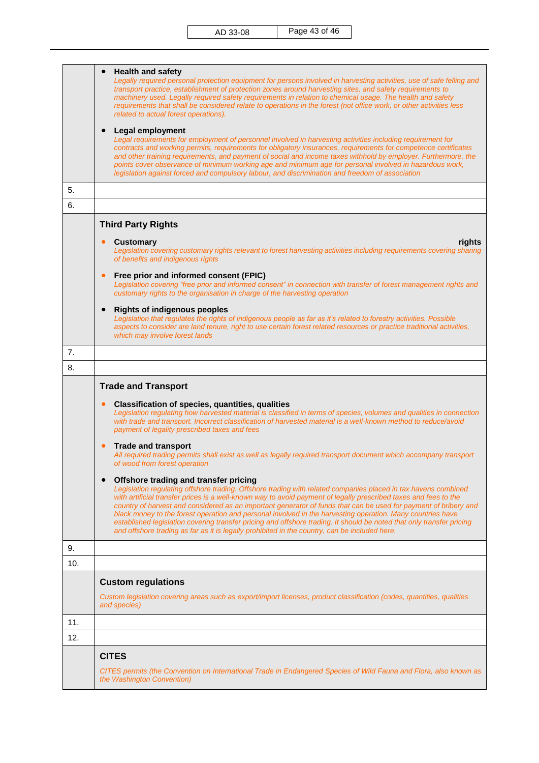| | |
|---|---|
| | • **Health and safety**<br>*Legally required personal protection equipment for persons involved in harvesting activities, use of safe felling and transport practice, establishment of protection zones around harvesting sites, and safety requirements to machinery used. Legally required safety requirements in relation to chemical usage. The health and safety requirements that shall be considered relate to operations in the forest (not office work, or other activities less related to actual forest operations).*<br><br>• **Legal employment**<br>*Legal requirements for employment of personnel involved in harvesting activities including requirement for contracts and working permits, requirements for obligatory insurances, requirements for competence certificates and other training requirements, and payment of social and income taxes withhold by employer. Furthermore, the points cover observance of minimum working age and minimum age for personal involved in hazardous work, legislation against forced and compulsory labour, and discrimination and freedom of association* |
| 5. | |
| 6. | |
| | **Third Party Rights**<br><br>• **Customary rights**<br>*Legislation covering customary rights relevant to forest harvesting activities including requirements covering sharing of benefits and indigenous rights*<br><br>• **Free prior and informed consent (FPIC)**<br>*Legislation covering "free prior and informed consent" in connection with transfer of forest management rights and customary rights to the organisation in charge of the harvesting operation*<br><br>• **Rights of indigenous peoples**<br>*Legislation that regulates the rights of indigenous people as far as it's related to forestry activities. Possible aspects to consider are land tenure, right to use certain forest related resources or practice traditional activities, which may involve forest lands* |
| 7. | |
| 8. | |
| | **Trade and Transport**<br><br>• **Classification of species, quantities, qualities**<br>*Legislation regulating how harvested material is classified in terms of species, volumes and qualities in connection with trade and transport. Incorrect classification of harvested material is a well-known method to reduce/avoid payment of legality prescribed taxes and fees*<br><br>• **Trade and transport**<br>*All required trading permits shall exist as well as legally required transport document which accompany transport of wood from forest operation*<br><br>• **Offshore trading and transfer pricing**<br>*Legislation regulating offshore trading. Offshore trading with related companies placed in tax havens combined with artificial transfer prices is a well-known way to avoid payment of legally prescribed taxes and fees to the country of harvest and considered as an important generator of funds that can be used for payment of bribery and black money to the forest operation and personal involved in the harvesting operation. Many countries have established legislation covering transfer pricing and offshore trading. It should be noted that only transfer pricing and offshore trading as far as it is legally prohibited in the country, can be included here.* |
| 9. | |
| 10. | |
| | **Custom regulations**<br><br>*Custom legislation covering areas such as export/import licenses, product classification (codes, quantities, qualities and species)* |
| 11. | |
| 12. | |
| | **CITES**<br><br>*CITES permits (the Convention on International Trade in Endangered Species of Wild Fauna and Flora, also known as the Washington Convention)* |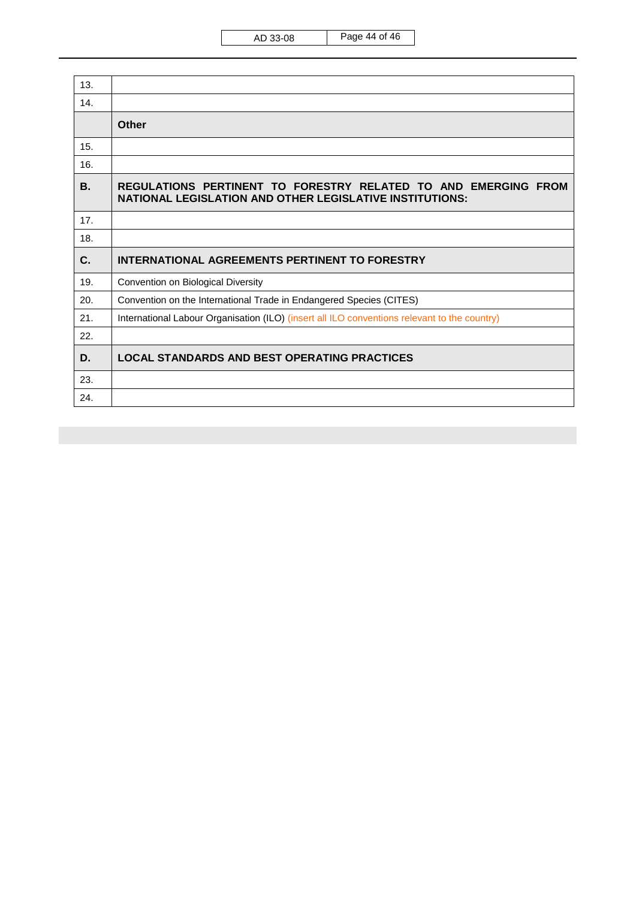| | |
|---|---|
| 13. | |
| 14. | |
| | **Other** |
| 15. | |
| 16. | |
| **B.** | **REGULATIONS PERTINENT TO FORESTRY RELATED TO AND EMERGING FROM NATIONAL LEGISLATION AND OTHER LEGISLATIVE INSTITUTIONS:** |
| 17. | |
| 18. | |
| **C.** | **INTERNATIONAL AGREEMENTS PERTINENT TO FORESTRY** |
| 19. | Convention on Biological Diversity |
| 20. | Convention on the International Trade in Endangered Species (CITES) |
| 21. | International Labour Organisation (ILO) (insert all ILO conventions relevant to the country) |
| 22. | |
| **D.** | **LOCAL STANDARDS AND BEST OPERATING PRACTICES** |
| 23. | |
| 24. | |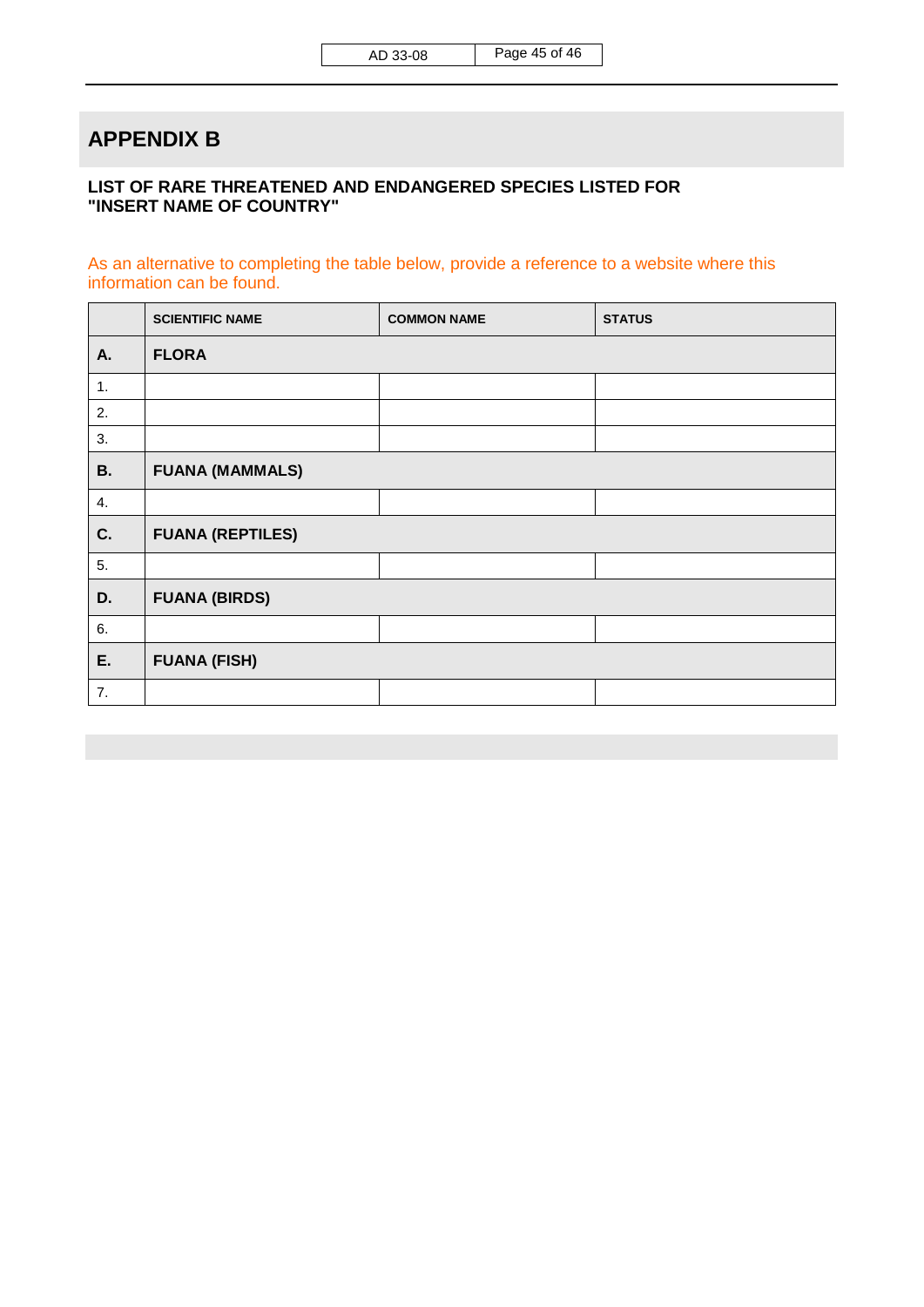# APPENDIX B

**LIST OF RARE THREATENED AND ENDANGERED SPECIES LISTED FOR "INSERT NAME OF COUNTRY"**

As an alternative to completing the table below, provide a reference to a website where this information can be found.

| | SCIENTIFIC NAME | COMMON NAME | STATUS |
|---|---|---|---|
| **A.** | **FLORA** | | |
| 1. | | | |
| 2. | | | |
| 3. | | | |
| **B.** | **FUANA (MAMMALS)** | | |
| 4. | | | |
| **C.** | **FUANA (REPTILES)** | | |
| 5. | | | |
| **D.** | **FUANA (BIRDS)** | | |
| 6. | | | |
| **E.** | **FUANA (FISH)** | | |
| 7. | | | |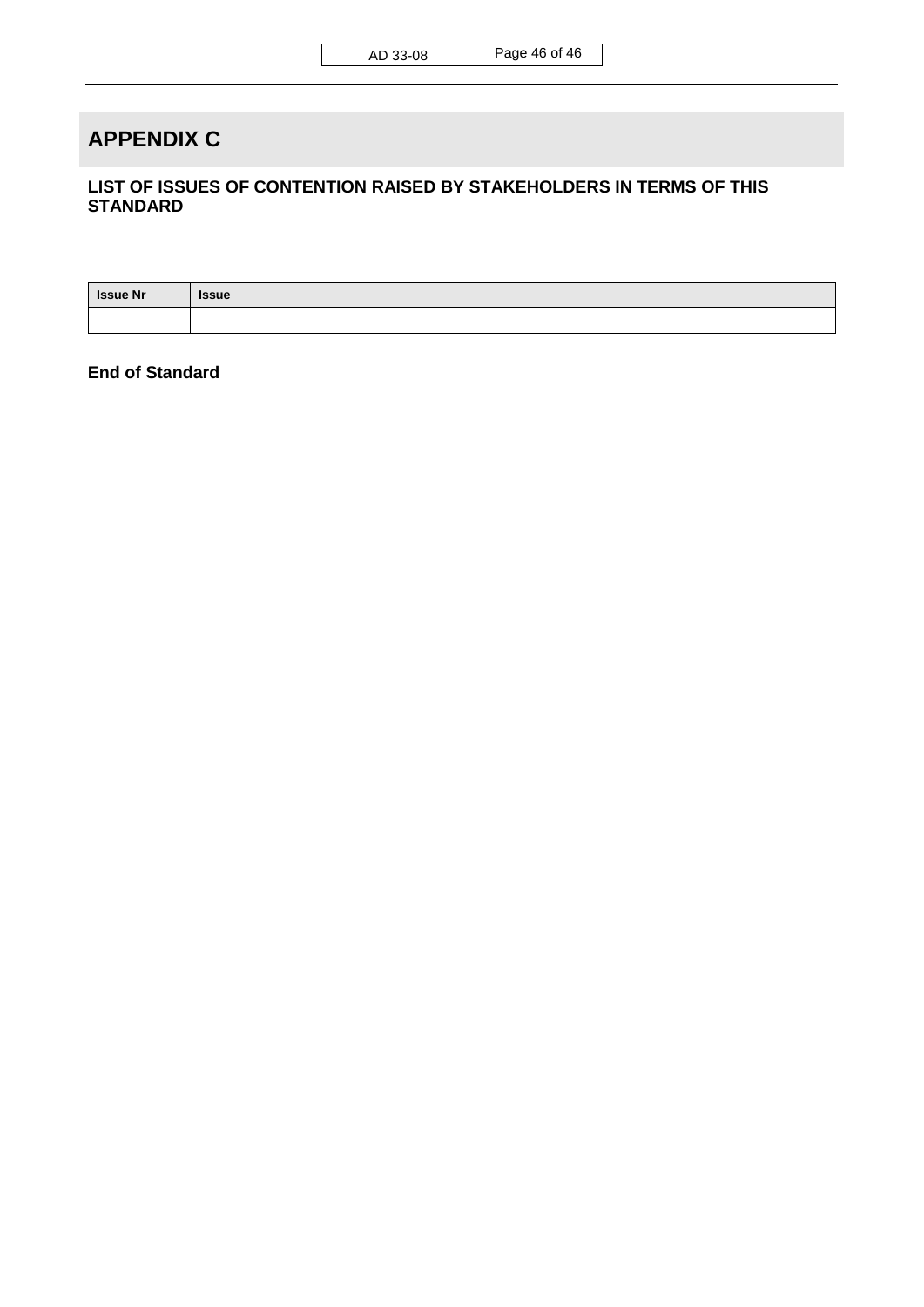# APPENDIX C

**LIST OF ISSUES OF CONTENTION RAISED BY STAKEHOLDERS IN TERMS OF THIS STANDARD**

| Issue Nr | Issue |
|---|---|
| | |

**End of Standard**